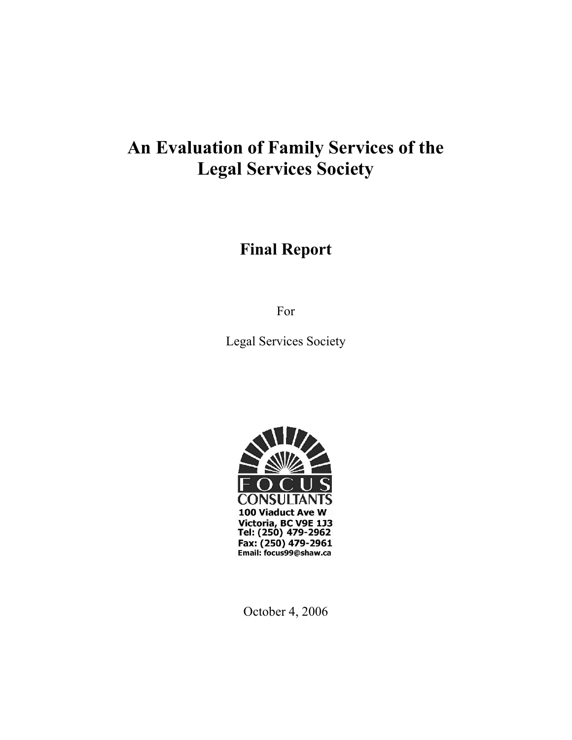# An Evaluation of Family Services of the Legal Services Society

## Final Report

For

Legal Services Society

FOCUS
CONSULTANTS
100 Viaduct Ave W
Victoria, BC V9E 1J3
Tel: (250) 479-2962
Fax: (250) 479-2961
Email: focus99@shaw.ca

October 4, 2006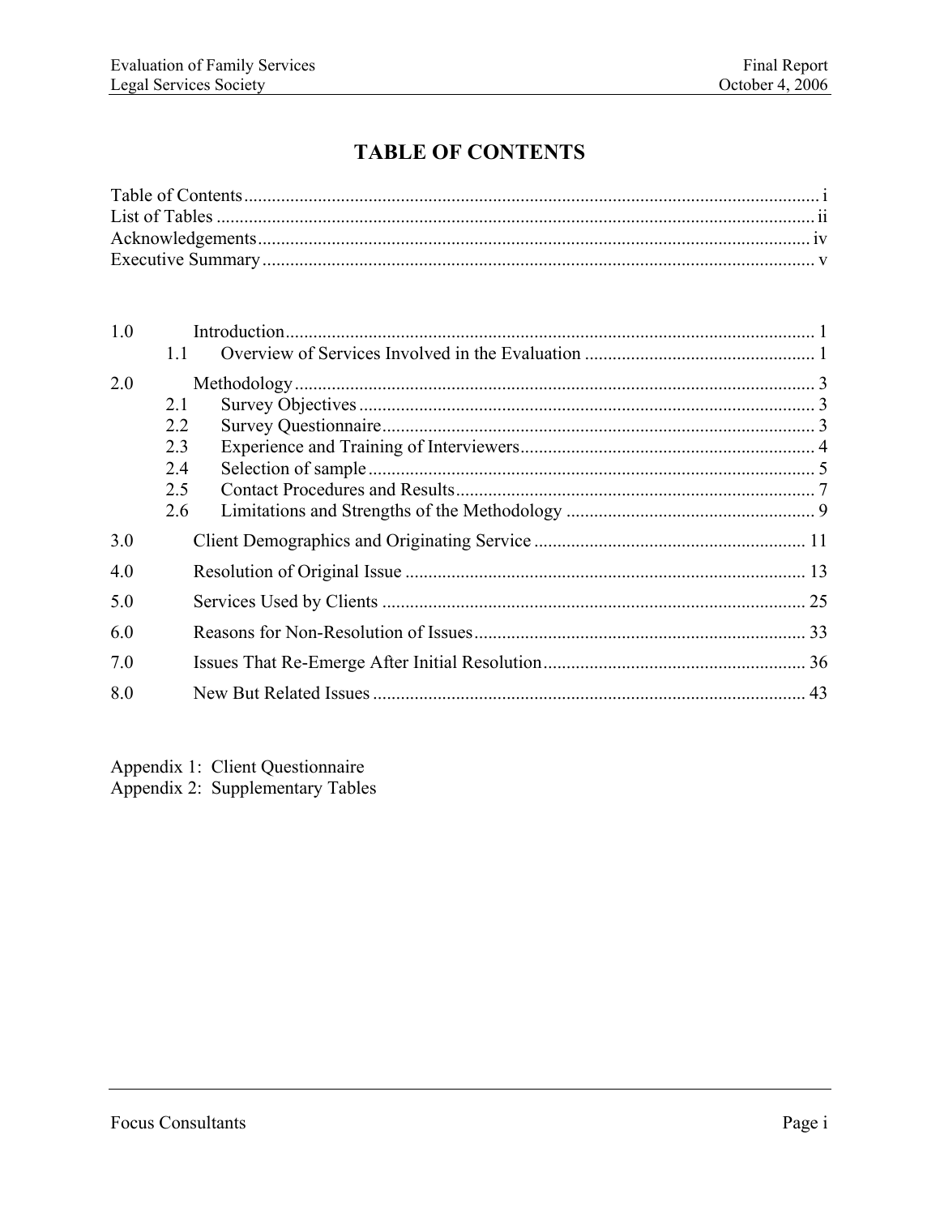# TABLE OF CONTENTS

Table of Contents ........................................................................................................................ i
List of Tables ............................................................................................................................... ii
Acknowledgements ..................................................................................................................... iv
Executive Summary ..................................................................................................................... v

1.0 Introduction ................................................................................................................. 1
 1.1 Overview of Services Involved in the Evaluation ................................................ 1

2.0 Methodology ............................................................................................................... 3
 2.1 Survey Objectives ................................................................................................. 3
 2.2 Survey Questionnaire ............................................................................................ 3
 2.3 Experience and Training of Interviewers .............................................................. 4
 2.4 Selection of sample ............................................................................................... 5
 2.5 Contact Procedures and Results ............................................................................ 7
 2.6 Limitations and Strengths of the Methodology .................................................... 9

3.0 Client Demographics and Originating Service .......................................................... 11

4.0 Resolution of Original Issue ...................................................................................... 13

5.0 Services Used by Clients ........................................................................................... 25

6.0 Reasons for Non-Resolution of Issues ....................................................................... 33

7.0 Issues That Re-Emerge After Initial Resolution ........................................................ 36

8.0 New But Related Issues ............................................................................................. 43

Appendix 1: Client Questionnaire
Appendix 2: Supplementary Tables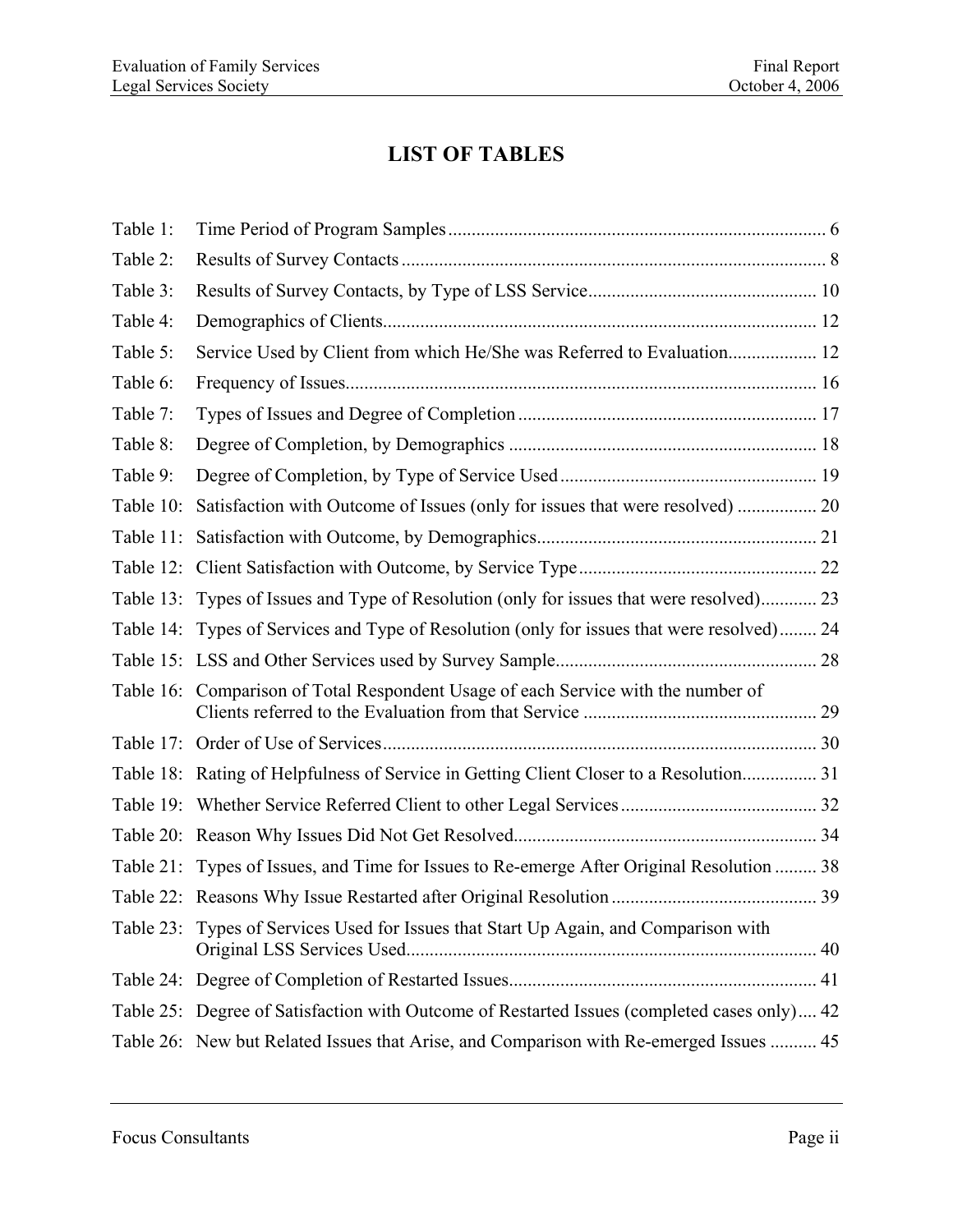# LIST OF TABLES

| | | |
|---|---|---|
| Table 1: | Time Period of Program Samples | 6 |
| Table 2: | Results of Survey Contacts | 8 |
| Table 3: | Results of Survey Contacts, by Type of LSS Service | 10 |
| Table 4: | Demographics of Clients | 12 |
| Table 5: | Service Used by Client from which He/She was Referred to Evaluation | 12 |
| Table 6: | Frequency of Issues | 16 |
| Table 7: | Types of Issues and Degree of Completion | 17 |
| Table 8: | Degree of Completion, by Demographics | 18 |
| Table 9: | Degree of Completion, by Type of Service Used | 19 |
| Table 10: | Satisfaction with Outcome of Issues (only for issues that were resolved) | 20 |
| Table 11: | Satisfaction with Outcome, by Demographics | 21 |
| Table 12: | Client Satisfaction with Outcome, by Service Type | 22 |
| Table 13: | Types of Issues and Type of Resolution (only for issues that were resolved) | 23 |
| Table 14: | Types of Services and Type of Resolution (only for issues that were resolved) | 24 |
| Table 15: | LSS and Other Services used by Survey Sample | 28 |
| Table 16: | Comparison of Total Respondent Usage of each Service with the number of Clients referred to the Evaluation from that Service | 29 |
| Table 17: | Order of Use of Services | 30 |
| Table 18: | Rating of Helpfulness of Service in Getting Client Closer to a Resolution | 31 |
| Table 19: | Whether Service Referred Client to other Legal Services | 32 |
| Table 20: | Reason Why Issues Did Not Get Resolved | 34 |
| Table 21: | Types of Issues, and Time for Issues to Re-emerge After Original Resolution | 38 |
| Table 22: | Reasons Why Issue Restarted after Original Resolution | 39 |
| Table 23: | Types of Services Used for Issues that Start Up Again, and Comparison with Original LSS Services Used | 40 |
| Table 24: | Degree of Completion of Restarted Issues | 41 |
| Table 25: | Degree of Satisfaction with Outcome of Restarted Issues (completed cases only) | 42 |
| Table 26: | New but Related Issues that Arise, and Comparison with Re-emerged Issues | 45 |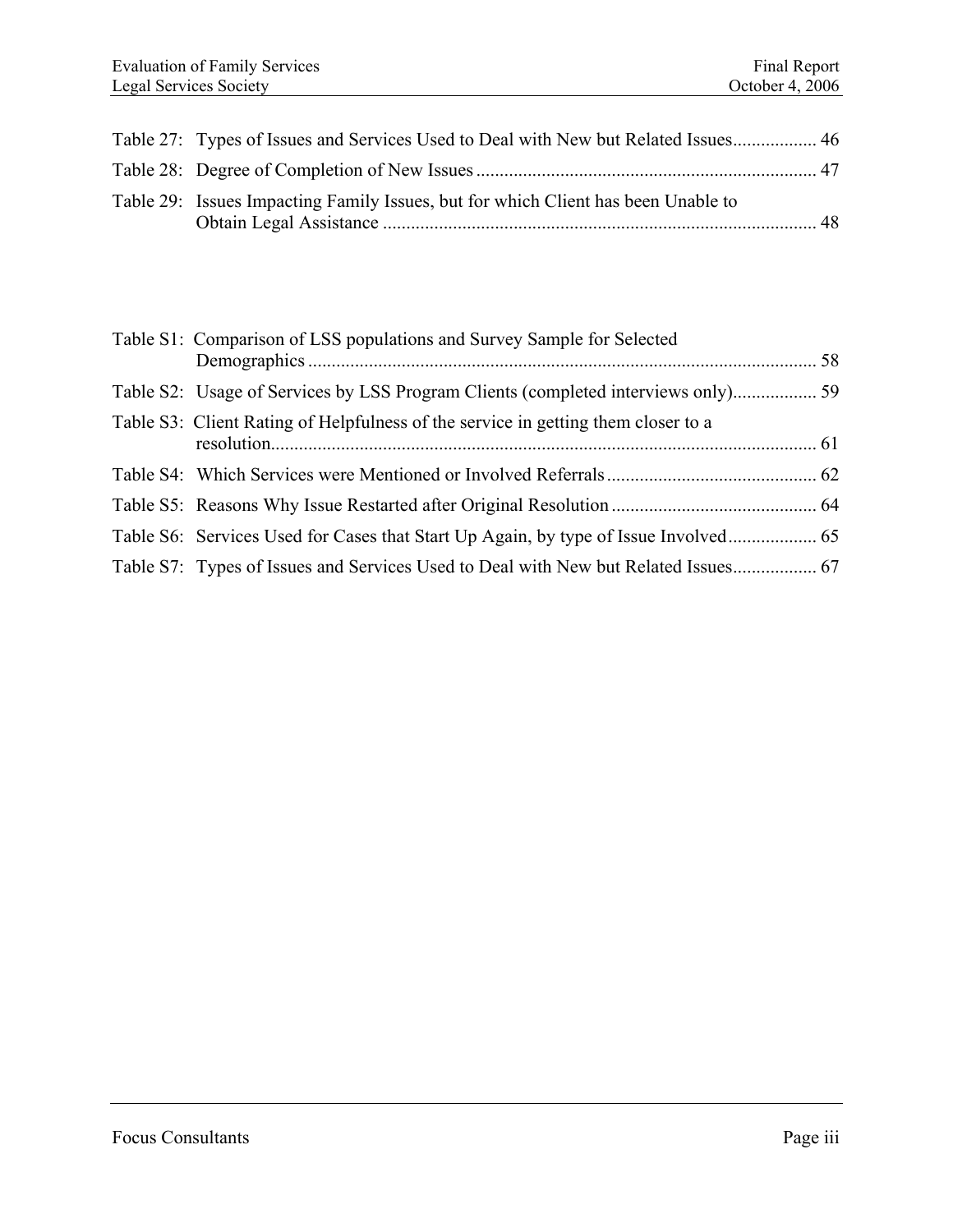Table 27: Types of Issues and Services Used to Deal with New but Related Issues.................. 46

Table 28: Degree of Completion of New Issues ........................................................................ 47

Table 29: Issues Impacting Family Issues, but for which Client has been Unable to Obtain Legal Assistance ............................................................................................. 48

Table S1: Comparison of LSS populations and Survey Sample for Selected Demographics ............................................................................................................. 58

Table S2: Usage of Services by LSS Program Clients (completed interviews only).................. 59

Table S3: Client Rating of Helpfulness of the service in getting them closer to a resolution..................................................................................................................... 61

Table S4: Which Services were Mentioned or Involved Referrals ............................................. 62

Table S5: Reasons Why Issue Restarted after Original Resolution ............................................ 64

Table S6: Services Used for Cases that Start Up Again, by type of Issue Involved................... 65

Table S7: Types of Issues and Services Used to Deal with New but Related Issues.................. 67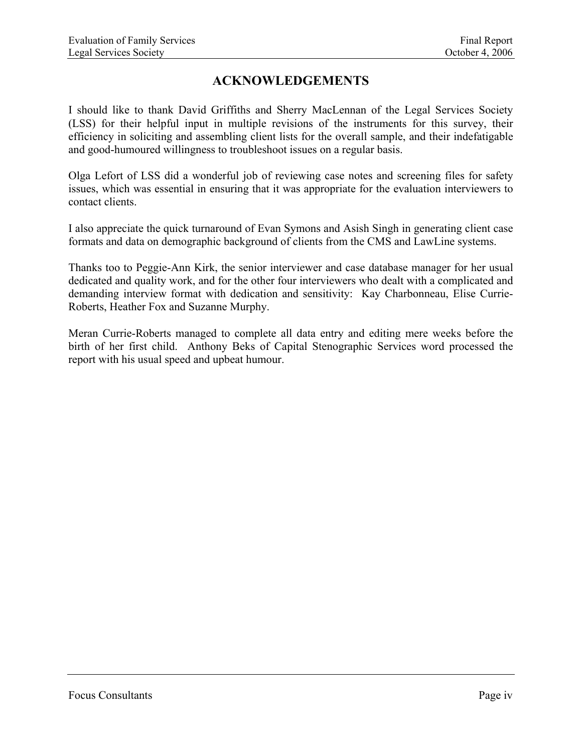# ACKNOWLEDGEMENTS

I should like to thank David Griffiths and Sherry MacLennan of the Legal Services Society (LSS) for their helpful input in multiple revisions of the instruments for this survey, their efficiency in soliciting and assembling client lists for the overall sample, and their indefatigable and good-humoured willingness to troubleshoot issues on a regular basis.

Olga Lefort of LSS did a wonderful job of reviewing case notes and screening files for safety issues, which was essential in ensuring that it was appropriate for the evaluation interviewers to contact clients.

I also appreciate the quick turnaround of Evan Symons and Asish Singh in generating client case formats and data on demographic background of clients from the CMS and LawLine systems.

Thanks too to Peggie-Ann Kirk, the senior interviewer and case database manager for her usual dedicated and quality work, and for the other four interviewers who dealt with a complicated and demanding interview format with dedication and sensitivity: Kay Charbonneau, Elise Currie-Roberts, Heather Fox and Suzanne Murphy.

Meran Currie-Roberts managed to complete all data entry and editing mere weeks before the birth of her first child. Anthony Beks of Capital Stenographic Services word processed the report with his usual speed and upbeat humour.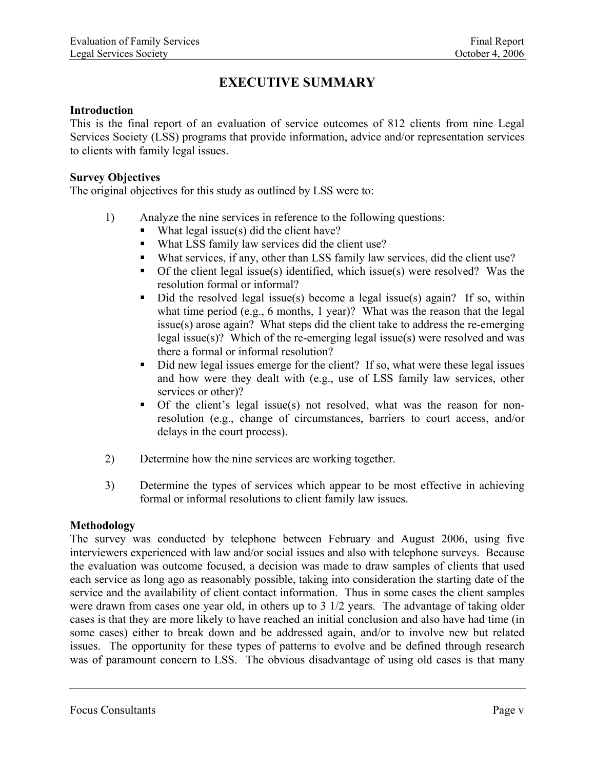# EXECUTIVE SUMMARY

**Introduction**

This is the final report of an evaluation of service outcomes of 812 clients from nine Legal Services Society (LSS) programs that provide information, advice and/or representation services to clients with family legal issues.

**Survey Objectives**

The original objectives for this study as outlined by LSS were to:

1) Analyze the nine services in reference to the following questions:
   - What legal issue(s) did the client have?
   - What LSS family law services did the client use?
   - What services, if any, other than LSS family law services, did the client use?
   - Of the client legal issue(s) identified, which issue(s) were resolved? Was the resolution formal or informal?
   - Did the resolved legal issue(s) become a legal issue(s) again? If so, within what time period (e.g., 6 months, 1 year)? What was the reason that the legal issue(s) arose again? What steps did the client take to address the re-emerging legal issue(s)? Which of the re-emerging legal issue(s) were resolved and was there a formal or informal resolution?
   - Did new legal issues emerge for the client? If so, what were these legal issues and how were they dealt with (e.g., use of LSS family law services, other services or other)?
   - Of the client's legal issue(s) not resolved, what was the reason for non-resolution (e.g., change of circumstances, barriers to court access, and/or delays in the court process).

2) Determine how the nine services are working together.

3) Determine the types of services which appear to be most effective in achieving formal or informal resolutions to client family law issues.

**Methodology**

The survey was conducted by telephone between February and August 2006, using five interviewers experienced with law and/or social issues and also with telephone surveys. Because the evaluation was outcome focused, a decision was made to draw samples of clients that used each service as long ago as reasonably possible, taking into consideration the starting date of the service and the availability of client contact information. Thus in some cases the client samples were drawn from cases one year old, in others up to 3 1/2 years. The advantage of taking older cases is that they are more likely to have reached an initial conclusion and also have had time (in some cases) either to break down and be addressed again, and/or to involve new but related issues. The opportunity for these types of patterns to evolve and be defined through research was of paramount concern to LSS. The obvious disadvantage of using old cases is that many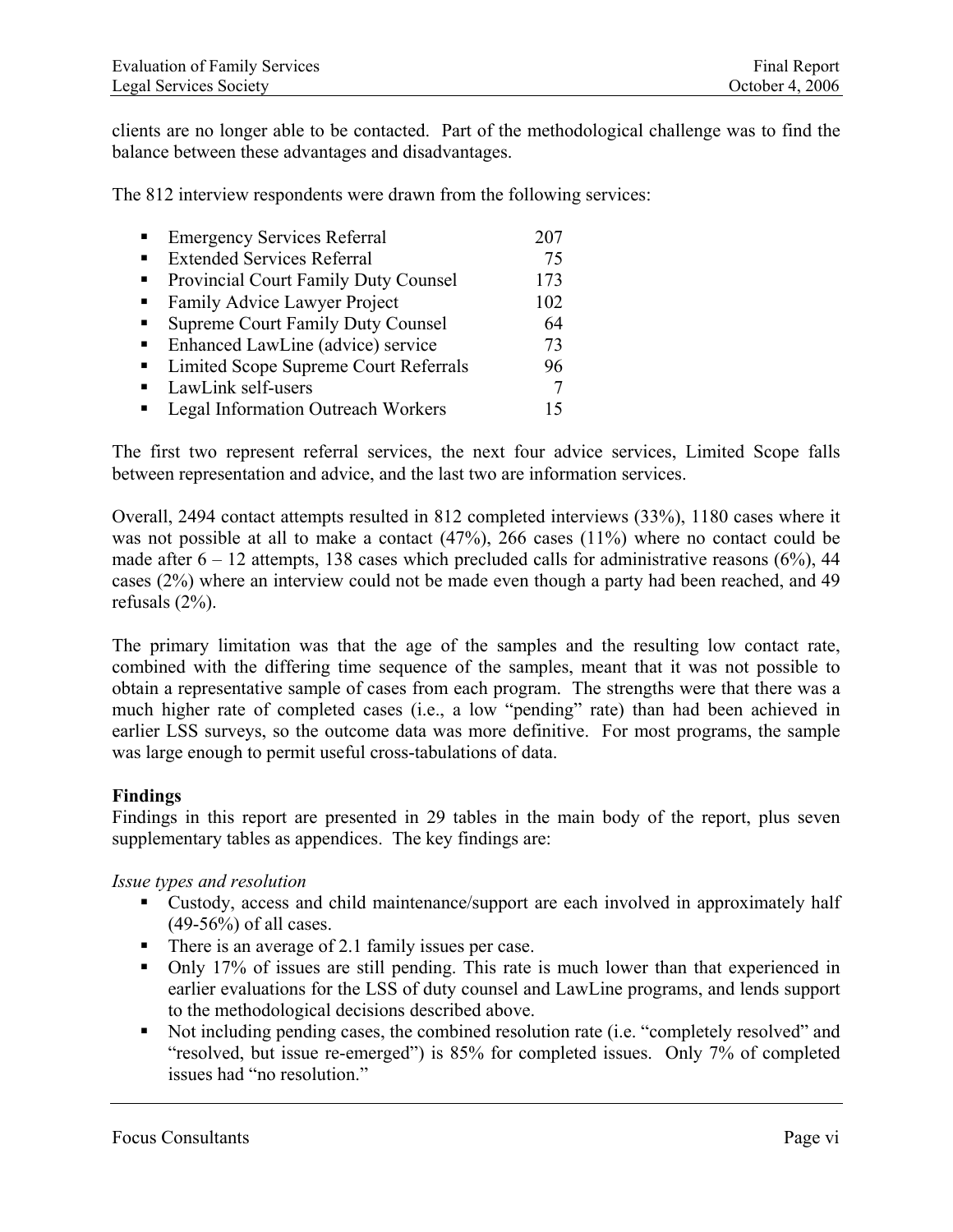clients are no longer able to be contacted. Part of the methodological challenge was to find the balance between these advantages and disadvantages.

The 812 interview respondents were drawn from the following services:

- Emergency Services Referral 207
- Extended Services Referral 75
- Provincial Court Family Duty Counsel 173
- Family Advice Lawyer Project 102
- Supreme Court Family Duty Counsel 64
- Enhanced LawLine (advice) service 73
- Limited Scope Supreme Court Referrals 96
- LawLink self-users 7
- Legal Information Outreach Workers 15

The first two represent referral services, the next four advice services, Limited Scope falls between representation and advice, and the last two are information services.

Overall, 2494 contact attempts resulted in 812 completed interviews (33%), 1180 cases where it was not possible at all to make a contact (47%), 266 cases (11%) where no contact could be made after 6 – 12 attempts, 138 cases which precluded calls for administrative reasons (6%), 44 cases (2%) where an interview could not be made even though a party had been reached, and 49 refusals (2%).

The primary limitation was that the age of the samples and the resulting low contact rate, combined with the differing time sequence of the samples, meant that it was not possible to obtain a representative sample of cases from each program. The strengths were that there was a much higher rate of completed cases (i.e., a low "pending" rate) than had been achieved in earlier LSS surveys, so the outcome data was more definitive. For most programs, the sample was large enough to permit useful cross-tabulations of data.

**Findings**

Findings in this report are presented in 29 tables in the main body of the report, plus seven supplementary tables as appendices. The key findings are:

*Issue types and resolution*

- Custody, access and child maintenance/support are each involved in approximately half (49-56%) of all cases.
- There is an average of 2.1 family issues per case.
- Only 17% of issues are still pending. This rate is much lower than that experienced in earlier evaluations for the LSS of duty counsel and LawLine programs, and lends support to the methodological decisions described above.
- Not including pending cases, the combined resolution rate (i.e. "completely resolved" and "resolved, but issue re-emerged") is 85% for completed issues. Only 7% of completed issues had "no resolution."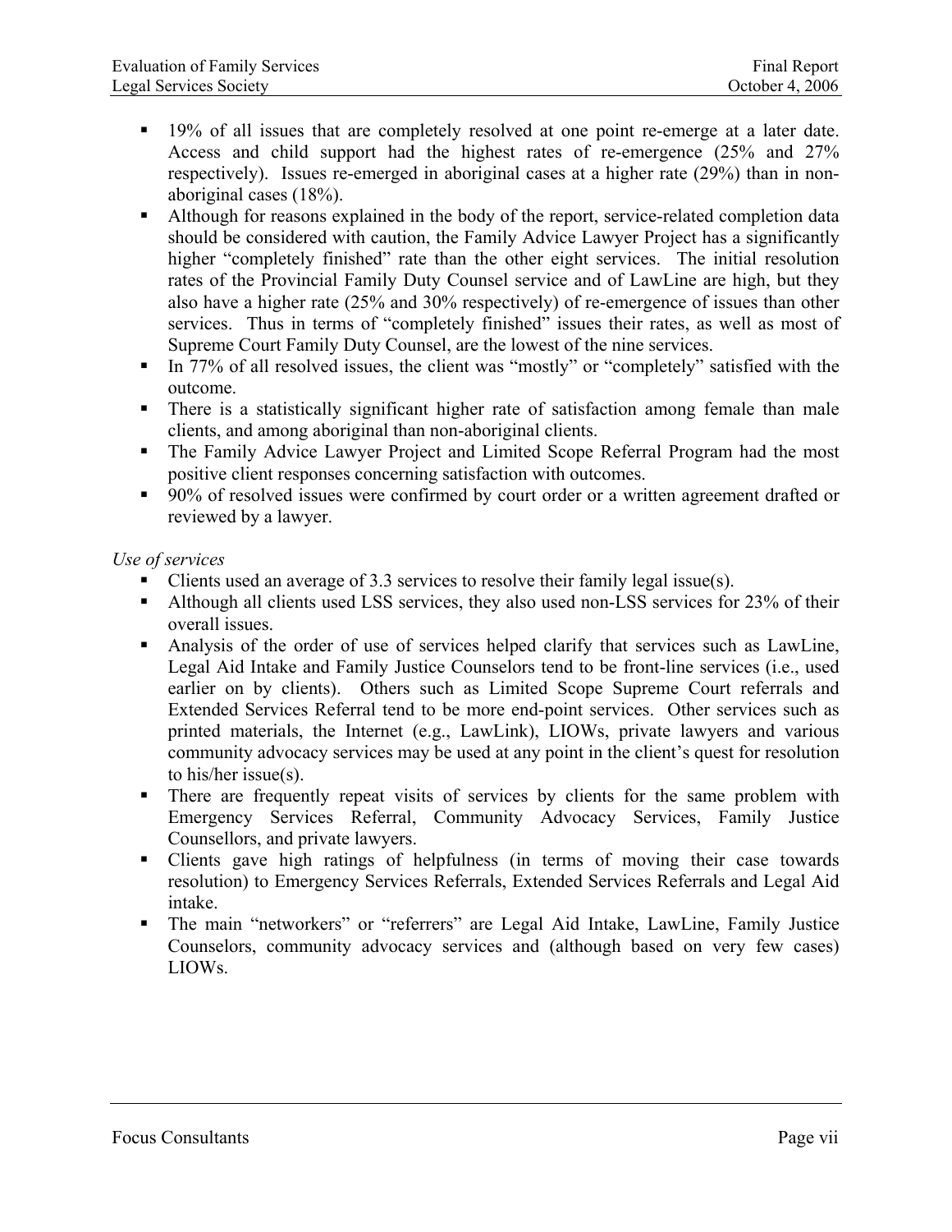- 19% of all issues that are completely resolved at one point re-emerge at a later date. Access and child support had the highest rates of re-emergence (25% and 27% respectively). Issues re-emerged in aboriginal cases at a higher rate (29%) than in non-aboriginal cases (18%).
- Although for reasons explained in the body of the report, service-related completion data should be considered with caution, the Family Advice Lawyer Project has a significantly higher "completely finished" rate than the other eight services. The initial resolution rates of the Provincial Family Duty Counsel service and of LawLine are high, but they also have a higher rate (25% and 30% respectively) of re-emergence of issues than other services. Thus in terms of "completely finished" issues their rates, as well as most of Supreme Court Family Duty Counsel, are the lowest of the nine services.
- In 77% of all resolved issues, the client was "mostly" or "completely" satisfied with the outcome.
- There is a statistically significant higher rate of satisfaction among female than male clients, and among aboriginal than non-aboriginal clients.
- The Family Advice Lawyer Project and Limited Scope Referral Program had the most positive client responses concerning satisfaction with outcomes.
- 90% of resolved issues were confirmed by court order or a written agreement drafted or reviewed by a lawyer.

*Use of services*

- Clients used an average of 3.3 services to resolve their family legal issue(s).
- Although all clients used LSS services, they also used non-LSS services for 23% of their overall issues.
- Analysis of the order of use of services helped clarify that services such as LawLine, Legal Aid Intake and Family Justice Counselors tend to be front-line services (i.e., used earlier on by clients). Others such as Limited Scope Supreme Court referrals and Extended Services Referral tend to be more end-point services. Other services such as printed materials, the Internet (e.g., LawLink), LIOWs, private lawyers and various community advocacy services may be used at any point in the client's quest for resolution to his/her issue(s).
- There are frequently repeat visits of services by clients for the same problem with Emergency Services Referral, Community Advocacy Services, Family Justice Counsellors, and private lawyers.
- Clients gave high ratings of helpfulness (in terms of moving their case towards resolution) to Emergency Services Referrals, Extended Services Referrals and Legal Aid intake.
- The main "networkers" or "referrers" are Legal Aid Intake, LawLine, Family Justice Counselors, community advocacy services and (although based on very few cases) LIOWs.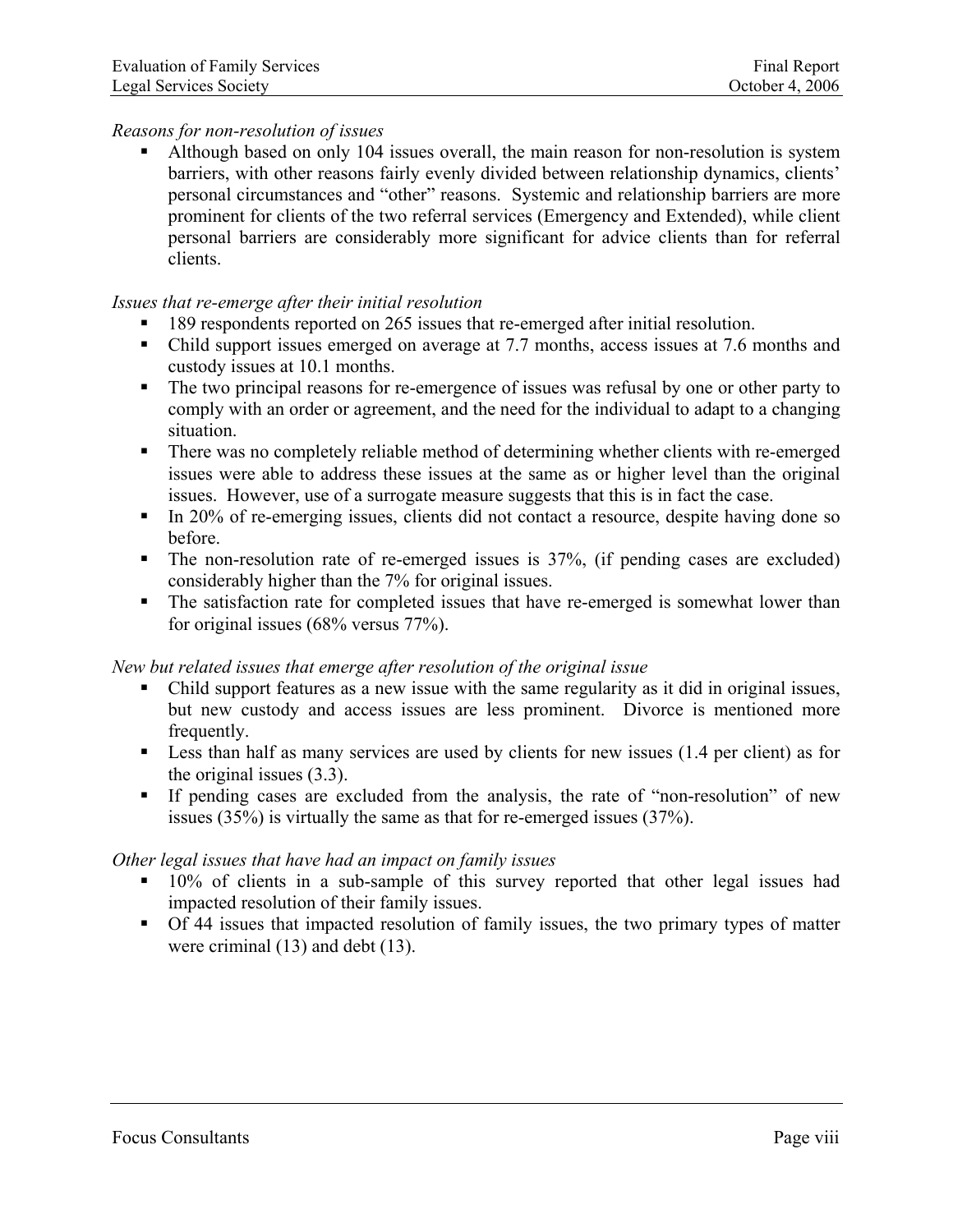*Reasons for non-resolution of issues*

- Although based on only 104 issues overall, the main reason for non-resolution is system barriers, with other reasons fairly evenly divided between relationship dynamics, clients' personal circumstances and "other" reasons. Systemic and relationship barriers are more prominent for clients of the two referral services (Emergency and Extended), while client personal barriers are considerably more significant for advice clients than for referral clients.

*Issues that re-emerge after their initial resolution*

- 189 respondents reported on 265 issues that re-emerged after initial resolution.
- Child support issues emerged on average at 7.7 months, access issues at 7.6 months and custody issues at 10.1 months.
- The two principal reasons for re-emergence of issues was refusal by one or other party to comply with an order or agreement, and the need for the individual to adapt to a changing situation.
- There was no completely reliable method of determining whether clients with re-emerged issues were able to address these issues at the same as or higher level than the original issues. However, use of a surrogate measure suggests that this is in fact the case.
- In 20% of re-emerging issues, clients did not contact a resource, despite having done so before.
- The non-resolution rate of re-emerged issues is 37%, (if pending cases are excluded) considerably higher than the 7% for original issues.
- The satisfaction rate for completed issues that have re-emerged is somewhat lower than for original issues (68% versus 77%).

*New but related issues that emerge after resolution of the original issue*

- Child support features as a new issue with the same regularity as it did in original issues, but new custody and access issues are less prominent. Divorce is mentioned more frequently.
- Less than half as many services are used by clients for new issues (1.4 per client) as for the original issues (3.3).
- If pending cases are excluded from the analysis, the rate of "non-resolution" of new issues (35%) is virtually the same as that for re-emerged issues (37%).

*Other legal issues that have had an impact on family issues*

- 10% of clients in a sub-sample of this survey reported that other legal issues had impacted resolution of their family issues.
- Of 44 issues that impacted resolution of family issues, the two primary types of matter were criminal (13) and debt (13).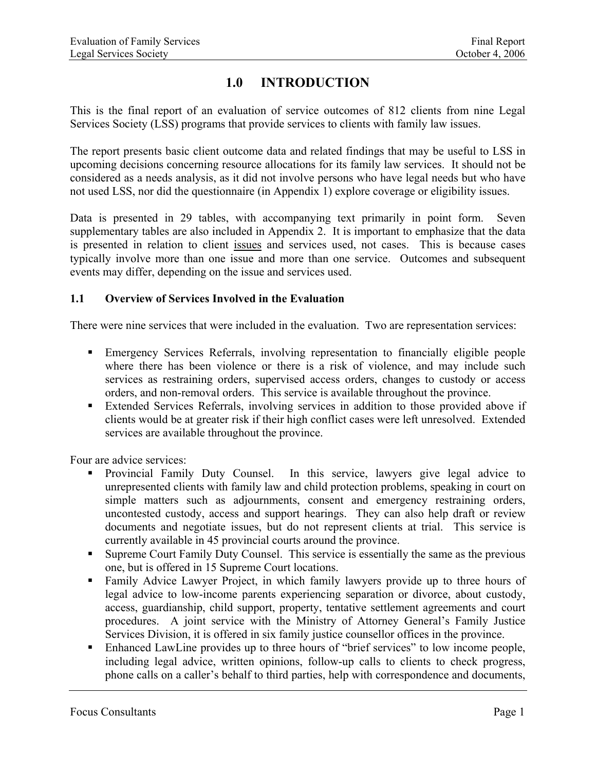# 1.0 INTRODUCTION

This is the final report of an evaluation of service outcomes of 812 clients from nine Legal Services Society (LSS) programs that provide services to clients with family law issues.

The report presents basic client outcome data and related findings that may be useful to LSS in upcoming decisions concerning resource allocations for its family law services. It should not be considered as a needs analysis, as it did not involve persons who have legal needs but who have not used LSS, nor did the questionnaire (in Appendix 1) explore coverage or eligibility issues.

Data is presented in 29 tables, with accompanying text primarily in point form. Seven supplementary tables are also included in Appendix 2. It is important to emphasize that the data is presented in relation to client issues and services used, not cases. This is because cases typically involve more than one issue and more than one service. Outcomes and subsequent events may differ, depending on the issue and services used.

## 1.1 Overview of Services Involved in the Evaluation

There were nine services that were included in the evaluation. Two are representation services:

- Emergency Services Referrals, involving representation to financially eligible people where there has been violence or there is a risk of violence, and may include such services as restraining orders, supervised access orders, changes to custody or access orders, and non-removal orders. This service is available throughout the province.
- Extended Services Referrals, involving services in addition to those provided above if clients would be at greater risk if their high conflict cases were left unresolved. Extended services are available throughout the province.

Four are advice services:

- Provincial Family Duty Counsel. In this service, lawyers give legal advice to unrepresented clients with family law and child protection problems, speaking in court on simple matters such as adjournments, consent and emergency restraining orders, uncontested custody, access and support hearings. They can also help draft or review documents and negotiate issues, but do not represent clients at trial. This service is currently available in 45 provincial courts around the province.
- Supreme Court Family Duty Counsel. This service is essentially the same as the previous one, but is offered in 15 Supreme Court locations.
- Family Advice Lawyer Project, in which family lawyers provide up to three hours of legal advice to low-income parents experiencing separation or divorce, about custody, access, guardianship, child support, property, tentative settlement agreements and court procedures. A joint service with the Ministry of Attorney General's Family Justice Services Division, it is offered in six family justice counsellor offices in the province.
- Enhanced LawLine provides up to three hours of "brief services" to low income people, including legal advice, written opinions, follow-up calls to clients to check progress, phone calls on a caller's behalf to third parties, help with correspondence and documents,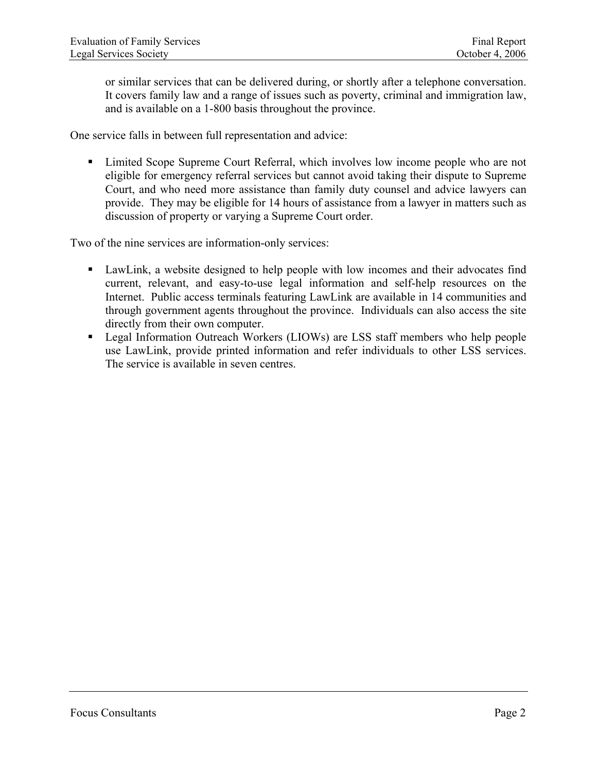or similar services that can be delivered during, or shortly after a telephone conversation. It covers family law and a range of issues such as poverty, criminal and immigration law, and is available on a 1-800 basis throughout the province.

One service falls in between full representation and advice:

- Limited Scope Supreme Court Referral, which involves low income people who are not eligible for emergency referral services but cannot avoid taking their dispute to Supreme Court, and who need more assistance than family duty counsel and advice lawyers can provide. They may be eligible for 14 hours of assistance from a lawyer in matters such as discussion of property or varying a Supreme Court order.

Two of the nine services are information-only services:

- LawLink, a website designed to help people with low incomes and their advocates find current, relevant, and easy-to-use legal information and self-help resources on the Internet. Public access terminals featuring LawLink are available in 14 communities and through government agents throughout the province. Individuals can also access the site directly from their own computer.
- Legal Information Outreach Workers (LIOWs) are LSS staff members who help people use LawLink, provide printed information and refer individuals to other LSS services. The service is available in seven centres.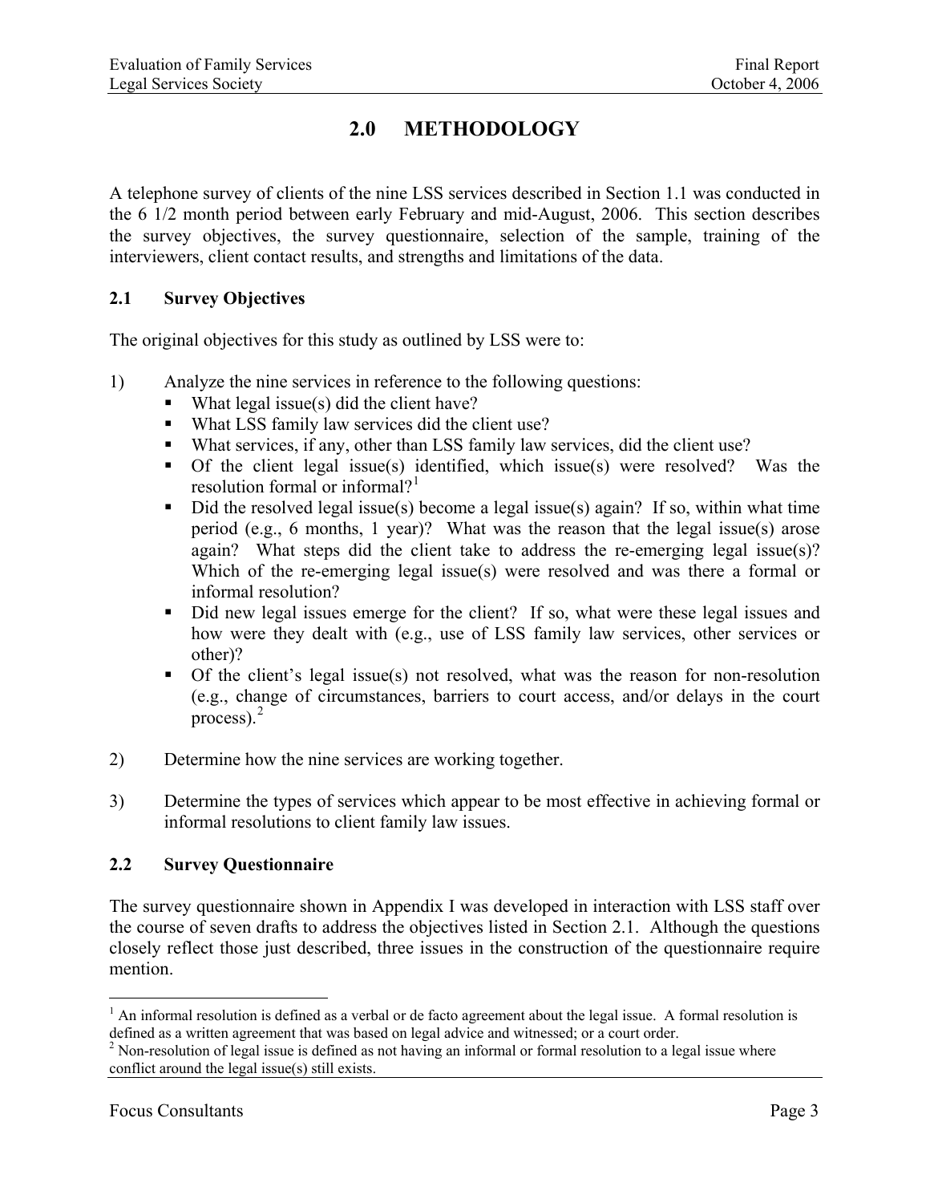# 2.0 METHODOLOGY

A telephone survey of clients of the nine LSS services described in Section 1.1 was conducted in the 6 1/2 month period between early February and mid-August, 2006. This section describes the survey objectives, the survey questionnaire, selection of the sample, training of the interviewers, client contact results, and strengths and limitations of the data.

## 2.1 Survey Objectives

The original objectives for this study as outlined by LSS were to:

1) Analyze the nine services in reference to the following questions:
   - What legal issue(s) did the client have?
   - What LSS family law services did the client use?
   - What services, if any, other than LSS family law services, did the client use?
   - Of the client legal issue(s) identified, which issue(s) were resolved? Was the resolution formal or informal?[1]
   - Did the resolved legal issue(s) become a legal issue(s) again? If so, within what time period (e.g., 6 months, 1 year)? What was the reason that the legal issue(s) arose again? What steps did the client take to address the re-emerging legal issue(s)? Which of the re-emerging legal issue(s) were resolved and was there a formal or informal resolution?
   - Did new legal issues emerge for the client? If so, what were these legal issues and how were they dealt with (e.g., use of LSS family law services, other services or other)?
   - Of the client's legal issue(s) not resolved, what was the reason for non-resolution (e.g., change of circumstances, barriers to court access, and/or delays in the court process).[2]

2) Determine how the nine services are working together.

3) Determine the types of services which appear to be most effective in achieving formal or informal resolutions to client family law issues.

## 2.2 Survey Questionnaire

The survey questionnaire shown in Appendix I was developed in interaction with LSS staff over the course of seven drafts to address the objectives listed in Section 2.1. Although the questions closely reflect those just described, three issues in the construction of the questionnaire require mention.

---

[1] An informal resolution is defined as a verbal or de facto agreement about the legal issue. A formal resolution is defined as a written agreement that was based on legal advice and witnessed; or a court order.

[2] Non-resolution of legal issue is defined as not having an informal or formal resolution to a legal issue where conflict around the legal issue(s) still exists.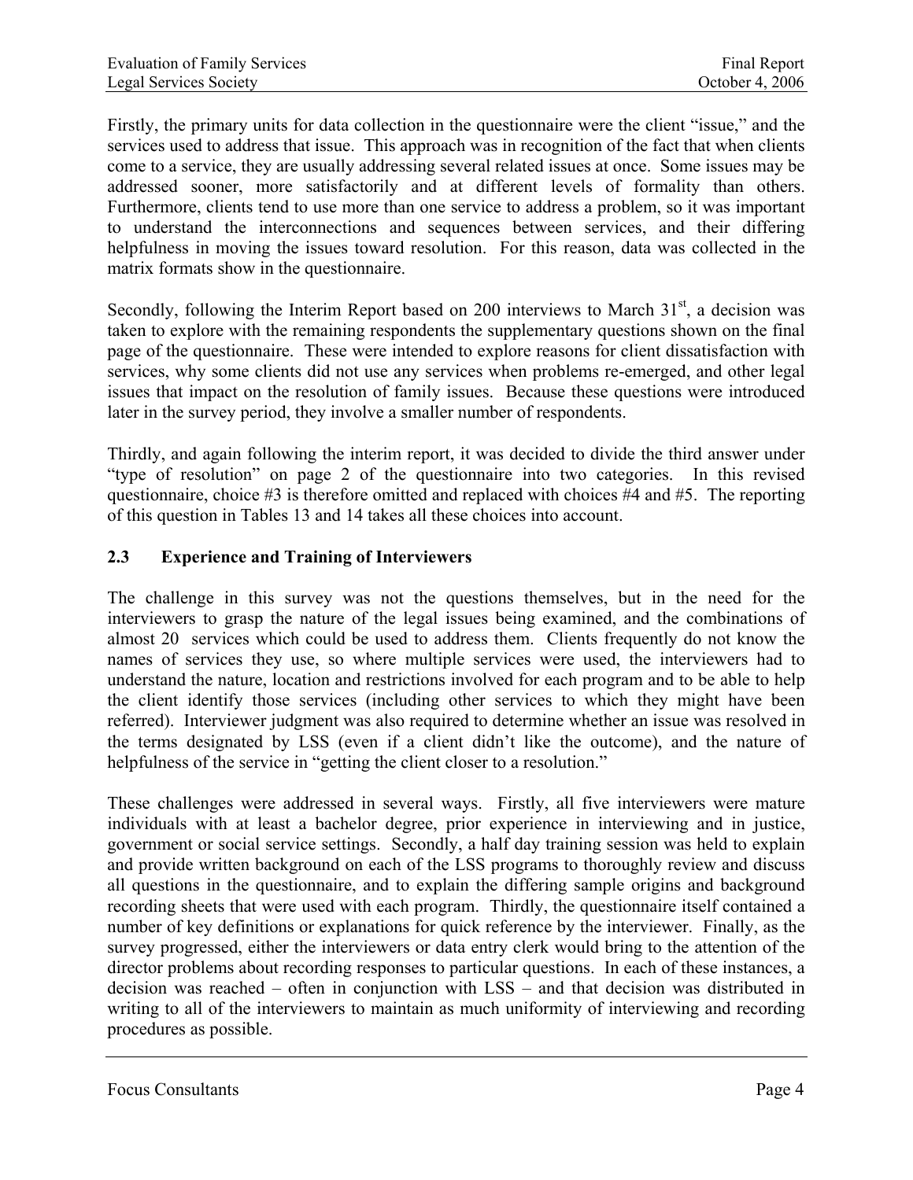Firstly, the primary units for data collection in the questionnaire were the client "issue," and the services used to address that issue. This approach was in recognition of the fact that when clients come to a service, they are usually addressing several related issues at once. Some issues may be addressed sooner, more satisfactorily and at different levels of formality than others. Furthermore, clients tend to use more than one service to address a problem, so it was important to understand the interconnections and sequences between services, and their differing helpfulness in moving the issues toward resolution. For this reason, data was collected in the matrix formats show in the questionnaire.

Secondly, following the Interim Report based on 200 interviews to March 31st, a decision was taken to explore with the remaining respondents the supplementary questions shown on the final page of the questionnaire. These were intended to explore reasons for client dissatisfaction with services, why some clients did not use any services when problems re-emerged, and other legal issues that impact on the resolution of family issues. Because these questions were introduced later in the survey period, they involve a smaller number of respondents.

Thirdly, and again following the interim report, it was decided to divide the third answer under "type of resolution" on page 2 of the questionnaire into two categories. In this revised questionnaire, choice #3 is therefore omitted and replaced with choices #4 and #5. The reporting of this question in Tables 13 and 14 takes all these choices into account.

### 2.3 Experience and Training of Interviewers

The challenge in this survey was not the questions themselves, but in the need for the interviewers to grasp the nature of the legal issues being examined, and the combinations of almost 20 services which could be used to address them. Clients frequently do not know the names of services they use, so where multiple services were used, the interviewers had to understand the nature, location and restrictions involved for each program and to be able to help the client identify those services (including other services to which they might have been referred). Interviewer judgment was also required to determine whether an issue was resolved in the terms designated by LSS (even if a client didn't like the outcome), and the nature of helpfulness of the service in "getting the client closer to a resolution."

These challenges were addressed in several ways. Firstly, all five interviewers were mature individuals with at least a bachelor degree, prior experience in interviewing and in justice, government or social service settings. Secondly, a half day training session was held to explain and provide written background on each of the LSS programs to thoroughly review and discuss all questions in the questionnaire, and to explain the differing sample origins and background recording sheets that were used with each program. Thirdly, the questionnaire itself contained a number of key definitions or explanations for quick reference by the interviewer. Finally, as the survey progressed, either the interviewers or data entry clerk would bring to the attention of the director problems about recording responses to particular questions. In each of these instances, a decision was reached – often in conjunction with LSS – and that decision was distributed in writing to all of the interviewers to maintain as much uniformity of interviewing and recording procedures as possible.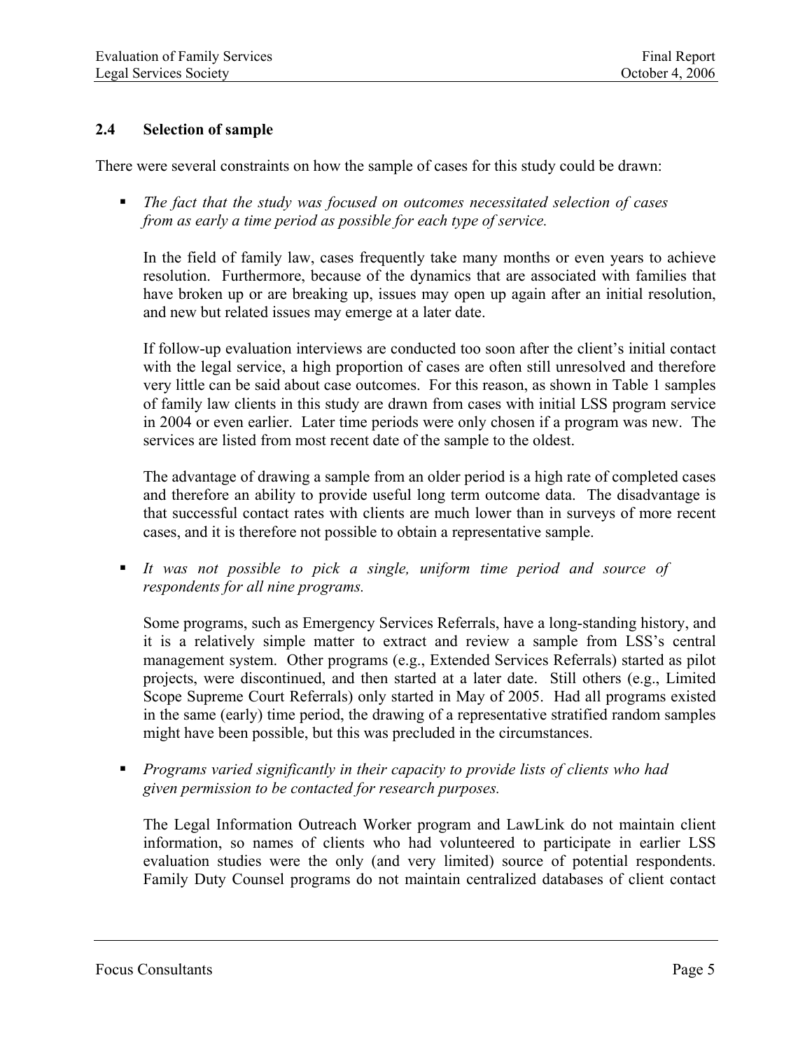## 2.4 Selection of sample

There were several constraints on how the sample of cases for this study could be drawn:

- *The fact that the study was focused on outcomes necessitated selection of cases from as early a time period as possible for each type of service.*

  In the field of family law, cases frequently take many months or even years to achieve resolution. Furthermore, because of the dynamics that are associated with families that have broken up or are breaking up, issues may open up again after an initial resolution, and new but related issues may emerge at a later date.

  If follow-up evaluation interviews are conducted too soon after the client's initial contact with the legal service, a high proportion of cases are often still unresolved and therefore very little can be said about case outcomes. For this reason, as shown in Table 1 samples of family law clients in this study are drawn from cases with initial LSS program service in 2004 or even earlier. Later time periods were only chosen if a program was new. The services are listed from most recent date of the sample to the oldest.

  The advantage of drawing a sample from an older period is a high rate of completed cases and therefore an ability to provide useful long term outcome data. The disadvantage is that successful contact rates with clients are much lower than in surveys of more recent cases, and it is therefore not possible to obtain a representative sample.

- *It was not possible to pick a single, uniform time period and source of respondents for all nine programs.*

  Some programs, such as Emergency Services Referrals, have a long-standing history, and it is a relatively simple matter to extract and review a sample from LSS's central management system. Other programs (e.g., Extended Services Referrals) started as pilot projects, were discontinued, and then started at a later date. Still others (e.g., Limited Scope Supreme Court Referrals) only started in May of 2005. Had all programs existed in the same (early) time period, the drawing of a representative stratified random samples might have been possible, but this was precluded in the circumstances.

- *Programs varied significantly in their capacity to provide lists of clients who had given permission to be contacted for research purposes.*

  The Legal Information Outreach Worker program and LawLink do not maintain client information, so names of clients who had volunteered to participate in earlier LSS evaluation studies were the only (and very limited) source of potential respondents. Family Duty Counsel programs do not maintain centralized databases of client contact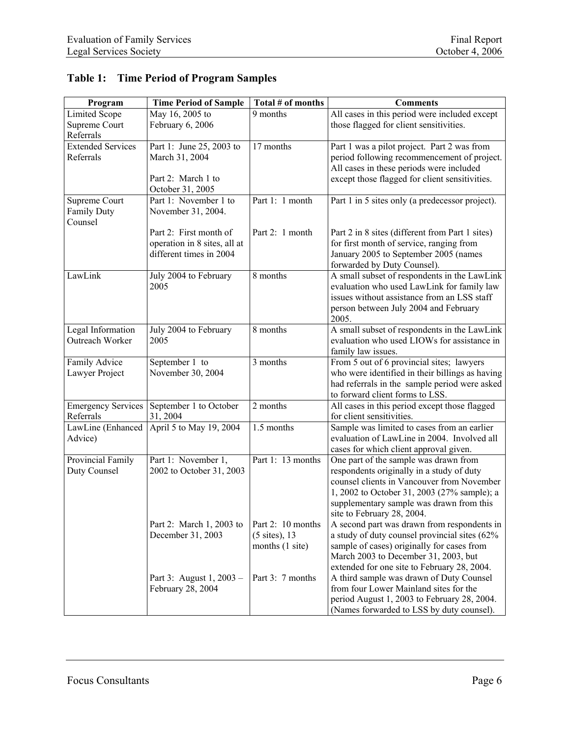### Table 1: Time Period of Program Samples

| Program | Time Period of Sample | Total # of months | Comments |
|---|---|---|---|
| Limited Scope Supreme Court Referrals | May 16, 2005 to February 6, 2006 | 9 months | All cases in this period were included except those flagged for client sensitivities. |
| Extended Services Referrals | Part 1: June 25, 2003 to March 31, 2004<br><br>Part 2: March 1 to October 31, 2005 | 17 months | Part 1 was a pilot project. Part 2 was from period following recommencement of project. All cases in these periods were included except those flagged for client sensitivities. |
| Supreme Court Family Duty Counsel | Part 1: November 1 to November 31, 2004.<br><br>Part 2: First month of operation in 8 sites, all at different times in 2004 | Part 1: 1 month<br><br>Part 2: 1 month | Part 1 in 5 sites only (a predecessor project).<br><br>Part 2 in 8 sites (different from Part 1 sites) for first month of service, ranging from January 2005 to September 2005 (names forwarded by Duty Counsel). |
| LawLink | July 2004 to February 2005 | 8 months | A small subset of respondents in the LawLink evaluation who used LawLink for family law issues without assistance from an LSS staff person between July 2004 and February 2005. |
| Legal Information Outreach Worker | July 2004 to February 2005 | 8 months | A small subset of respondents in the LawLink evaluation who used LIOWs for assistance in family law issues. |
| Family Advice Lawyer Project | September 1 to November 30, 2004 | 3 months | From 5 out of 6 provincial sites; lawyers who were identified in their billings as having had referrals in the sample period were asked to forward client forms to LSS. |
| Emergency Services Referrals | September 1 to October 31, 2004 | 2 months | All cases in this period except those flagged for client sensitivities. |
| LawLine (Enhanced Advice) | April 5 to May 19, 2004 | 1.5 months | Sample was limited to cases from an earlier evaluation of LawLine in 2004. Involved all cases for which client approval given. |
| Provincial Family Duty Counsel | Part 1: November 1, 2002 to October 31, 2003<br><br>Part 2: March 1, 2003 to December 31, 2003<br><br>Part 3: August 1, 2003 – February 28, 2004 | Part 1: 13 months<br><br>Part 2: 10 months (5 sites), 13 months (1 site)<br><br>Part 3: 7 months | One part of the sample was drawn from respondents originally in a study of duty counsel clients in Vancouver from November 1, 2002 to October 31, 2003 (27% sample); a supplementary sample was drawn from this site to February 28, 2004.<br><br>A second part was drawn from respondents in a study of duty counsel provincial sites (62% sample of cases) originally for cases from March 2003 to December 31, 2003, but extended for one site to February 28, 2004.<br><br>A third sample was drawn of Duty Counsel from four Lower Mainland sites for the period August 1, 2003 to February 28, 2004. (Names forwarded to LSS by duty counsel). |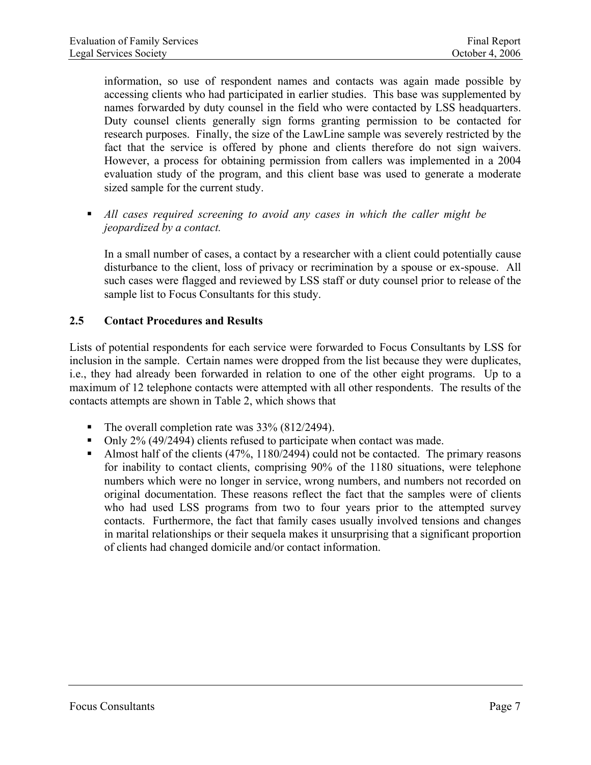information, so use of respondent names and contacts was again made possible by accessing clients who had participated in earlier studies. This base was supplemented by names forwarded by duty counsel in the field who were contacted by LSS headquarters. Duty counsel clients generally sign forms granting permission to be contacted for research purposes. Finally, the size of the LawLine sample was severely restricted by the fact that the service is offered by phone and clients therefore do not sign waivers. However, a process for obtaining permission from callers was implemented in a 2004 evaluation study of the program, and this client base was used to generate a moderate sized sample for the current study.

- *All cases required screening to avoid any cases in which the caller might be jeopardized by a contact.*

  In a small number of cases, a contact by a researcher with a client could potentially cause disturbance to the client, loss of privacy or recrimination by a spouse or ex-spouse. All such cases were flagged and reviewed by LSS staff or duty counsel prior to release of the sample list to Focus Consultants for this study.

## 2.5 Contact Procedures and Results

Lists of potential respondents for each service were forwarded to Focus Consultants by LSS for inclusion in the sample. Certain names were dropped from the list because they were duplicates, i.e., they had already been forwarded in relation to one of the other eight programs. Up to a maximum of 12 telephone contacts were attempted with all other respondents. The results of the contacts attempts are shown in Table 2, which shows that

- The overall completion rate was 33% (812/2494).
- Only 2% (49/2494) clients refused to participate when contact was made.
- Almost half of the clients (47%, 1180/2494) could not be contacted. The primary reasons for inability to contact clients, comprising 90% of the 1180 situations, were telephone numbers which were no longer in service, wrong numbers, and numbers not recorded on original documentation. These reasons reflect the fact that the samples were of clients who had used LSS programs from two to four years prior to the attempted survey contacts. Furthermore, the fact that family cases usually involved tensions and changes in marital relationships or their sequela makes it unsurprising that a significant proportion of clients had changed domicile and/or contact information.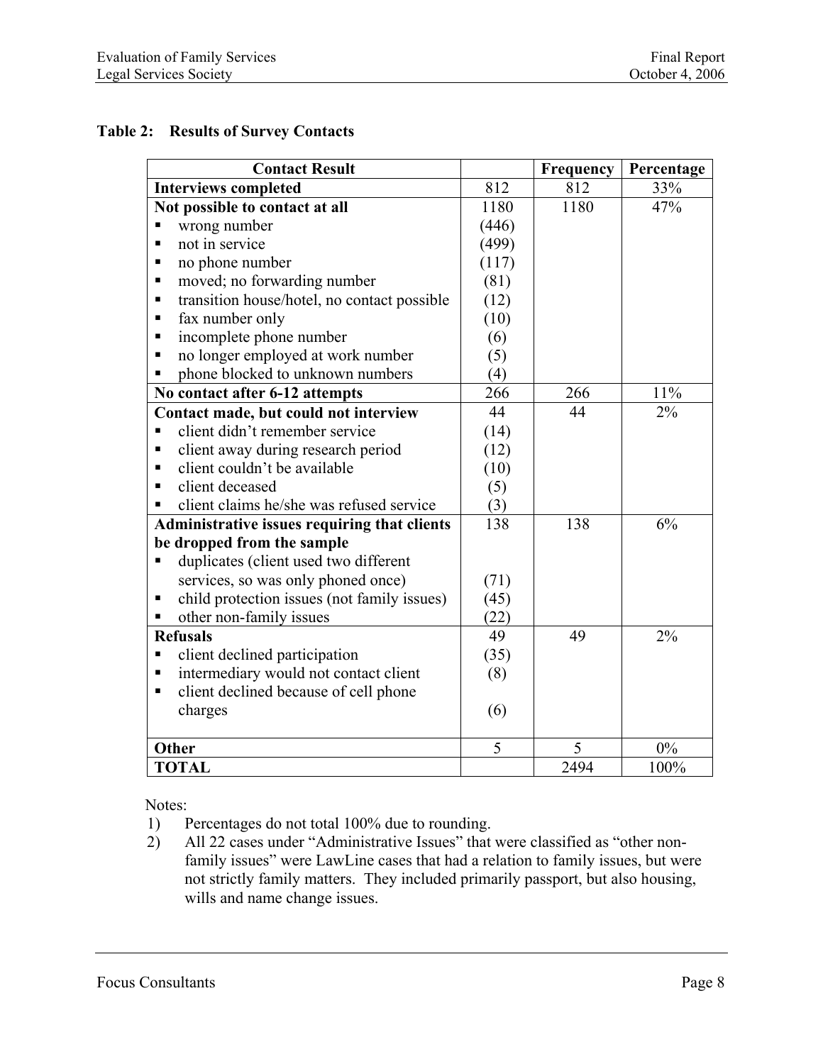**Table 2: Results of Survey Contacts**

| Contact Result | | Frequency | Percentage |
|---|---|---|---|
| **Interviews completed** | 812 | 812 | 33% |
| **Not possible to contact at all** | 1180 | 1180 | 47% |
| ▪ wrong number | (446) | | |
| ▪ not in service | (499) | | |
| ▪ no phone number | (117) | | |
| ▪ moved; no forwarding number | (81) | | |
| ▪ transition house/hotel, no contact possible | (12) | | |
| ▪ fax number only | (10) | | |
| ▪ incomplete phone number | (6) | | |
| ▪ no longer employed at work number | (5) | | |
| ▪ phone blocked to unknown numbers | (4) | | |
| **No contact after 6-12 attempts** | 266 | 266 | 11% |
| **Contact made, but could not interview** | 44 | 44 | 2% |
| ▪ client didn't remember service | (14) | | |
| ▪ client away during research period | (12) | | |
| ▪ client couldn't be available | (10) | | |
| ▪ client deceased | (5) | | |
| ▪ client claims he/she was refused service | (3) | | |
| **Administrative issues requiring that clients be dropped from the sample** | 138 | 138 | 6% |
| ▪ duplicates (client used two different services, so was only phoned once) | (71) | | |
| ▪ child protection issues (not family issues) | (45) | | |
| ▪ other non-family issues | (22) | | |
| **Refusals** | 49 | 49 | 2% |
| ▪ client declined participation | (35) | | |
| ▪ intermediary would not contact client | (8) | | |
| ▪ client declined because of cell phone charges | (6) | | |
| **Other** | 5 | 5 | 0% |
| **TOTAL** | | 2494 | 100% |

Notes:

1) Percentages do not total 100% due to rounding.
2) All 22 cases under "Administrative Issues" that were classified as "other non-family issues" were LawLine cases that had a relation to family issues, but were not strictly family matters. They included primarily passport, but also housing, wills and name change issues.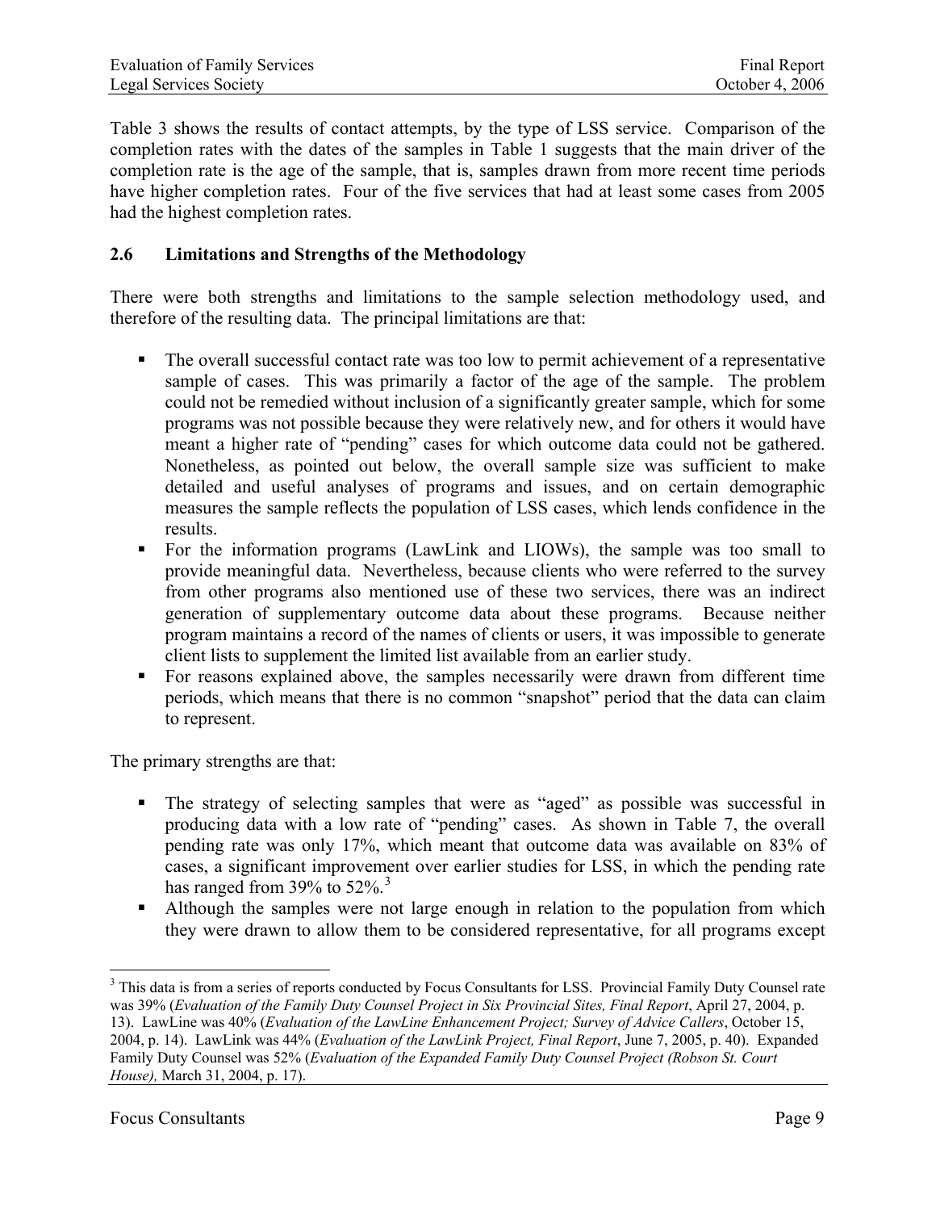Table 3 shows the results of contact attempts, by the type of LSS service. Comparison of the completion rates with the dates of the samples in Table 1 suggests that the main driver of the completion rate is the age of the sample, that is, samples drawn from more recent time periods have higher completion rates. Four of the five services that had at least some cases from 2005 had the highest completion rates.

## 2.6 Limitations and Strengths of the Methodology

There were both strengths and limitations to the sample selection methodology used, and therefore of the resulting data. The principal limitations are that:

- The overall successful contact rate was too low to permit achievement of a representative sample of cases. This was primarily a factor of the age of the sample. The problem could not be remedied without inclusion of a significantly greater sample, which for some programs was not possible because they were relatively new, and for others it would have meant a higher rate of "pending" cases for which outcome data could not be gathered. Nonetheless, as pointed out below, the overall sample size was sufficient to make detailed and useful analyses of programs and issues, and on certain demographic measures the sample reflects the population of LSS cases, which lends confidence in the results.
- For the information programs (LawLink and LIOWs), the sample was too small to provide meaningful data. Nevertheless, because clients who were referred to the survey from other programs also mentioned use of these two services, there was an indirect generation of supplementary outcome data about these programs. Because neither program maintains a record of the names of clients or users, it was impossible to generate client lists to supplement the limited list available from an earlier study.
- For reasons explained above, the samples necessarily were drawn from different time periods, which means that there is no common "snapshot" period that the data can claim to represent.

The primary strengths are that:

- The strategy of selecting samples that were as "aged" as possible was successful in producing data with a low rate of "pending" cases. As shown in Table 7, the overall pending rate was only 17%, which meant that outcome data was available on 83% of cases, a significant improvement over earlier studies for LSS, in which the pending rate has ranged from 39% to 52%.[3]
- Although the samples were not large enough in relation to the population from which they were drawn to allow them to be considered representative, for all programs except

---

[3] This data is from a series of reports conducted by Focus Consultants for LSS. Provincial Family Duty Counsel rate was 39% (*Evaluation of the Family Duty Counsel Project in Six Provincial Sites, Final Report*, April 27, 2004, p. 13). LawLine was 40% (*Evaluation of the LawLine Enhancement Project; Survey of Advice Callers*, October 15, 2004, p. 14). LawLink was 44% (*Evaluation of the LawLink Project, Final Report*, June 7, 2005, p. 40). Expanded Family Duty Counsel was 52% (*Evaluation of the Expanded Family Duty Counsel Project (Robson St. Court House),* March 31, 2004, p. 17).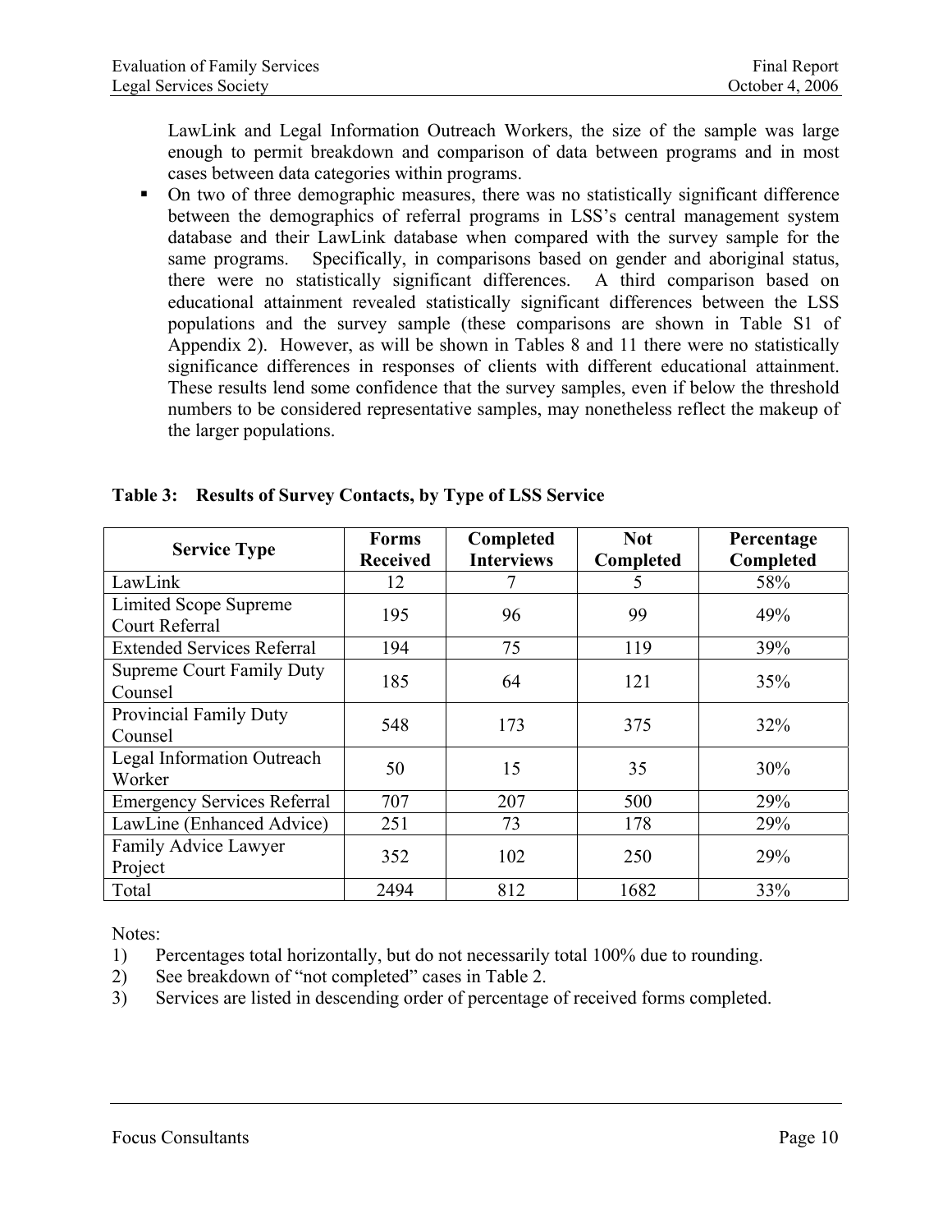LawLink and Legal Information Outreach Workers, the size of the sample was large enough to permit breakdown and comparison of data between programs and in most cases between data categories within programs.

- On two of three demographic measures, there was no statistically significant difference between the demographics of referral programs in LSS's central management system database and their LawLink database when compared with the survey sample for the same programs. Specifically, in comparisons based on gender and aboriginal status, there were no statistically significant differences. A third comparison based on educational attainment revealed statistically significant differences between the LSS populations and the survey sample (these comparisons are shown in Table S1 of Appendix 2). However, as will be shown in Tables 8 and 11 there were no statistically significance differences in responses of clients with different educational attainment. These results lend some confidence that the survey samples, even if below the threshold numbers to be considered representative samples, may nonetheless reflect the makeup of the larger populations.

**Table 3: Results of Survey Contacts, by Type of LSS Service**

| Service Type | Forms Received | Completed Interviews | Not Completed | Percentage Completed |
|---|---|---|---|---|
| LawLink | 12 | 7 | 5 | 58% |
| Limited Scope Supreme Court Referral | 195 | 96 | 99 | 49% |
| Extended Services Referral | 194 | 75 | 119 | 39% |
| Supreme Court Family Duty Counsel | 185 | 64 | 121 | 35% |
| Provincial Family Duty Counsel | 548 | 173 | 375 | 32% |
| Legal Information Outreach Worker | 50 | 15 | 35 | 30% |
| Emergency Services Referral | 707 | 207 | 500 | 29% |
| LawLine (Enhanced Advice) | 251 | 73 | 178 | 29% |
| Family Advice Lawyer Project | 352 | 102 | 250 | 29% |
| Total | 2494 | 812 | 1682 | 33% |

Notes:

1) Percentages total horizontally, but do not necessarily total 100% due to rounding.
2) See breakdown of "not completed" cases in Table 2.
3) Services are listed in descending order of percentage of received forms completed.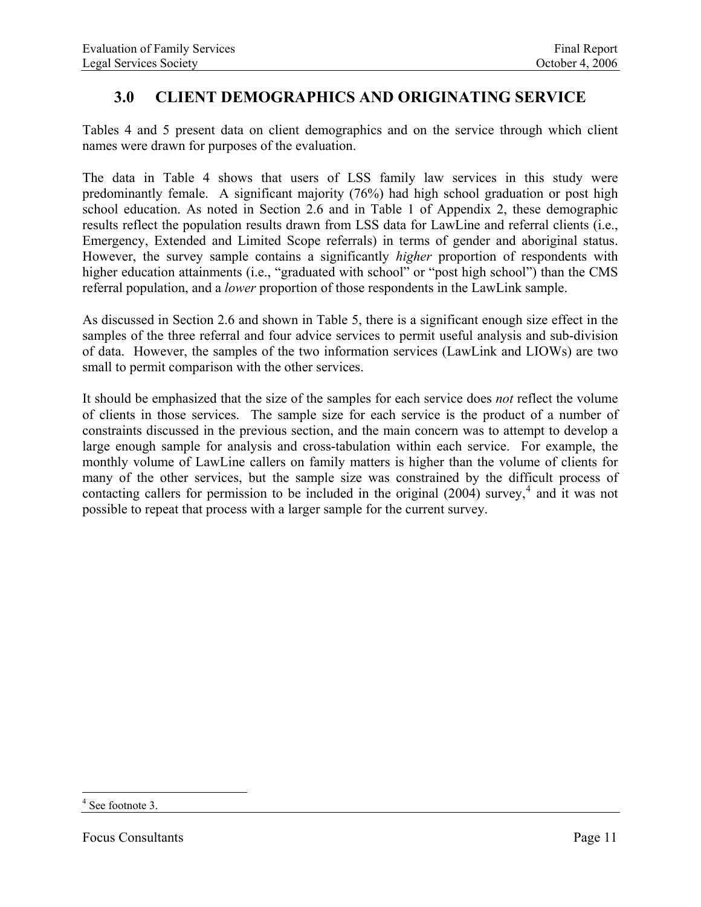# 3.0 CLIENT DEMOGRAPHICS AND ORIGINATING SERVICE

Tables 4 and 5 present data on client demographics and on the service through which client names were drawn for purposes of the evaluation.

The data in Table 4 shows that users of LSS family law services in this study were predominantly female. A significant majority (76%) had high school graduation or post high school education. As noted in Section 2.6 and in Table 1 of Appendix 2, these demographic results reflect the population results drawn from LSS data for LawLine and referral clients (i.e., Emergency, Extended and Limited Scope referrals) in terms of gender and aboriginal status. However, the survey sample contains a significantly *higher* proportion of respondents with higher education attainments (i.e., "graduated with school" or "post high school") than the CMS referral population, and a *lower* proportion of those respondents in the LawLink sample.

As discussed in Section 2.6 and shown in Table 5, there is a significant enough size effect in the samples of the three referral and four advice services to permit useful analysis and sub-division of data. However, the samples of the two information services (LawLink and LIOWs) are two small to permit comparison with the other services.

It should be emphasized that the size of the samples for each service does *not* reflect the volume of clients in those services. The sample size for each service is the product of a number of constraints discussed in the previous section, and the main concern was to attempt to develop a large enough sample for analysis and cross-tabulation within each service. For example, the monthly volume of LawLine callers on family matters is higher than the volume of clients for many of the other services, but the sample size was constrained by the difficult process of contacting callers for permission to be included in the original (2004) survey,[4] and it was not possible to repeat that process with a larger sample for the current survey.

---

[4] See footnote 3.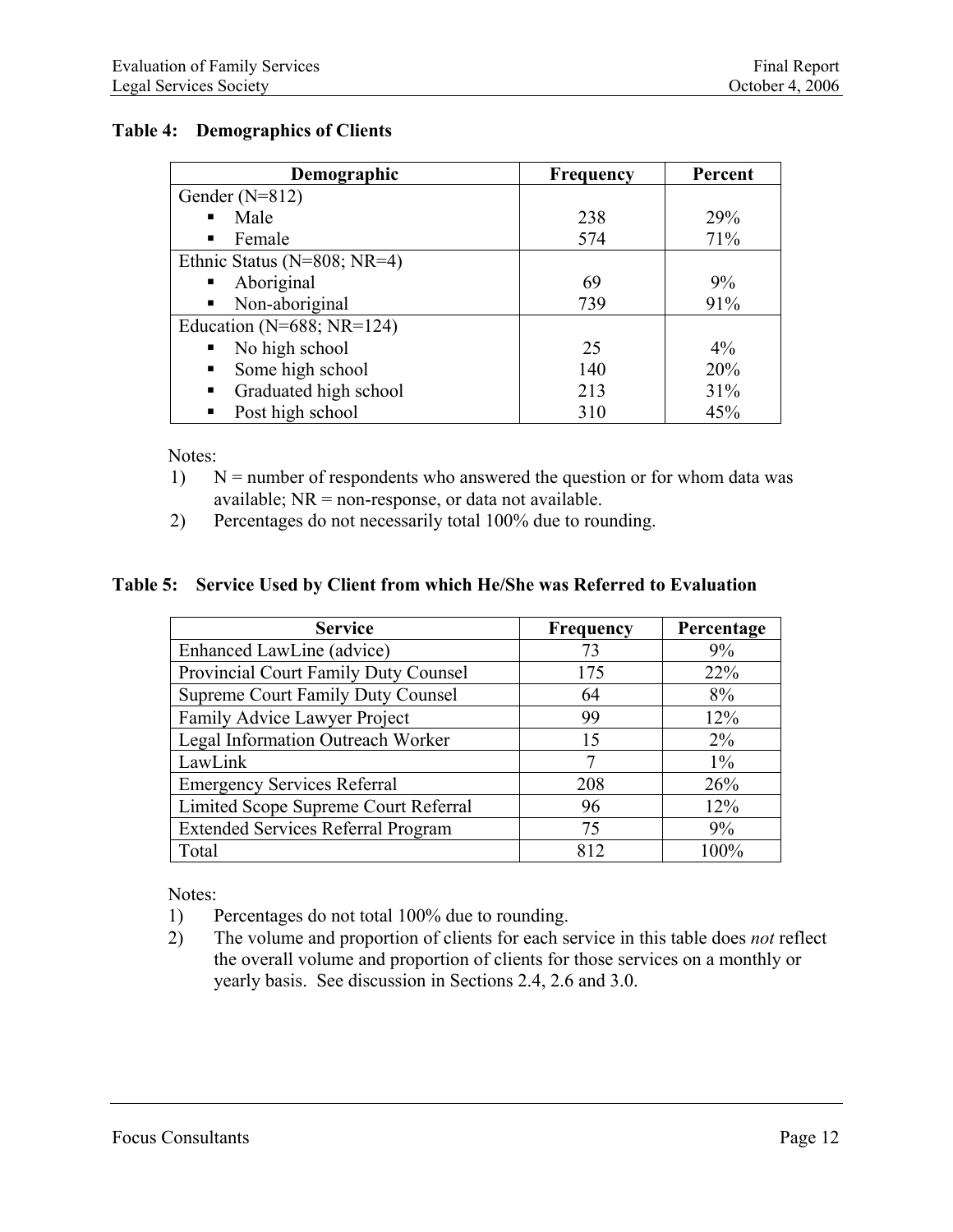**Table 4: Demographics of Clients**

| Demographic | Frequency | Percent |
| --- | --- | --- |
| Gender (N=812) | | |
| ▪ Male | 238 | 29% |
| ▪ Female | 574 | 71% |
| Ethnic Status (N=808; NR=4) | | |
| ▪ Aboriginal | 69 | 9% |
| ▪ Non-aboriginal | 739 | 91% |
| Education (N=688; NR=124) | | |
| ▪ No high school | 25 | 4% |
| ▪ Some high school | 140 | 20% |
| ▪ Graduated high school | 213 | 31% |
| ▪ Post high school | 310 | 45% |

Notes:

1) N = number of respondents who answered the question or for whom data was available; NR = non-response, or data not available.
2) Percentages do not necessarily total 100% due to rounding.

**Table 5: Service Used by Client from which He/She was Referred to Evaluation**

| Service | Frequency | Percentage |
| --- | --- | --- |
| Enhanced LawLine (advice) | 73 | 9% |
| Provincial Court Family Duty Counsel | 175 | 22% |
| Supreme Court Family Duty Counsel | 64 | 8% |
| Family Advice Lawyer Project | 99 | 12% |
| Legal Information Outreach Worker | 15 | 2% |
| LawLink | 7 | 1% |
| Emergency Services Referral | 208 | 26% |
| Limited Scope Supreme Court Referral | 96 | 12% |
| Extended Services Referral Program | 75 | 9% |
| Total | 812 | 100% |

Notes:

1) Percentages do not total 100% due to rounding.
2) The volume and proportion of clients for each service in this table does *not* reflect the overall volume and proportion of clients for those services on a monthly or yearly basis. See discussion in Sections 2.4, 2.6 and 3.0.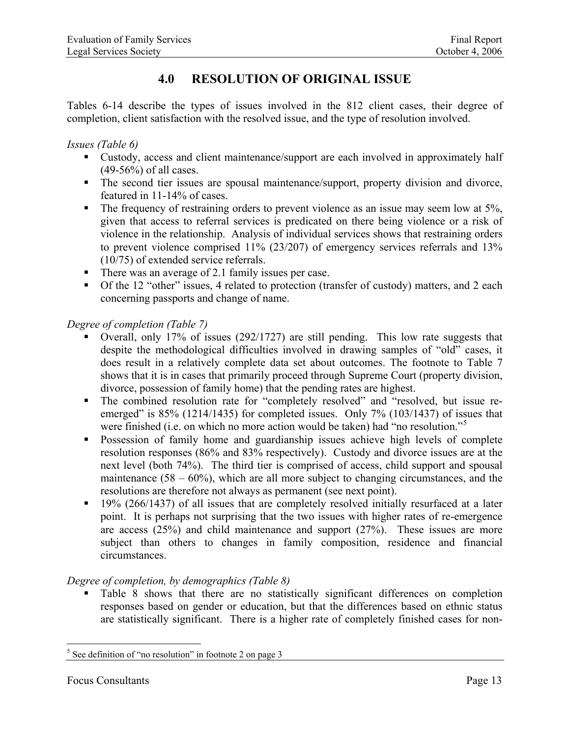# 4.0 RESOLUTION OF ORIGINAL ISSUE

Tables 6-14 describe the types of issues involved in the 812 client cases, their degree of completion, client satisfaction with the resolved issue, and the type of resolution involved.

*Issues (Table 6)*

- Custody, access and client maintenance/support are each involved in approximately half (49-56%) of all cases.
- The second tier issues are spousal maintenance/support, property division and divorce, featured in 11-14% of cases.
- The frequency of restraining orders to prevent violence as an issue may seem low at 5%, given that access to referral services is predicated on there being violence or a risk of violence in the relationship. Analysis of individual services shows that restraining orders to prevent violence comprised 11% (23/207) of emergency services referrals and 13% (10/75) of extended service referrals.
- There was an average of 2.1 family issues per case.
- Of the 12 "other" issues, 4 related to protection (transfer of custody) matters, and 2 each concerning passports and change of name.

*Degree of completion (Table 7)*

- Overall, only 17% of issues (292/1727) are still pending. This low rate suggests that despite the methodological difficulties involved in drawing samples of "old" cases, it does result in a relatively complete data set about outcomes. The footnote to Table 7 shows that it is in cases that primarily proceed through Supreme Court (property division, divorce, possession of family home) that the pending rates are highest.
- The combined resolution rate for "completely resolved" and "resolved, but issue re-emerged" is 85% (1214/1435) for completed issues. Only 7% (103/1437) of issues that were finished (i.e. on which no more action would be taken) had "no resolution."[5]
- Possession of family home and guardianship issues achieve high levels of complete resolution responses (86% and 83% respectively). Custody and divorce issues are at the next level (both 74%). The third tier is comprised of access, child support and spousal maintenance (58 – 60%), which are all more subject to changing circumstances, and the resolutions are therefore not always as permanent (see next point).
- 19% (266/1437) of all issues that are completely resolved initially resurfaced at a later point. It is perhaps not surprising that the two issues with higher rates of re-emergence are access (25%) and child maintenance and support (27%). These issues are more subject than others to changes in family composition, residence and financial circumstances.

*Degree of completion, by demographics (Table 8)*

- Table 8 shows that there are no statistically significant differences on completion responses based on gender or education, but that the differences based on ethnic status are statistically significant. There is a higher rate of completely finished cases for non-

---

[5] See definition of "no resolution" in footnote 2 on page 3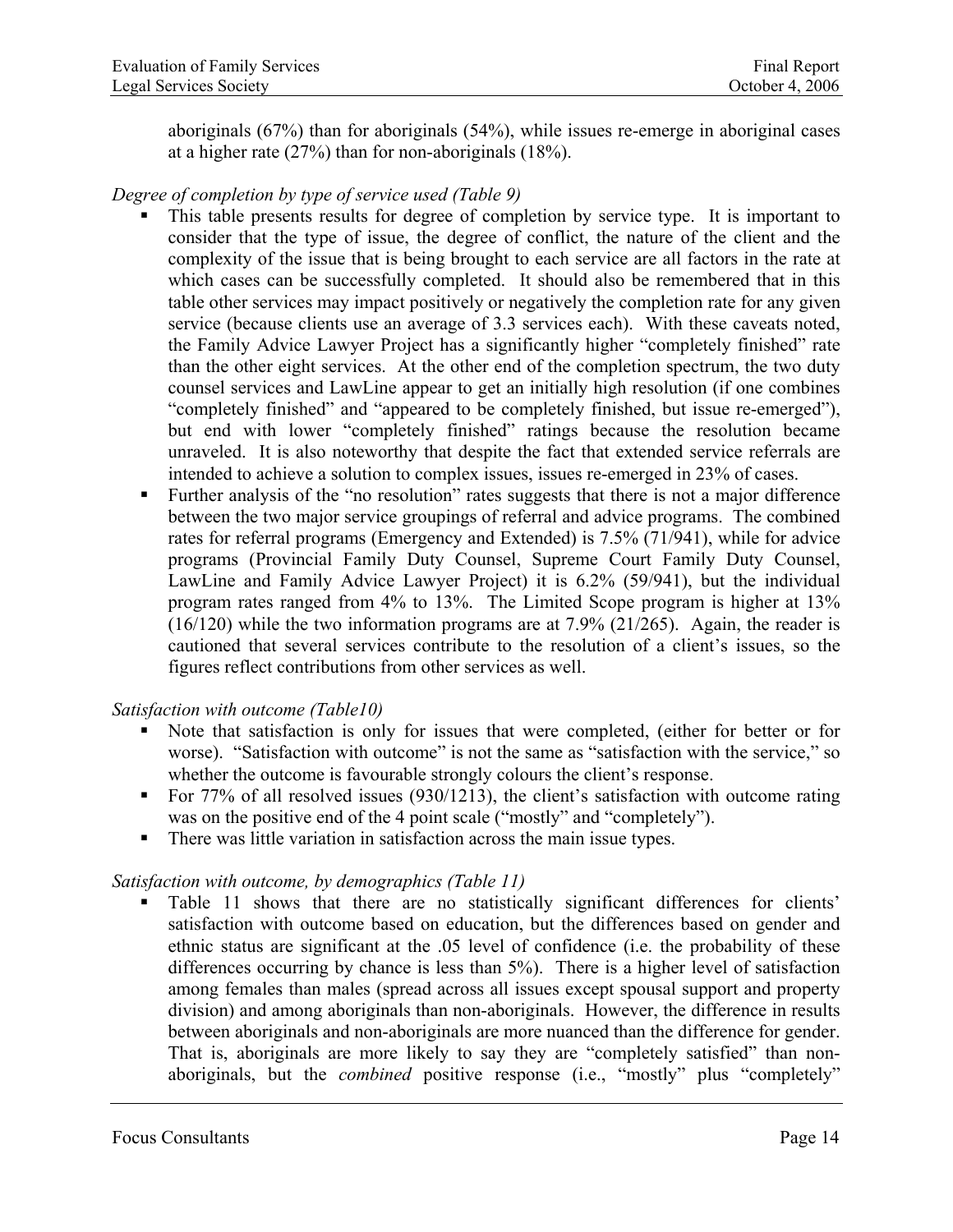aboriginals (67%) than for aboriginals (54%), while issues re-emerge in aboriginal cases at a higher rate (27%) than for non-aboriginals (18%).

*Degree of completion by type of service used (Table 9)*

- This table presents results for degree of completion by service type. It is important to consider that the type of issue, the degree of conflict, the nature of the client and the complexity of the issue that is being brought to each service are all factors in the rate at which cases can be successfully completed. It should also be remembered that in this table other services may impact positively or negatively the completion rate for any given service (because clients use an average of 3.3 services each). With these caveats noted, the Family Advice Lawyer Project has a significantly higher "completely finished" rate than the other eight services. At the other end of the completion spectrum, the two duty counsel services and LawLine appear to get an initially high resolution (if one combines "completely finished" and "appeared to be completely finished, but issue re-emerged"), but end with lower "completely finished" ratings because the resolution became unraveled. It is also noteworthy that despite the fact that extended service referrals are intended to achieve a solution to complex issues, issues re-emerged in 23% of cases.
- Further analysis of the "no resolution" rates suggests that there is not a major difference between the two major service groupings of referral and advice programs. The combined rates for referral programs (Emergency and Extended) is 7.5% (71/941), while for advice programs (Provincial Family Duty Counsel, Supreme Court Family Duty Counsel, LawLine and Family Advice Lawyer Project) it is 6.2% (59/941), but the individual program rates ranged from 4% to 13%. The Limited Scope program is higher at 13% (16/120) while the two information programs are at 7.9% (21/265). Again, the reader is cautioned that several services contribute to the resolution of a client's issues, so the figures reflect contributions from other services as well.

*Satisfaction with outcome (Table10)*

- Note that satisfaction is only for issues that were completed, (either for better or for worse). "Satisfaction with outcome" is not the same as "satisfaction with the service," so whether the outcome is favourable strongly colours the client's response.
- For 77% of all resolved issues (930/1213), the client's satisfaction with outcome rating was on the positive end of the 4 point scale ("mostly" and "completely").
- There was little variation in satisfaction across the main issue types.

*Satisfaction with outcome, by demographics (Table 11)*

- Table 11 shows that there are no statistically significant differences for clients' satisfaction with outcome based on education, but the differences based on gender and ethnic status are significant at the .05 level of confidence (i.e. the probability of these differences occurring by chance is less than 5%). There is a higher level of satisfaction among females than males (spread across all issues except spousal support and property division) and among aboriginals than non-aboriginals. However, the difference in results between aboriginals and non-aboriginals are more nuanced than the difference for gender. That is, aboriginals are more likely to say they are "completely satisfied" than non-aboriginals, but the *combined* positive response (i.e., "mostly" plus "completely"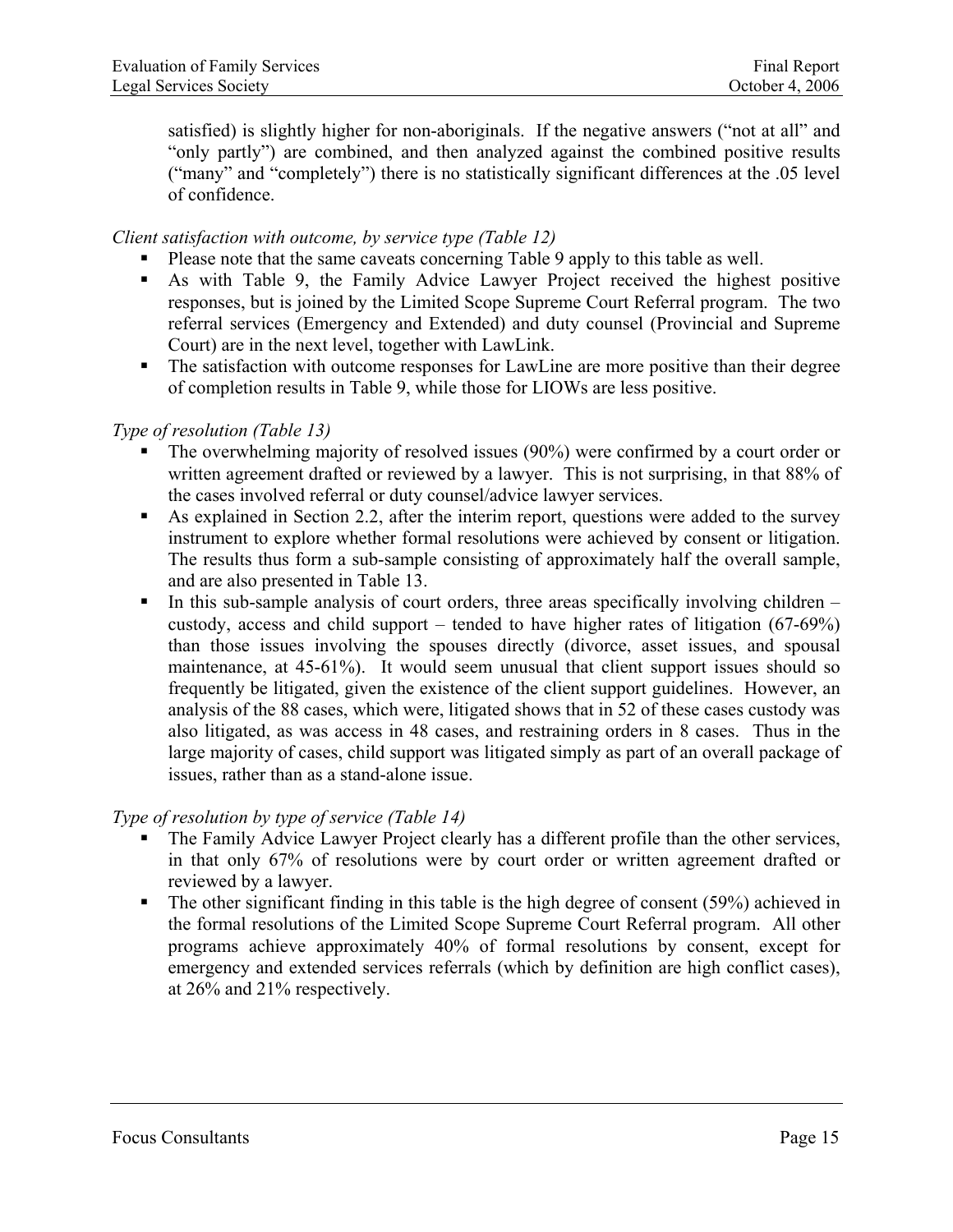satisfied) is slightly higher for non-aboriginals. If the negative answers ("not at all" and "only partly") are combined, and then analyzed against the combined positive results ("many" and "completely") there is no statistically significant differences at the .05 level of confidence.

*Client satisfaction with outcome, by service type (Table 12)*

- Please note that the same caveats concerning Table 9 apply to this table as well.
- As with Table 9, the Family Advice Lawyer Project received the highest positive responses, but is joined by the Limited Scope Supreme Court Referral program. The two referral services (Emergency and Extended) and duty counsel (Provincial and Supreme Court) are in the next level, together with LawLink.
- The satisfaction with outcome responses for LawLine are more positive than their degree of completion results in Table 9, while those for LIOWs are less positive.

*Type of resolution (Table 13)*

- The overwhelming majority of resolved issues (90%) were confirmed by a court order or written agreement drafted or reviewed by a lawyer. This is not surprising, in that 88% of the cases involved referral or duty counsel/advice lawyer services.
- As explained in Section 2.2, after the interim report, questions were added to the survey instrument to explore whether formal resolutions were achieved by consent or litigation. The results thus form a sub-sample consisting of approximately half the overall sample, and are also presented in Table 13.
- In this sub-sample analysis of court orders, three areas specifically involving children – custody, access and child support – tended to have higher rates of litigation (67-69%) than those issues involving the spouses directly (divorce, asset issues, and spousal maintenance, at 45-61%). It would seem unusual that client support issues should so frequently be litigated, given the existence of the client support guidelines. However, an analysis of the 88 cases, which were, litigated shows that in 52 of these cases custody was also litigated, as was access in 48 cases, and restraining orders in 8 cases. Thus in the large majority of cases, child support was litigated simply as part of an overall package of issues, rather than as a stand-alone issue.

*Type of resolution by type of service (Table 14)*

- The Family Advice Lawyer Project clearly has a different profile than the other services, in that only 67% of resolutions were by court order or written agreement drafted or reviewed by a lawyer.
- The other significant finding in this table is the high degree of consent (59%) achieved in the formal resolutions of the Limited Scope Supreme Court Referral program. All other programs achieve approximately 40% of formal resolutions by consent, except for emergency and extended services referrals (which by definition are high conflict cases), at 26% and 21% respectively.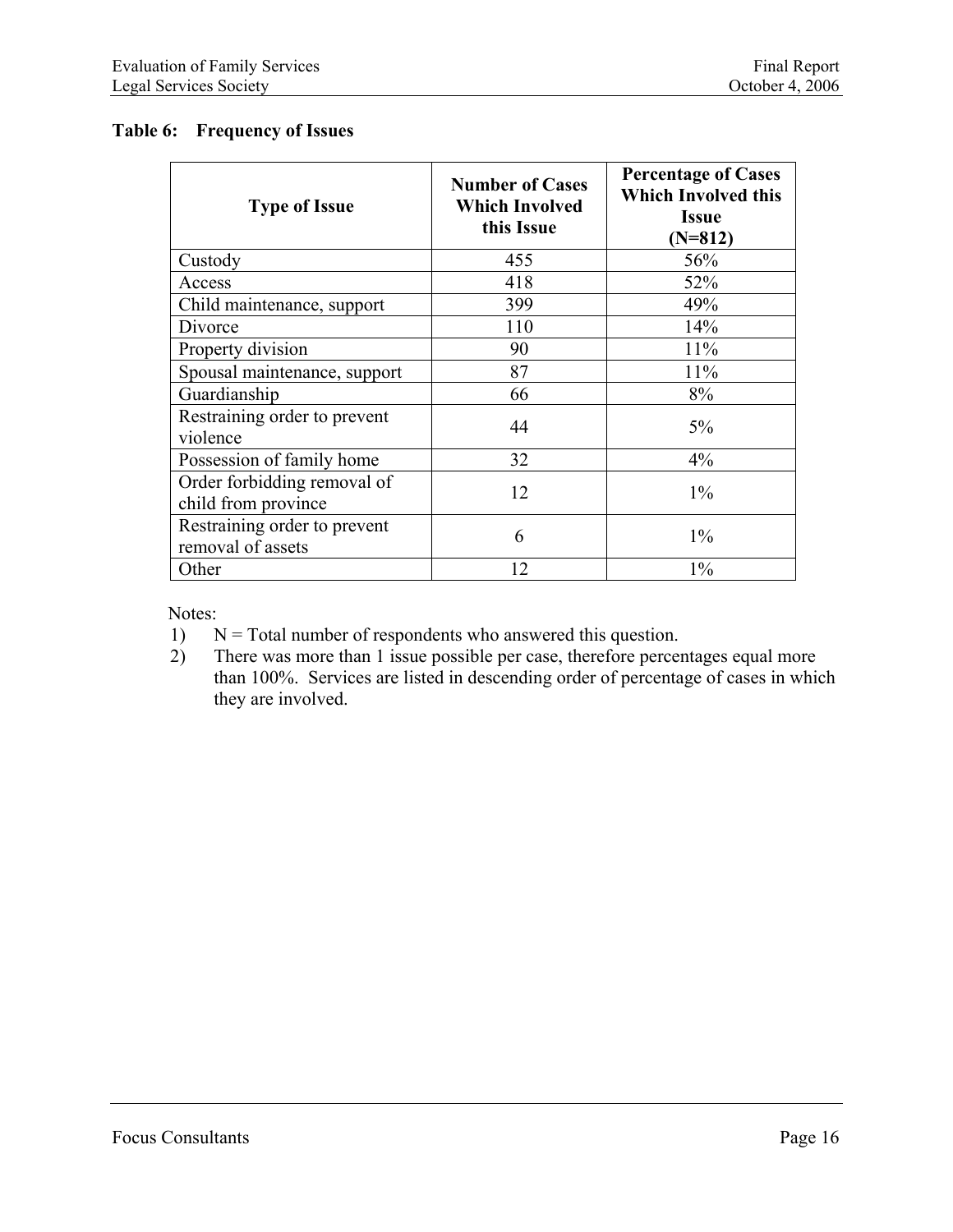**Table 6: Frequency of Issues**

| Type of Issue | Number of Cases Which Involved this Issue | Percentage of Cases Which Involved this Issue (N=812) |
|---|---|---|
| Custody | 455 | 56% |
| Access | 418 | 52% |
| Child maintenance, support | 399 | 49% |
| Divorce | 110 | 14% |
| Property division | 90 | 11% |
| Spousal maintenance, support | 87 | 11% |
| Guardianship | 66 | 8% |
| Restraining order to prevent violence | 44 | 5% |
| Possession of family home | 32 | 4% |
| Order forbidding removal of child from province | 12 | 1% |
| Restraining order to prevent removal of assets | 6 | 1% |
| Other | 12 | 1% |

Notes:

1) N = Total number of respondents who answered this question.
2) There was more than 1 issue possible per case, therefore percentages equal more than 100%. Services are listed in descending order of percentage of cases in which they are involved.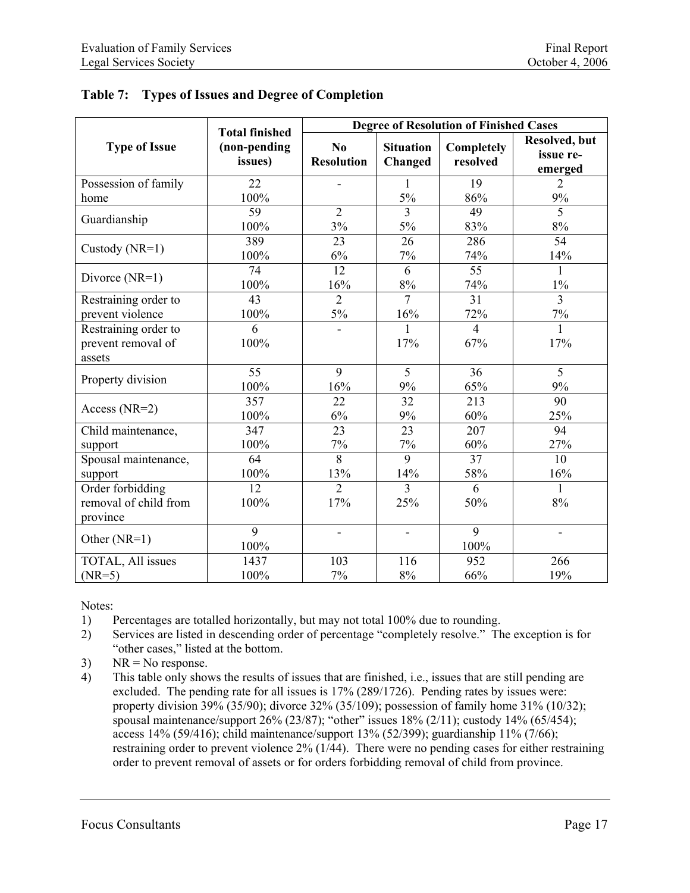**Table 7: Types of Issues and Degree of Completion**

| Type of Issue | Total finished (non-pending issues) | Degree of Resolution of Finished Cases | | | |
|---|---|---|---|---|---|
| | | No Resolution | Situation Changed | Completely resolved | Resolved, but issue re-emerged |
| Possession of family home | 22<br>100% | - | 1<br>5% | 19<br>86% | 2<br>9% |
| Guardianship | 59<br>100% | 2<br>3% | 3<br>5% | 49<br>83% | 5<br>8% |
| Custody (NR=1) | 389<br>100% | 23<br>6% | 26<br>7% | 286<br>74% | 54<br>14% |
| Divorce (NR=1) | 74<br>100% | 12<br>16% | 6<br>8% | 55<br>74% | 1<br>1% |
| Restraining order to prevent violence | 43<br>100% | 2<br>5% | 7<br>16% | 31<br>72% | 3<br>7% |
| Restraining order to prevent removal of assets | 6<br>100% | - | 1<br>17% | 4<br>67% | 1<br>17% |
| Property division | 55<br>100% | 9<br>16% | 5<br>9% | 36<br>65% | 5<br>9% |
| Access (NR=2) | 357<br>100% | 22<br>6% | 32<br>9% | 213<br>60% | 90<br>25% |
| Child maintenance, support | 347<br>100% | 23<br>7% | 23<br>7% | 207<br>60% | 94<br>27% |
| Spousal maintenance, support | 64<br>100% | 8<br>13% | 9<br>14% | 37<br>58% | 10<br>16% |
| Order forbidding removal of child from province | 12<br>100% | 2<br>17% | 3<br>25% | 6<br>50% | 1<br>8% |
| Other (NR=1) | 9<br>100% | - | - | 9<br>100% | - |
| TOTAL, All issues (NR=5) | 1437<br>100% | 103<br>7% | 116<br>8% | 952<br>66% | 266<br>19% |

Notes:

1) Percentages are totalled horizontally, but may not total 100% due to rounding.
2) Services are listed in descending order of percentage "completely resolve." The exception is for "other cases," listed at the bottom.
3) NR = No response.
4) This table only shows the results of issues that are finished, i.e., issues that are still pending are excluded. The pending rate for all issues is 17% (289/1726). Pending rates by issues were: property division 39% (35/90); divorce 32% (35/109); possession of family home 31% (10/32); spousal maintenance/support 26% (23/87); "other" issues 18% (2/11); custody 14% (65/454); access 14% (59/416); child maintenance/support 13% (52/399); guardianship 11% (7/66); restraining order to prevent violence 2% (1/44). There were no pending cases for either restraining order to prevent removal of assets or for orders forbidding removal of child from province.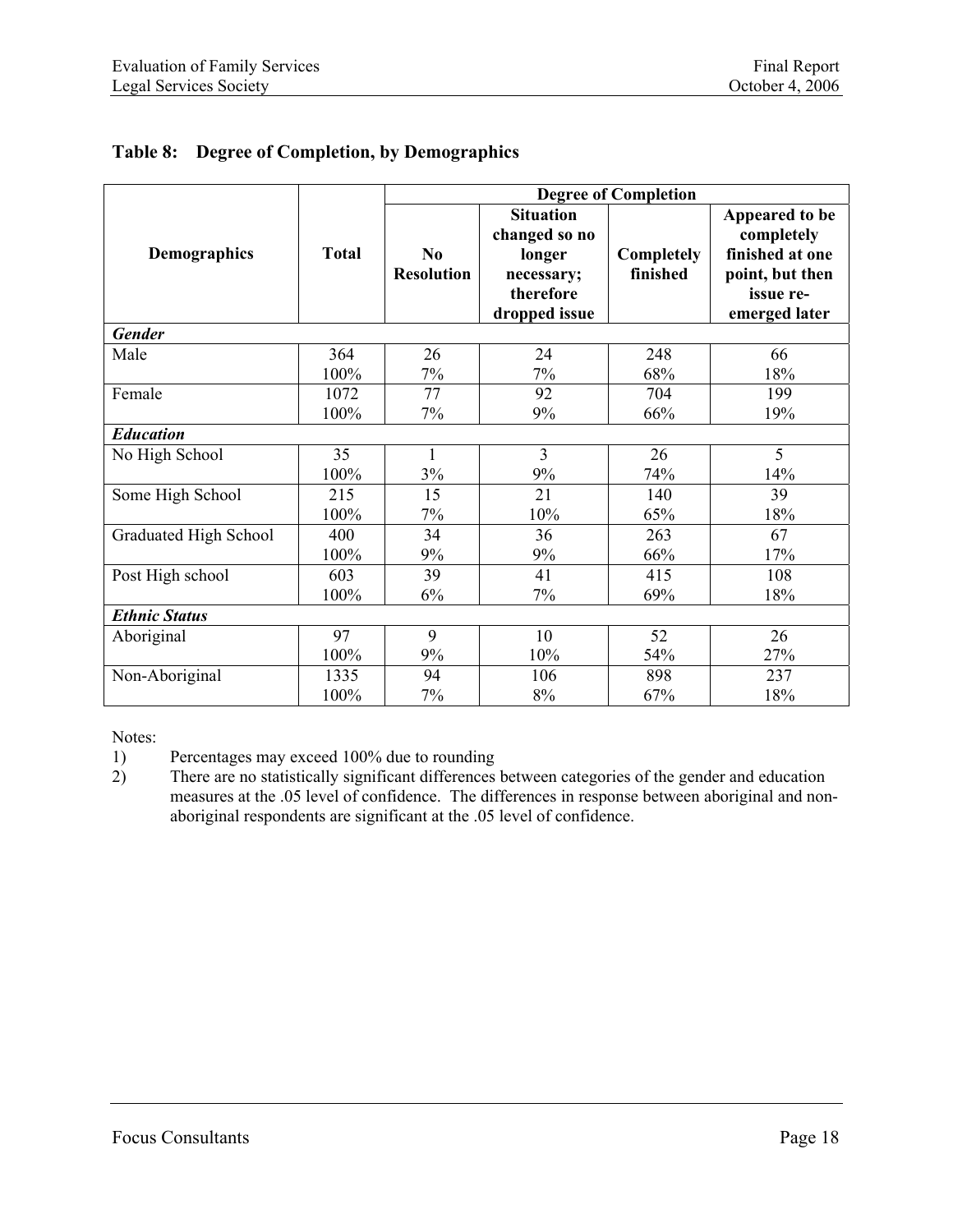**Table 8: Degree of Completion, by Demographics**

| Demographics | Total | Degree of Completion | | | |
|---|---|---|---|---|---|
| | | No Resolution | Situation changed so no longer necessary; therefore dropped issue | Completely finished | Appeared to be completely finished at one point, but then issue re-emerged later |
| ***Gender*** | | | | | |
| Male | 364<br>100% | 26<br>7% | 24<br>7% | 248<br>68% | 66<br>18% |
| Female | 1072<br>100% | 77<br>7% | 92<br>9% | 704<br>66% | 199<br>19% |
| ***Education*** | | | | | |
| No High School | 35<br>100% | 1<br>3% | 3<br>9% | 26<br>74% | 5<br>14% |
| Some High School | 215<br>100% | 15<br>7% | 21<br>10% | 140<br>65% | 39<br>18% |
| Graduated High School | 400<br>100% | 34<br>9% | 36<br>9% | 263<br>66% | 67<br>17% |
| Post High school | 603<br>100% | 39<br>6% | 41<br>7% | 415<br>69% | 108<br>18% |
| ***Ethnic Status*** | | | | | |
| Aboriginal | 97<br>100% | 9<br>9% | 10<br>10% | 52<br>54% | 26<br>27% |
| Non-Aboriginal | 1335<br>100% | 94<br>7% | 106<br>8% | 898<br>67% | 237<br>18% |

Notes:

1) Percentages may exceed 100% due to rounding
2) There are no statistically significant differences between categories of the gender and education measures at the .05 level of confidence. The differences in response between aboriginal and non-aboriginal respondents are significant at the .05 level of confidence.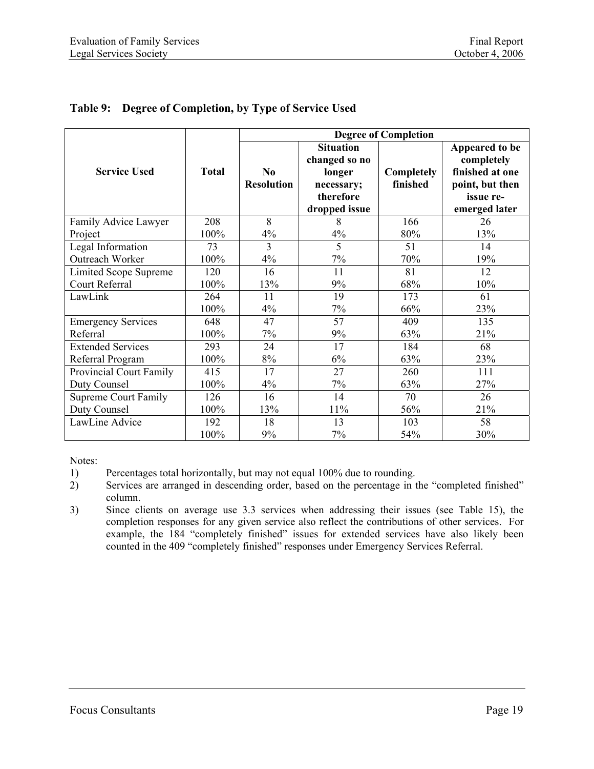**Table 9: Degree of Completion, by Type of Service Used**

| Service Used | Total | Degree of Completion | | | |
|---|---|---|---|---|---|
| | | No Resolution | Situation changed so no longer necessary; therefore dropped issue | Completely finished | Appeared to be completely finished at one point, but then issue re-emerged later |
| Family Advice Lawyer Project | 208<br>100% | 8<br>4% | 8<br>4% | 166<br>80% | 26<br>13% |
| Legal Information Outreach Worker | 73<br>100% | 3<br>4% | 5<br>7% | 51<br>70% | 14<br>19% |
| Limited Scope Supreme Court Referral | 120<br>100% | 16<br>13% | 11<br>9% | 81<br>68% | 12<br>10% |
| LawLink | 264<br>100% | 11<br>4% | 19<br>7% | 173<br>66% | 61<br>23% |
| Emergency Services Referral | 648<br>100% | 47<br>7% | 57<br>9% | 409<br>63% | 135<br>21% |
| Extended Services Referral Program | 293<br>100% | 24<br>8% | 17<br>6% | 184<br>63% | 68<br>23% |
| Provincial Court Family Duty Counsel | 415<br>100% | 17<br>4% | 27<br>7% | 260<br>63% | 111<br>27% |
| Supreme Court Family Duty Counsel | 126<br>100% | 16<br>13% | 14<br>11% | 70<br>56% | 26<br>21% |
| LawLine Advice | 192<br>100% | 18<br>9% | 13<br>7% | 103<br>54% | 58<br>30% |

Notes:

1) Percentages total horizontally, but may not equal 100% due to rounding.
2) Services are arranged in descending order, based on the percentage in the "completed finished" column.
3) Since clients on average use 3.3 services when addressing their issues (see Table 15), the completion responses for any given service also reflect the contributions of other services. For example, the 184 "completely finished" issues for extended services have also likely been counted in the 409 "completely finished" responses under Emergency Services Referral.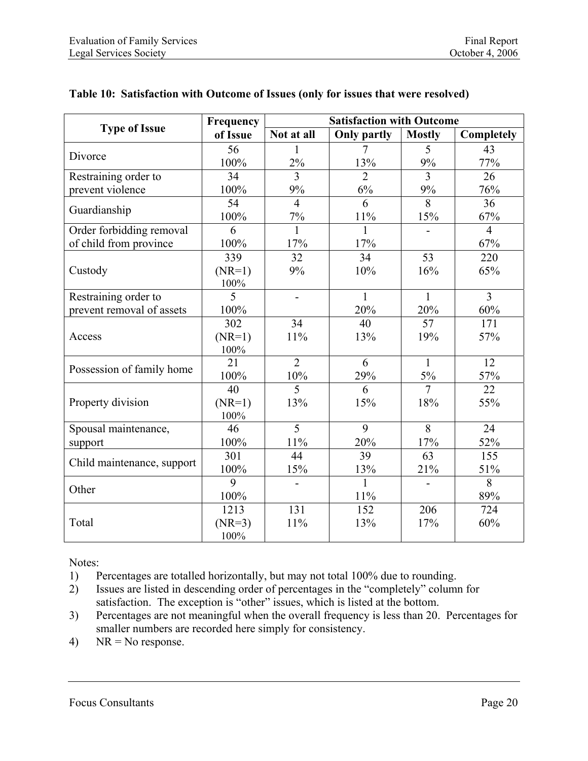**Table 10: Satisfaction with Outcome of Issues (only for issues that were resolved)**

| Type of Issue | Frequency of Issue | Satisfaction with Outcome | | | |
|---|---|---|---|---|---|
| | | Not at all | Only partly | Mostly | Completely |
| Divorce | 56<br>100% | 1<br>2% | 7<br>13% | 5<br>9% | 43<br>77% |
| Restraining order to prevent violence | 34<br>100% | 3<br>9% | 2<br>6% | 3<br>9% | 26<br>76% |
| Guardianship | 54<br>100% | 4<br>7% | 6<br>11% | 8<br>15% | 36<br>67% |
| Order forbidding removal of child from province | 6<br>100% | 1<br>17% | 1<br>17% | - | 4<br>67% |
| Custody | 339<br>(NR=1)<br>100% | 32<br>9% | 34<br>10% | 53<br>16% | 220<br>65% |
| Restraining order to prevent removal of assets | 5<br>100% | - | 1<br>20% | 1<br>20% | 3<br>60% |
| Access | 302<br>(NR=1)<br>100% | 34<br>11% | 40<br>13% | 57<br>19% | 171<br>57% |
| Possession of family home | 21<br>100% | 2<br>10% | 6<br>29% | 1<br>5% | 12<br>57% |
| Property division | 40<br>(NR=1)<br>100% | 5<br>13% | 6<br>15% | 7<br>18% | 22<br>55% |
| Spousal maintenance, support | 46<br>100% | 5<br>11% | 9<br>20% | 8<br>17% | 24<br>52% |
| Child maintenance, support | 301<br>100% | 44<br>15% | 39<br>13% | 63<br>21% | 155<br>51% |
| Other | 9<br>100% | - | 1<br>11% | - | 8<br>89% |
| Total | 1213<br>(NR=3)<br>100% | 131<br>11% | 152<br>13% | 206<br>17% | 724<br>60% |

Notes:

1) Percentages are totalled horizontally, but may not total 100% due to rounding.
2) Issues are listed in descending order of percentages in the "completely" column for satisfaction. The exception is "other" issues, which is listed at the bottom.
3) Percentages are not meaningful when the overall frequency is less than 20. Percentages for smaller numbers are recorded here simply for consistency.
4) NR = No response.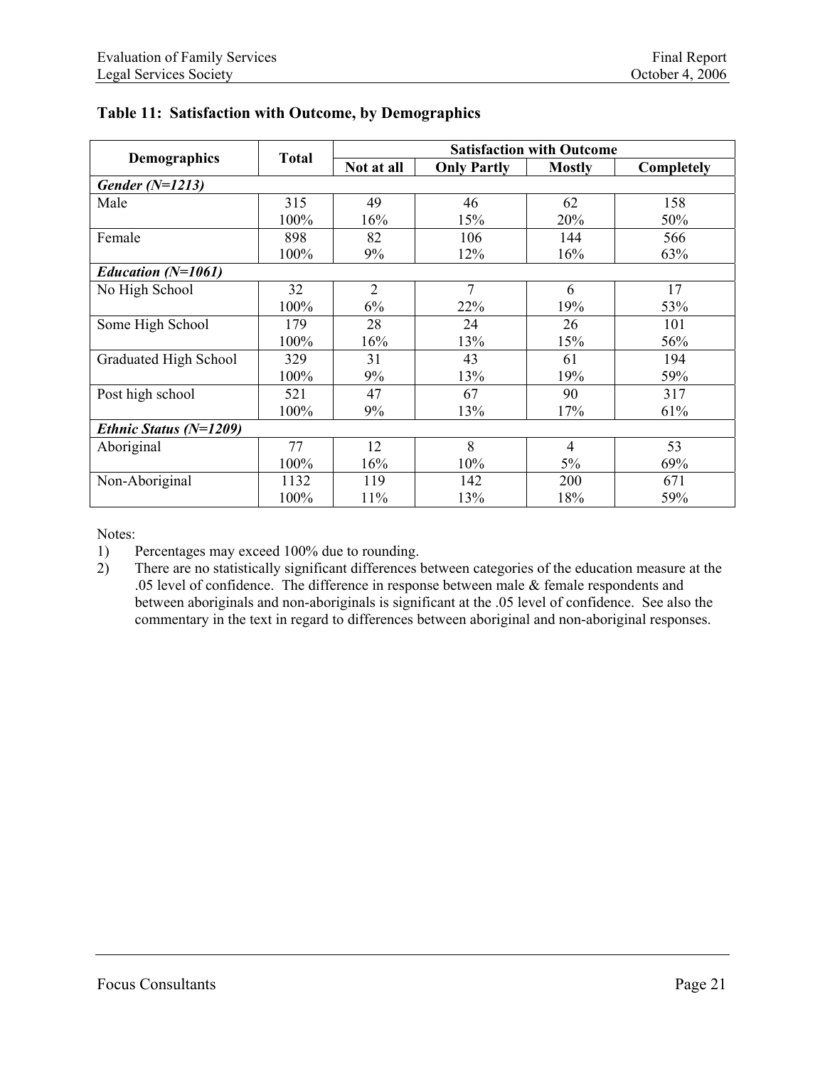### Table 11: Satisfaction with Outcome, by Demographics

| Demographics | Total | Satisfaction with Outcome | | | |
|---|---|---|---|---|---|
| | | Not at all | Only Partly | Mostly | Completely |
| ***Gender (N=1213)*** | | | | | |
| Male | 315<br>100% | 49<br>16% | 46<br>15% | 62<br>20% | 158<br>50% |
| Female | 898<br>100% | 82<br>9% | 106<br>12% | 144<br>16% | 566<br>63% |
| ***Education (N=1061)*** | | | | | |
| No High School | 32<br>100% | 2<br>6% | 7<br>22% | 6<br>19% | 17<br>53% |
| Some High School | 179<br>100% | 28<br>16% | 24<br>13% | 26<br>15% | 101<br>56% |
| Graduated High School | 329<br>100% | 31<br>9% | 43<br>13% | 61<br>19% | 194<br>59% |
| Post high school | 521<br>100% | 47<br>9% | 67<br>13% | 90<br>17% | 317<br>61% |
| ***Ethnic Status (N=1209)*** | | | | | |
| Aboriginal | 77<br>100% | 12<br>16% | 8<br>10% | 4<br>5% | 53<br>69% |
| Non-Aboriginal | 1132<br>100% | 119<br>11% | 142<br>13% | 200<br>18% | 671<br>59% |

Notes:

1) Percentages may exceed 100% due to rounding.
2) There are no statistically significant differences between categories of the education measure at the .05 level of confidence. The difference in response between male & female respondents and between aboriginals and non-aboriginals is significant at the .05 level of confidence. See also the commentary in the text in regard to differences between aboriginal and non-aboriginal responses.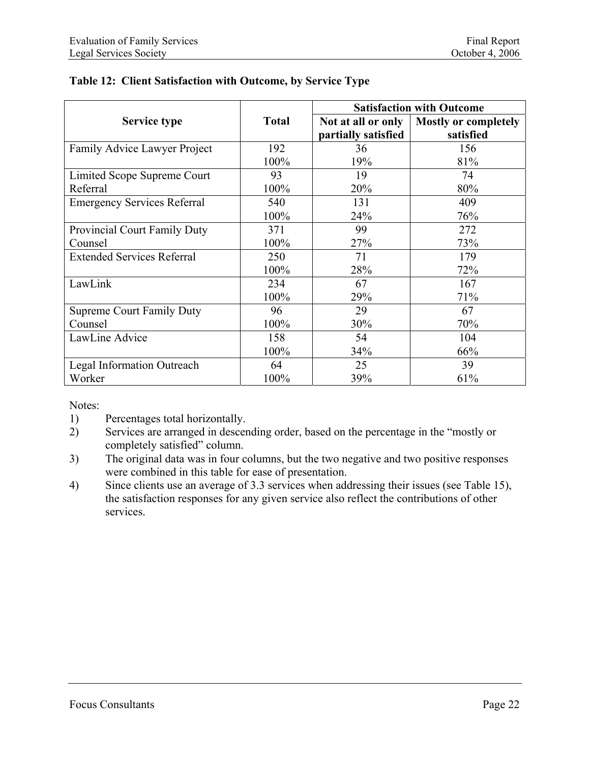**Table 12: Client Satisfaction with Outcome, by Service Type**

| Service type | Total | Satisfaction with Outcome | |
|---|---|---|---|
| | | Not at all or only partially satisfied | Mostly or completely satisfied |
| Family Advice Lawyer Project | 192<br>100% | 36<br>19% | 156<br>81% |
| Limited Scope Supreme Court Referral | 93<br>100% | 19<br>20% | 74<br>80% |
| Emergency Services Referral | 540<br>100% | 131<br>24% | 409<br>76% |
| Provincial Court Family Duty Counsel | 371<br>100% | 99<br>27% | 272<br>73% |
| Extended Services Referral | 250<br>100% | 71<br>28% | 179<br>72% |
| LawLink | 234<br>100% | 67<br>29% | 167<br>71% |
| Supreme Court Family Duty Counsel | 96<br>100% | 29<br>30% | 67<br>70% |
| LawLine Advice | 158<br>100% | 54<br>34% | 104<br>66% |
| Legal Information Outreach Worker | 64<br>100% | 25<br>39% | 39<br>61% |

Notes:

1) Percentages total horizontally.
2) Services are arranged in descending order, based on the percentage in the "mostly or completely satisfied" column.
3) The original data was in four columns, but the two negative and two positive responses were combined in this table for ease of presentation.
4) Since clients use an average of 3.3 services when addressing their issues (see Table 15), the satisfaction responses for any given service also reflect the contributions of other services.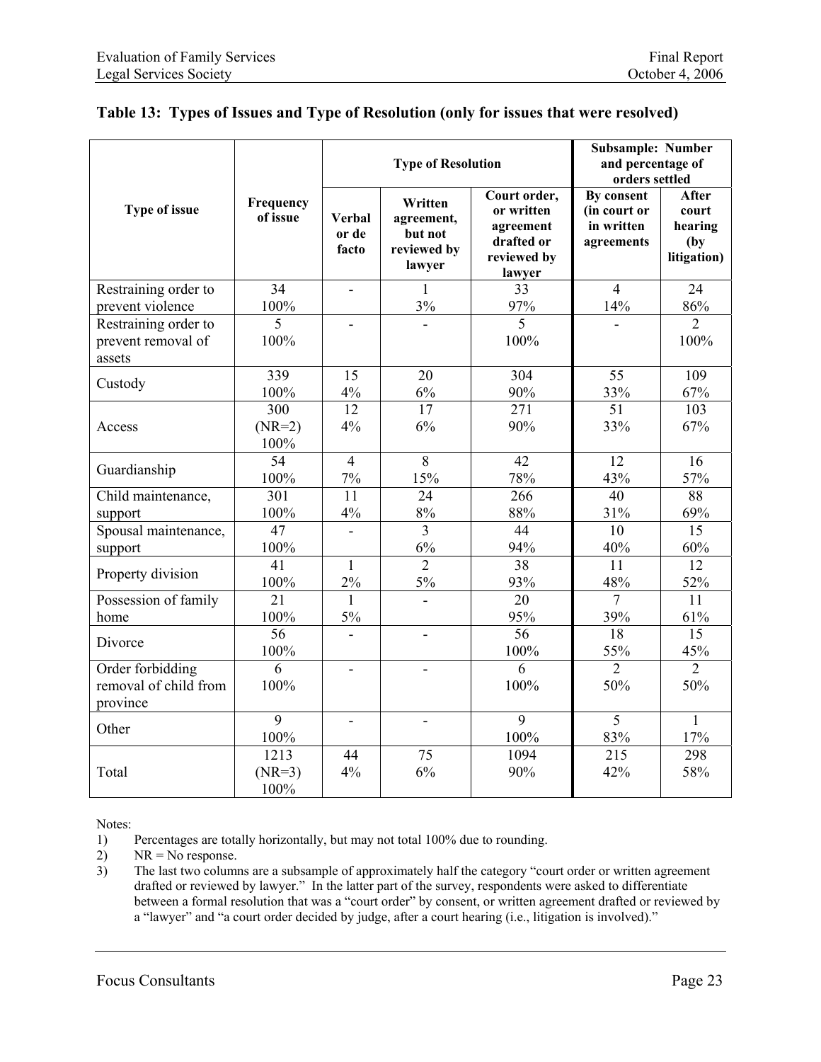## Table 13: Types of Issues and Type of Resolution (only for issues that were resolved)

| Type of issue | Frequency of issue | Type of Resolution | | | Subsample: Number and percentage of orders settled | |
|---|---|---|---|---|---|---|
| | | Verbal or de facto | Written agreement, but not reviewed by lawyer | Court order, or written agreement drafted or reviewed by lawyer | By consent (in court or in written agreements | After court hearing (by litigation) |
| Restraining order to prevent violence | 34<br>100% | - | 1<br>3% | 33<br>97% | 4<br>14% | 24<br>86% |
| Restraining order to prevent removal of assets | 5<br>100% | - | - | 5<br>100% | - | 2<br>100% |
| Custody | 339<br>100% | 15<br>4% | 20<br>6% | 304<br>90% | 55<br>33% | 109<br>67% |
| Access | 300<br>(NR=2)<br>100% | 12<br>4% | 17<br>6% | 271<br>90% | 51<br>33% | 103<br>67% |
| Guardianship | 54<br>100% | 4<br>7% | 8<br>15% | 42<br>78% | 12<br>43% | 16<br>57% |
| Child maintenance, support | 301<br>100% | 11<br>4% | 24<br>8% | 266<br>88% | 40<br>31% | 88<br>69% |
| Spousal maintenance, support | 47<br>100% | - | 3<br>6% | 44<br>94% | 10<br>40% | 15<br>60% |
| Property division | 41<br>100% | 1<br>2% | 2<br>5% | 38<br>93% | 11<br>48% | 12<br>52% |
| Possession of family home | 21<br>100% | 1<br>5% | - | 20<br>95% | 7<br>39% | 11<br>61% |
| Divorce | 56<br>100% | - | - | 56<br>100% | 18<br>55% | 15<br>45% |
| Order forbidding removal of child from province | 6<br>100% | - | - | 6<br>100% | 2<br>50% | 2<br>50% |
| Other | 9<br>100% | - | - | 9<br>100% | 5<br>83% | 1<br>17% |
| Total | 1213<br>(NR=3)<br>100% | 44<br>4% | 75<br>6% | 1094<br>90% | 215<br>42% | 298<br>58% |

Notes:

1) Percentages are totally horizontally, but may not total 100% due to rounding.
2) NR = No response.
3) The last two columns are a subsample of approximately half the category "court order or written agreement drafted or reviewed by lawyer." In the latter part of the survey, respondents were asked to differentiate between a formal resolution that was a "court order" by consent, or written agreement drafted or reviewed by a "lawyer" and "a court order decided by judge, after a court hearing (i.e., litigation is involved)."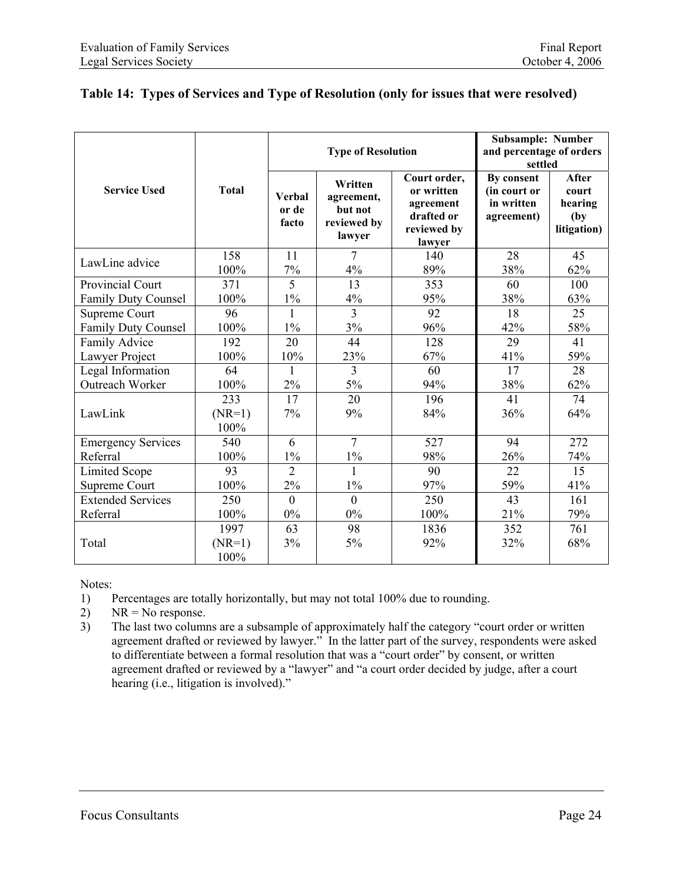### Table 14: Types of Services and Type of Resolution (only for issues that were resolved)

| Service Used | Total | Type of Resolution | | | Subsample: Number and percentage of orders settled | |
|---|---|---|---|---|---|---|
| | | Verbal or de facto | Written agreement, but not reviewed by lawyer | Court order, or written agreement drafted or reviewed by lawyer | By consent (in court or in written agreement) | After court hearing (by litigation) |
| LawLine advice | 158<br>100% | 11<br>7% | 7<br>4% | 140<br>89% | 28<br>38% | 45<br>62% |
| Provincial Court Family Duty Counsel | 371<br>100% | 5<br>1% | 13<br>4% | 353<br>95% | 60<br>38% | 100<br>63% |
| Supreme Court Family Duty Counsel | 96<br>100% | 1<br>1% | 3<br>3% | 92<br>96% | 18<br>42% | 25<br>58% |
| Family Advice Lawyer Project | 192<br>100% | 20<br>10% | 44<br>23% | 128<br>67% | 29<br>41% | 41<br>59% |
| Legal Information Outreach Worker | 64<br>100% | 1<br>2% | 3<br>5% | 60<br>94% | 17<br>38% | 28<br>62% |
| LawLink | 233<br>(NR=1)<br>100% | 17<br>7% | 20<br>9% | 196<br>84% | 41<br>36% | 74<br>64% |
| Emergency Services Referral | 540<br>100% | 6<br>1% | 7<br>1% | 527<br>98% | 94<br>26% | 272<br>74% |
| Limited Scope Supreme Court | 93<br>100% | 2<br>2% | 1<br>1% | 90<br>97% | 22<br>59% | 15<br>41% |
| Extended Services Referral | 250<br>100% | 0<br>0% | 0<br>0% | 250<br>100% | 43<br>21% | 161<br>79% |
| Total | 1997<br>(NR=1)<br>100% | 63<br>3% | 98<br>5% | 1836<br>92% | 352<br>32% | 761<br>68% |

Notes:

1) Percentages are totally horizontally, but may not total 100% due to rounding.
2) NR = No response.
3) The last two columns are a subsample of approximately half the category "court order or written agreement drafted or reviewed by lawyer." In the latter part of the survey, respondents were asked to differentiate between a formal resolution that was a "court order" by consent, or written agreement drafted or reviewed by a "lawyer" and "a court order decided by judge, after a court hearing (i.e., litigation is involved)."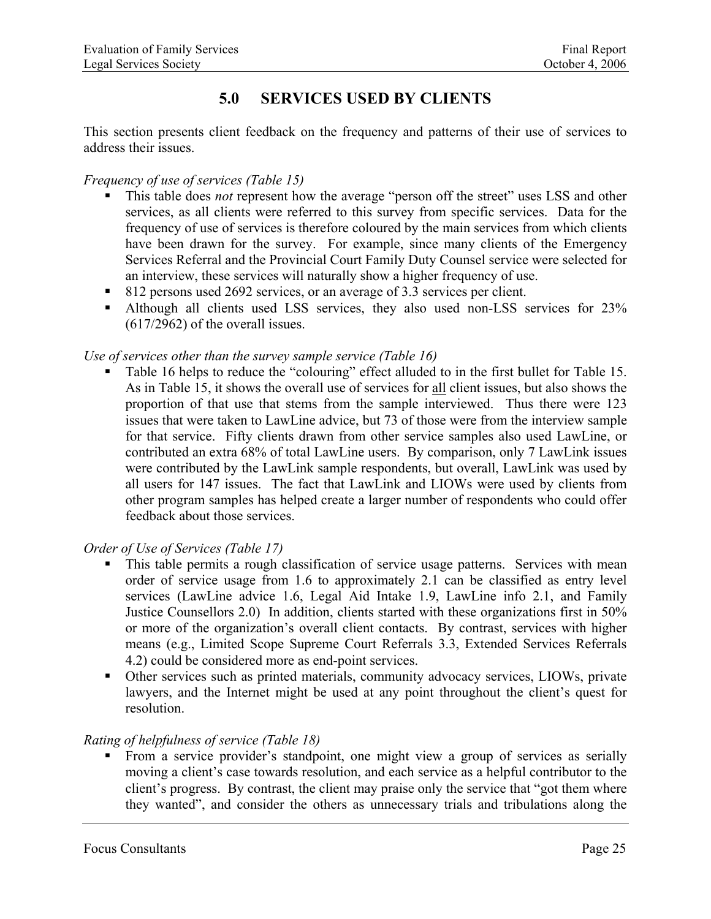# 5.0 SERVICES USED BY CLIENTS

This section presents client feedback on the frequency and patterns of their use of services to address their issues.

*Frequency of use of services (Table 15)*

- This table does *not* represent how the average "person off the street" uses LSS and other services, as all clients were referred to this survey from specific services. Data for the frequency of use of services is therefore coloured by the main services from which clients have been drawn for the survey. For example, since many clients of the Emergency Services Referral and the Provincial Court Family Duty Counsel service were selected for an interview, these services will naturally show a higher frequency of use.
- 812 persons used 2692 services, or an average of 3.3 services per client.
- Although all clients used LSS services, they also used non-LSS services for 23% (617/2962) of the overall issues.

*Use of services other than the survey sample service (Table 16)*

- Table 16 helps to reduce the "colouring" effect alluded to in the first bullet for Table 15. As in Table 15, it shows the overall use of services for <u>all</u> client issues, but also shows the proportion of that use that stems from the sample interviewed. Thus there were 123 issues that were taken to LawLine advice, but 73 of those were from the interview sample for that service. Fifty clients drawn from other service samples also used LawLine, or contributed an extra 68% of total LawLine users. By comparison, only 7 LawLink issues were contributed by the LawLink sample respondents, but overall, LawLink was used by all users for 147 issues. The fact that LawLink and LIOWs were used by clients from other program samples has helped create a larger number of respondents who could offer feedback about those services.

*Order of Use of Services (Table 17)*

- This table permits a rough classification of service usage patterns. Services with mean order of service usage from 1.6 to approximately 2.1 can be classified as entry level services (LawLine advice 1.6, Legal Aid Intake 1.9, LawLine info 2.1, and Family Justice Counsellors 2.0) In addition, clients started with these organizations first in 50% or more of the organization's overall client contacts. By contrast, services with higher means (e.g., Limited Scope Supreme Court Referrals 3.3, Extended Services Referrals 4.2) could be considered more as end-point services.
- Other services such as printed materials, community advocacy services, LIOWs, private lawyers, and the Internet might be used at any point throughout the client's quest for resolution.

*Rating of helpfulness of service (Table 18)*

- From a service provider's standpoint, one might view a group of services as serially moving a client's case towards resolution, and each service as a helpful contributor to the client's progress. By contrast, the client may praise only the service that "got them where they wanted", and consider the others as unnecessary trials and tribulations along the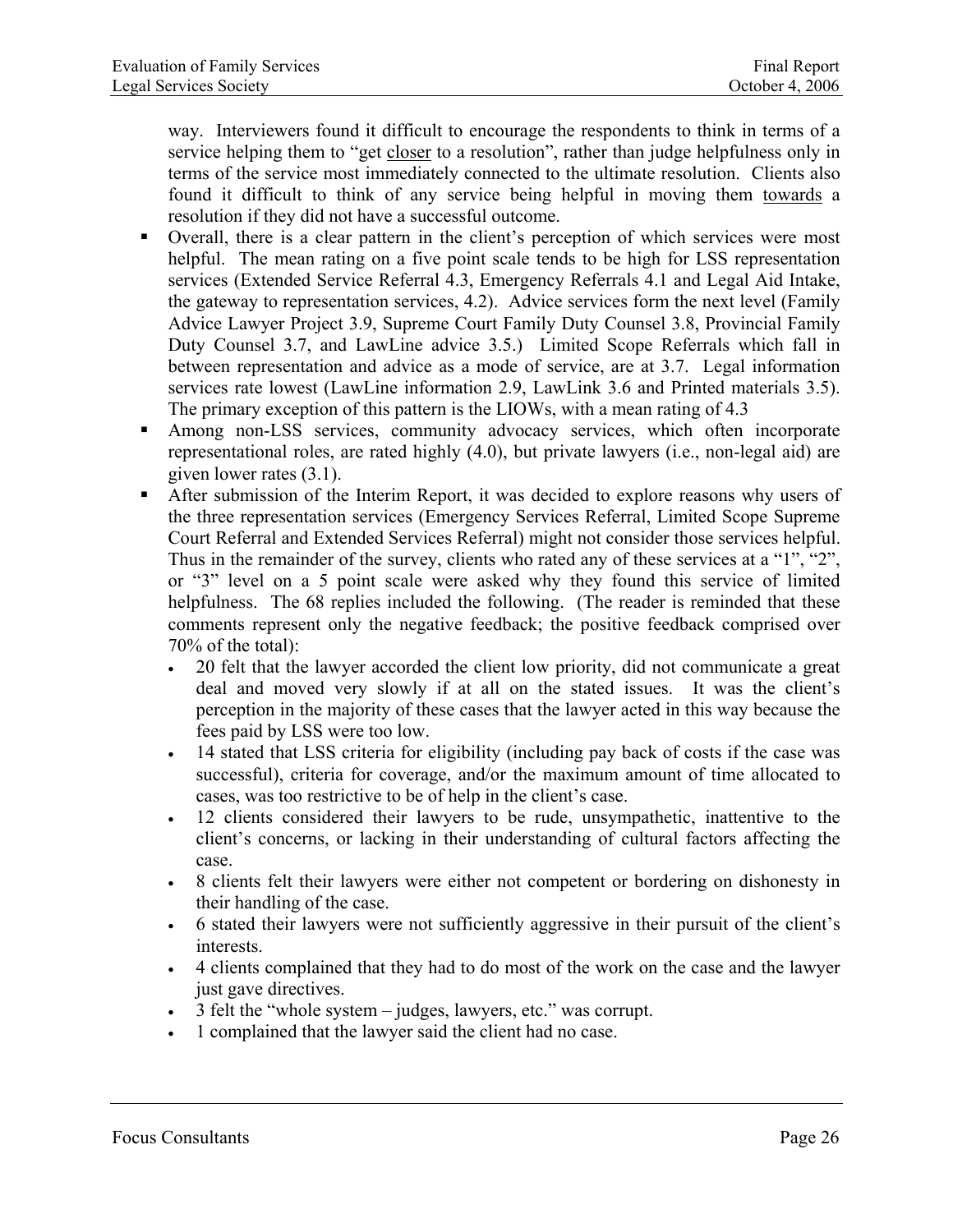way. Interviewers found it difficult to encourage the respondents to think in terms of a service helping them to "get closer to a resolution", rather than judge helpfulness only in terms of the service most immediately connected to the ultimate resolution. Clients also found it difficult to think of any service being helpful in moving them towards a resolution if they did not have a successful outcome.

- Overall, there is a clear pattern in the client's perception of which services were most helpful. The mean rating on a five point scale tends to be high for LSS representation services (Extended Service Referral 4.3, Emergency Referrals 4.1 and Legal Aid Intake, the gateway to representation services, 4.2). Advice services form the next level (Family Advice Lawyer Project 3.9, Supreme Court Family Duty Counsel 3.8, Provincial Family Duty Counsel 3.7, and LawLine advice 3.5.) Limited Scope Referrals which fall in between representation and advice as a mode of service, are at 3.7. Legal information services rate lowest (LawLine information 2.9, LawLink 3.6 and Printed materials 3.5). The primary exception of this pattern is the LIOWs, with a mean rating of 4.3
- Among non-LSS services, community advocacy services, which often incorporate representational roles, are rated highly (4.0), but private lawyers (i.e., non-legal aid) are given lower rates (3.1).
- After submission of the Interim Report, it was decided to explore reasons why users of the three representation services (Emergency Services Referral, Limited Scope Supreme Court Referral and Extended Services Referral) might not consider those services helpful. Thus in the remainder of the survey, clients who rated any of these services at a "1", "2", or "3" level on a 5 point scale were asked why they found this service of limited helpfulness. The 68 replies included the following. (The reader is reminded that these comments represent only the negative feedback; the positive feedback comprised over 70% of the total):
  - 20 felt that the lawyer accorded the client low priority, did not communicate a great deal and moved very slowly if at all on the stated issues. It was the client's perception in the majority of these cases that the lawyer acted in this way because the fees paid by LSS were too low.
  - 14 stated that LSS criteria for eligibility (including pay back of costs if the case was successful), criteria for coverage, and/or the maximum amount of time allocated to cases, was too restrictive to be of help in the client's case.
  - 12 clients considered their lawyers to be rude, unsympathetic, inattentive to the client's concerns, or lacking in their understanding of cultural factors affecting the case.
  - 8 clients felt their lawyers were either not competent or bordering on dishonesty in their handling of the case.
  - 6 stated their lawyers were not sufficiently aggressive in their pursuit of the client's interests.
  - 4 clients complained that they had to do most of the work on the case and the lawyer just gave directives.
  - 3 felt the "whole system – judges, lawyers, etc." was corrupt.
  - 1 complained that the lawyer said the client had no case.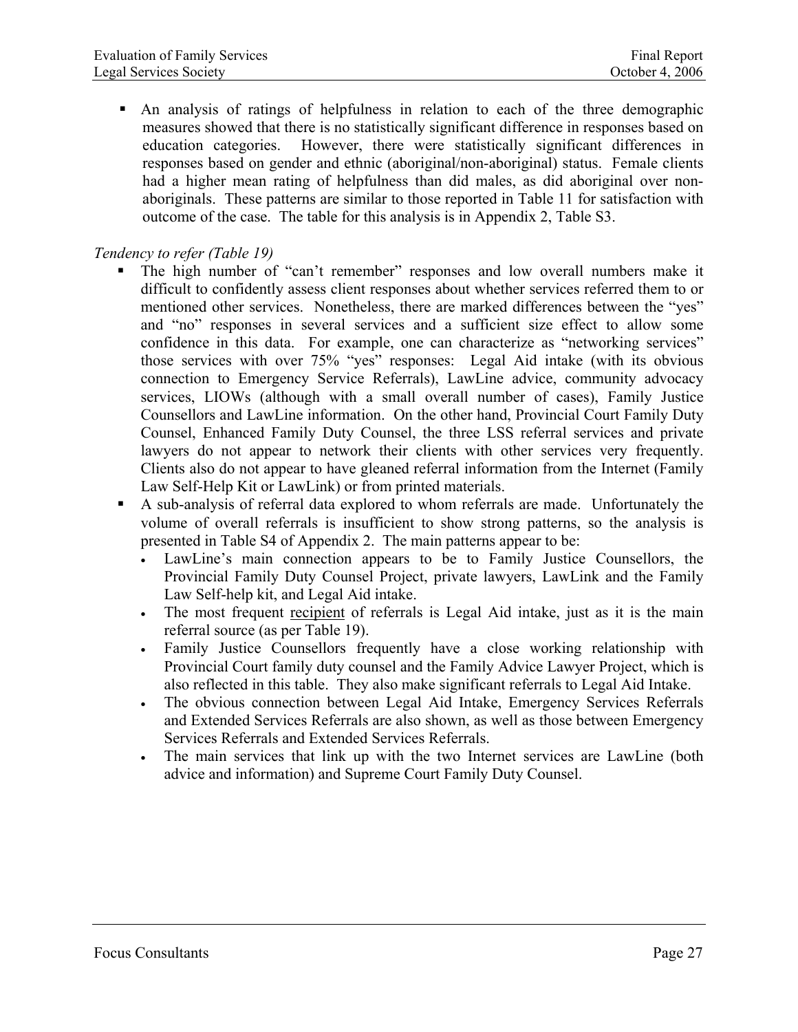- An analysis of ratings of helpfulness in relation to each of the three demographic measures showed that there is no statistically significant difference in responses based on education categories. However, there were statistically significant differences in responses based on gender and ethnic (aboriginal/non-aboriginal) status. Female clients had a higher mean rating of helpfulness than did males, as did aboriginal over non-aboriginals. These patterns are similar to those reported in Table 11 for satisfaction with outcome of the case. The table for this analysis is in Appendix 2, Table S3.

*Tendency to refer (Table 19)*

- The high number of "can't remember" responses and low overall numbers make it difficult to confidently assess client responses about whether services referred them to or mentioned other services. Nonetheless, there are marked differences between the "yes" and "no" responses in several services and a sufficient size effect to allow some confidence in this data. For example, one can characterize as "networking services" those services with over 75% "yes" responses: Legal Aid intake (with its obvious connection to Emergency Service Referrals), LawLine advice, community advocacy services, LIOWs (although with a small overall number of cases), Family Justice Counsellors and LawLine information. On the other hand, Provincial Court Family Duty Counsel, Enhanced Family Duty Counsel, the three LSS referral services and private lawyers do not appear to network their clients with other services very frequently. Clients also do not appear to have gleaned referral information from the Internet (Family Law Self-Help Kit or LawLink) or from printed materials.
- A sub-analysis of referral data explored to whom referrals are made. Unfortunately the volume of overall referrals is insufficient to show strong patterns, so the analysis is presented in Table S4 of Appendix 2. The main patterns appear to be:
  - LawLine's main connection appears to be to Family Justice Counsellors, the Provincial Family Duty Counsel Project, private lawyers, LawLink and the Family Law Self-help kit, and Legal Aid intake.
  - The most frequent recipient of referrals is Legal Aid intake, just as it is the main referral source (as per Table 19).
  - Family Justice Counsellors frequently have a close working relationship with Provincial Court family duty counsel and the Family Advice Lawyer Project, which is also reflected in this table. They also make significant referrals to Legal Aid Intake.
  - The obvious connection between Legal Aid Intake, Emergency Services Referrals and Extended Services Referrals are also shown, as well as those between Emergency Services Referrals and Extended Services Referrals.
  - The main services that link up with the two Internet services are LawLine (both advice and information) and Supreme Court Family Duty Counsel.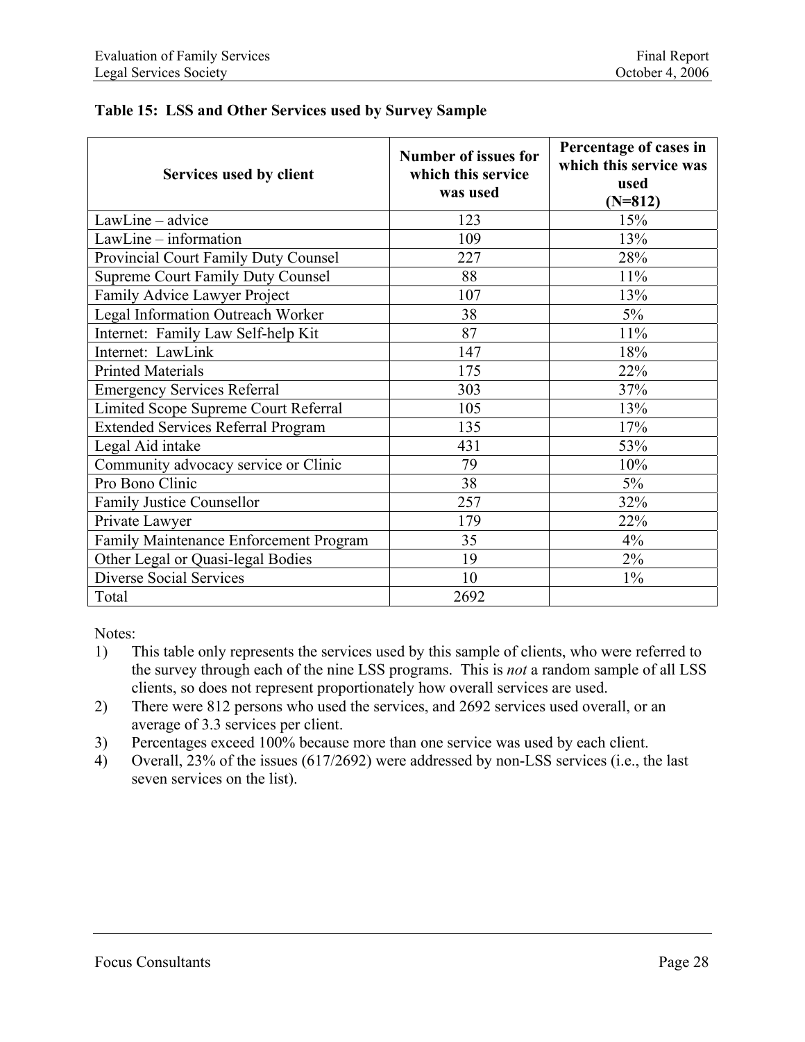**Table 15: LSS and Other Services used by Survey Sample**

| Services used by client | Number of issues for which this service was used | Percentage of cases in which this service was used (N=812) |
|---|---|---|
| LawLine – advice | 123 | 15% |
| LawLine – information | 109 | 13% |
| Provincial Court Family Duty Counsel | 227 | 28% |
| Supreme Court Family Duty Counsel | 88 | 11% |
| Family Advice Lawyer Project | 107 | 13% |
| Legal Information Outreach Worker | 38 | 5% |
| Internet: Family Law Self-help Kit | 87 | 11% |
| Internet: LawLink | 147 | 18% |
| Printed Materials | 175 | 22% |
| Emergency Services Referral | 303 | 37% |
| Limited Scope Supreme Court Referral | 105 | 13% |
| Extended Services Referral Program | 135 | 17% |
| Legal Aid intake | 431 | 53% |
| Community advocacy service or Clinic | 79 | 10% |
| Pro Bono Clinic | 38 | 5% |
| Family Justice Counsellor | 257 | 32% |
| Private Lawyer | 179 | 22% |
| Family Maintenance Enforcement Program | 35 | 4% |
| Other Legal or Quasi-legal Bodies | 19 | 2% |
| Diverse Social Services | 10 | 1% |
| Total | 2692 | |

Notes:

1) This table only represents the services used by this sample of clients, who were referred to the survey through each of the nine LSS programs. This is *not* a random sample of all LSS clients, so does not represent proportionately how overall services are used.
2) There were 812 persons who used the services, and 2692 services used overall, or an average of 3.3 services per client.
3) Percentages exceed 100% because more than one service was used by each client.
4) Overall, 23% of the issues (617/2692) were addressed by non-LSS services (i.e., the last seven services on the list).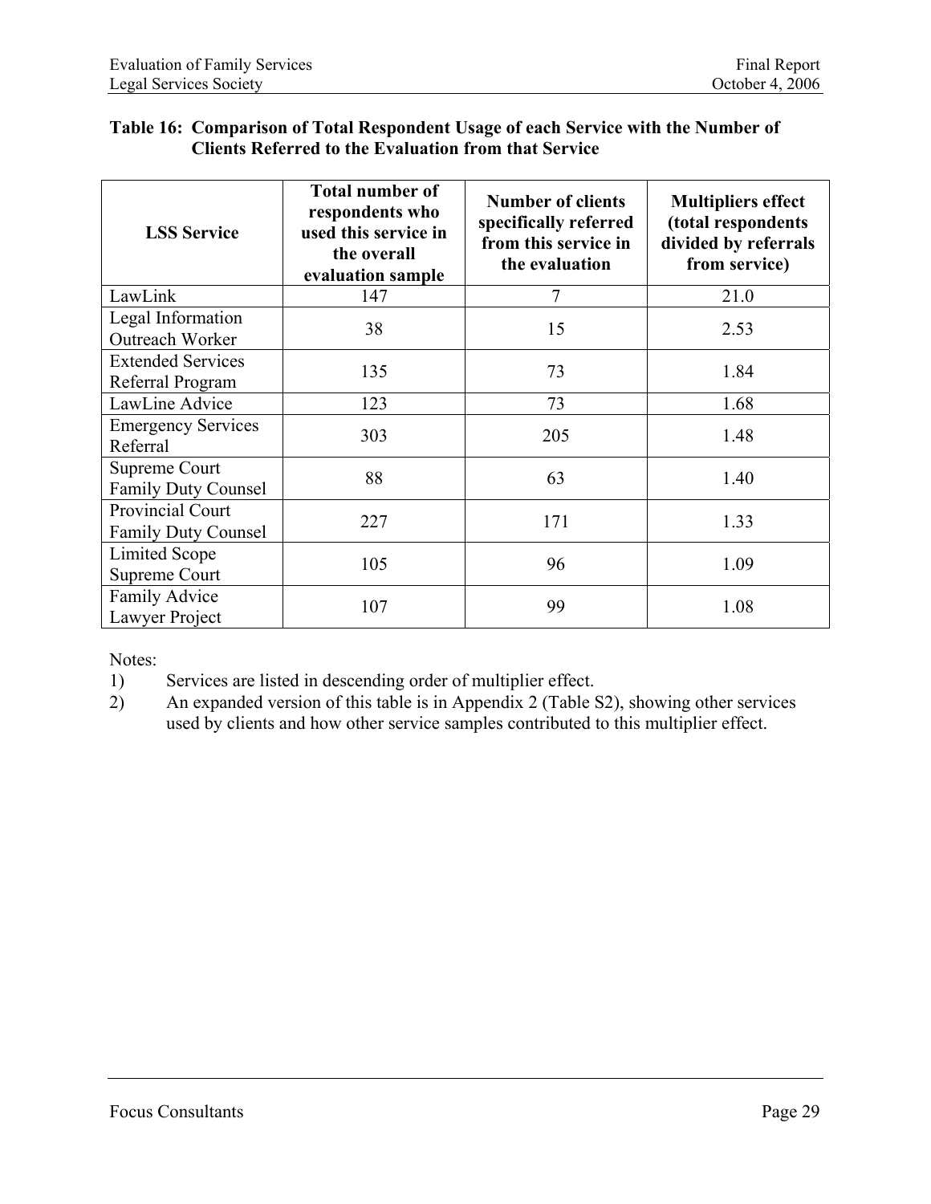**Table 16: Comparison of Total Respondent Usage of each Service with the Number of Clients Referred to the Evaluation from that Service**

| LSS Service | Total number of respondents who used this service in the overall evaluation sample | Number of clients specifically referred from this service in the evaluation | Multipliers effect (total respondents divided by referrals from service) |
|---|---|---|---|
| LawLink | 147 | 7 | 21.0 |
| Legal Information Outreach Worker | 38 | 15 | 2.53 |
| Extended Services Referral Program | 135 | 73 | 1.84 |
| LawLine Advice | 123 | 73 | 1.68 |
| Emergency Services Referral | 303 | 205 | 1.48 |
| Supreme Court Family Duty Counsel | 88 | 63 | 1.40 |
| Provincial Court Family Duty Counsel | 227 | 171 | 1.33 |
| Limited Scope Supreme Court | 105 | 96 | 1.09 |
| Family Advice Lawyer Project | 107 | 99 | 1.08 |

Notes:

1) Services are listed in descending order of multiplier effect.
2) An expanded version of this table is in Appendix 2 (Table S2), showing other services used by clients and how other service samples contributed to this multiplier effect.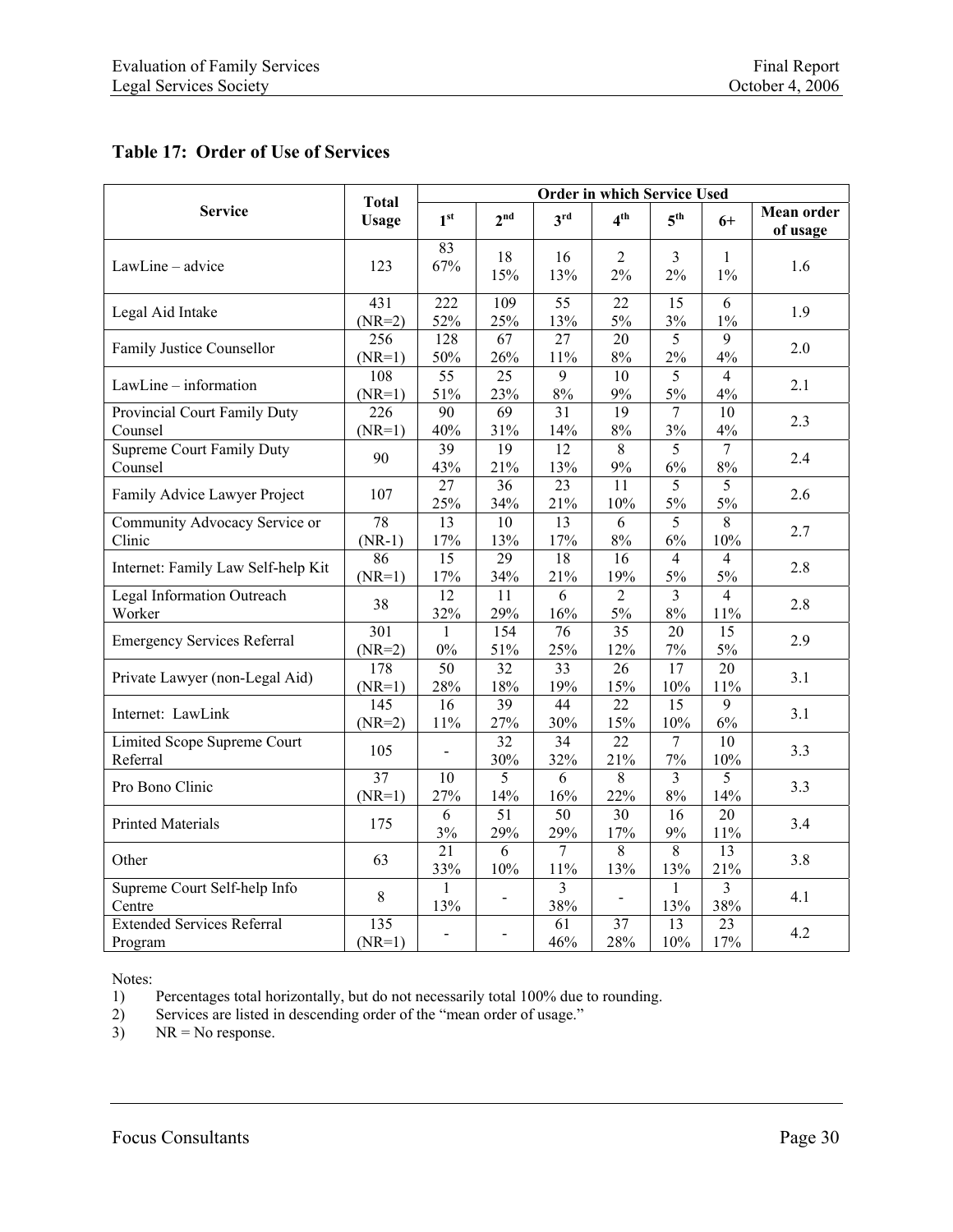## Table 17: Order of Use of Services

| Service | Total Usage | Order in which Service Used | | | | | | |
|---|---|---|---|---|---|---|---|---|
| | | 1st | 2nd | 3rd | 4th | 5th | 6+ | Mean order of usage |
| LawLine – advice | 123 | 83<br>67% | 18<br>15% | 16<br>13% | 2<br>2% | 3<br>2% | 1<br>1% | 1.6 |
| Legal Aid Intake | 431<br>(NR=2) | 222<br>52% | 109<br>25% | 55<br>13% | 22<br>5% | 15<br>3% | 6<br>1% | 1.9 |
| Family Justice Counsellor | 256<br>(NR=1) | 128<br>50% | 67<br>26% | 27<br>11% | 20<br>8% | 5<br>2% | 9<br>4% | 2.0 |
| LawLine – information | 108<br>(NR=1) | 55<br>51% | 25<br>23% | 9<br>8% | 10<br>9% | 5<br>5% | 4<br>4% | 2.1 |
| Provincial Court Family Duty Counsel | 226<br>(NR=1) | 90<br>40% | 69<br>31% | 31<br>14% | 19<br>8% | 7<br>3% | 10<br>4% | 2.3 |
| Supreme Court Family Duty Counsel | 90 | 39<br>43% | 19<br>21% | 12<br>13% | 8<br>9% | 5<br>6% | 7<br>8% | 2.4 |
| Family Advice Lawyer Project | 107 | 27<br>25% | 36<br>34% | 23<br>21% | 11<br>10% | 5<br>5% | 5<br>5% | 2.6 |
| Community Advocacy Service or Clinic | 78<br>(NR-1) | 13<br>17% | 10<br>13% | 13<br>17% | 6<br>8% | 5<br>6% | 8<br>10% | 2.7 |
| Internet: Family Law Self-help Kit | 86<br>(NR=1) | 15<br>17% | 29<br>34% | 18<br>21% | 16<br>19% | 4<br>5% | 4<br>5% | 2.8 |
| Legal Information Outreach Worker | 38 | 12<br>32% | 11<br>29% | 6<br>16% | 2<br>5% | 3<br>8% | 4<br>11% | 2.8 |
| Emergency Services Referral | 301<br>(NR=2) | 1<br>0% | 154<br>51% | 76<br>25% | 35<br>12% | 20<br>7% | 15<br>5% | 2.9 |
| Private Lawyer (non-Legal Aid) | 178<br>(NR=1) | 50<br>28% | 32<br>18% | 33<br>19% | 26<br>15% | 17<br>10% | 20<br>11% | 3.1 |
| Internet: LawLink | 145<br>(NR=2) | 16<br>11% | 39<br>27% | 44<br>30% | 22<br>15% | 15<br>10% | 9<br>6% | 3.1 |
| Limited Scope Supreme Court Referral | 105 | - | 32<br>30% | 34<br>32% | 22<br>21% | 7<br>7% | 10<br>10% | 3.3 |
| Pro Bono Clinic | 37<br>(NR=1) | 10<br>27% | 5<br>14% | 6<br>16% | 8<br>22% | 3<br>8% | 5<br>14% | 3.3 |
| Printed Materials | 175 | 6<br>3% | 51<br>29% | 50<br>29% | 30<br>17% | 16<br>9% | 20<br>11% | 3.4 |
| Other | 63 | 21<br>33% | 6<br>10% | 7<br>11% | 8<br>13% | 8<br>13% | 13<br>21% | 3.8 |
| Supreme Court Self-help Info Centre | 8 | 1<br>13% | - | 3<br>38% | - | 1<br>13% | 3<br>38% | 4.1 |
| Extended Services Referral Program | 135<br>(NR=1) | - | - | 61<br>46% | 37<br>28% | 13<br>10% | 23<br>17% | 4.2 |

Notes:

1) Percentages total horizontally, but do not necessarily total 100% due to rounding.
2) Services are listed in descending order of the "mean order of usage."
3) NR = No response.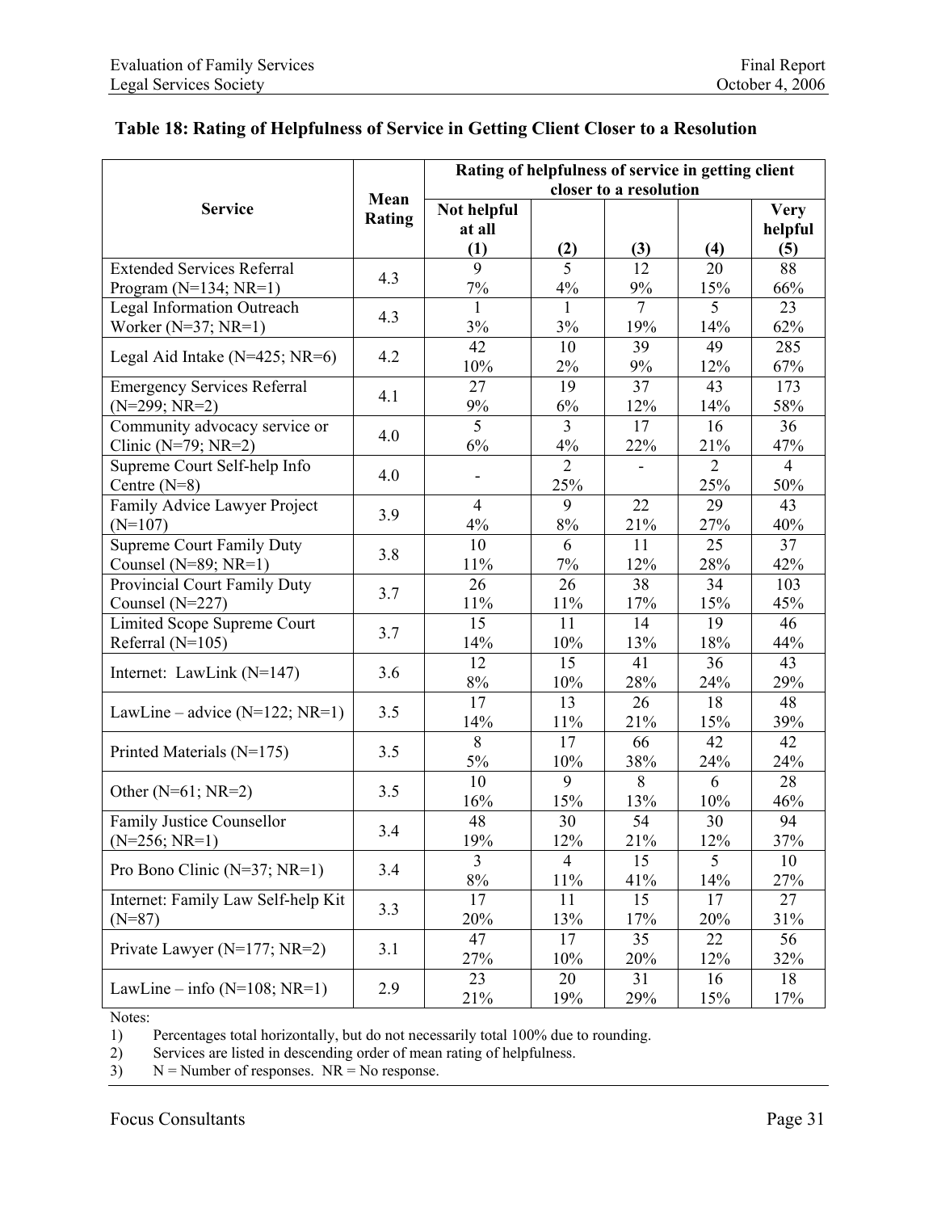### Table 18: Rating of Helpfulness of Service in Getting Client Closer to a Resolution

| Service | Mean Rating | Rating of helpfulness of service in getting client closer to a resolution | | | | |
|---|---|---|---|---|---|---|
| | | Not helpful at all (1) | (2) | (3) | (4) | Very helpful (5) |
| Extended Services Referral Program (N=134; NR=1) | 4.3 | 9<br>7% | 5<br>4% | 12<br>9% | 20<br>15% | 88<br>66% |
| Legal Information Outreach Worker (N=37; NR=1) | 4.3 | 1<br>3% | 1<br>3% | 7<br>19% | 5<br>14% | 23<br>62% |
| Legal Aid Intake (N=425; NR=6) | 4.2 | 42<br>10% | 10<br>2% | 39<br>9% | 49<br>12% | 285<br>67% |
| Emergency Services Referral (N=299; NR=2) | 4.1 | 27<br>9% | 19<br>6% | 37<br>12% | 43<br>14% | 173<br>58% |
| Community advocacy service or Clinic (N=79; NR=2) | 4.0 | 5<br>6% | 3<br>4% | 17<br>22% | 16<br>21% | 36<br>47% |
| Supreme Court Self-help Info Centre (N=8) | 4.0 | - | 2<br>25% | - | 2<br>25% | 4<br>50% |
| Family Advice Lawyer Project (N=107) | 3.9 | 4<br>4% | 9<br>8% | 22<br>21% | 29<br>27% | 43<br>40% |
| Supreme Court Family Duty Counsel (N=89; NR=1) | 3.8 | 10<br>11% | 6<br>7% | 11<br>12% | 25<br>28% | 37<br>42% |
| Provincial Court Family Duty Counsel (N=227) | 3.7 | 26<br>11% | 26<br>11% | 38<br>17% | 34<br>15% | 103<br>45% |
| Limited Scope Supreme Court Referral (N=105) | 3.7 | 15<br>14% | 11<br>10% | 14<br>13% | 19<br>18% | 46<br>44% |
| Internet: LawLink (N=147) | 3.6 | 12<br>8% | 15<br>10% | 41<br>28% | 36<br>24% | 43<br>29% |
| LawLine – advice (N=122; NR=1) | 3.5 | 17<br>14% | 13<br>11% | 26<br>21% | 18<br>15% | 48<br>39% |
| Printed Materials (N=175) | 3.5 | 8<br>5% | 17<br>10% | 66<br>38% | 42<br>24% | 42<br>24% |
| Other (N=61; NR=2) | 3.5 | 10<br>16% | 9<br>15% | 8<br>13% | 6<br>10% | 28<br>46% |
| Family Justice Counsellor (N=256; NR=1) | 3.4 | 48<br>19% | 30<br>12% | 54<br>21% | 30<br>12% | 94<br>37% |
| Pro Bono Clinic (N=37; NR=1) | 3.4 | 3<br>8% | 4<br>11% | 15<br>41% | 5<br>14% | 10<br>27% |
| Internet: Family Law Self-help Kit (N=87) | 3.3 | 17<br>20% | 11<br>13% | 15<br>17% | 17<br>20% | 27<br>31% |
| Private Lawyer (N=177; NR=2) | 3.1 | 47<br>27% | 17<br>10% | 35<br>20% | 22<br>12% | 56<br>32% |
| LawLine – info (N=108; NR=1) | 2.9 | 23<br>21% | 20<br>19% | 31<br>29% | 16<br>15% | 18<br>17% |

Notes:

1) Percentages total horizontally, but do not necessarily total 100% due to rounding.
2) Services are listed in descending order of mean rating of helpfulness.
3) N = Number of responses. NR = No response.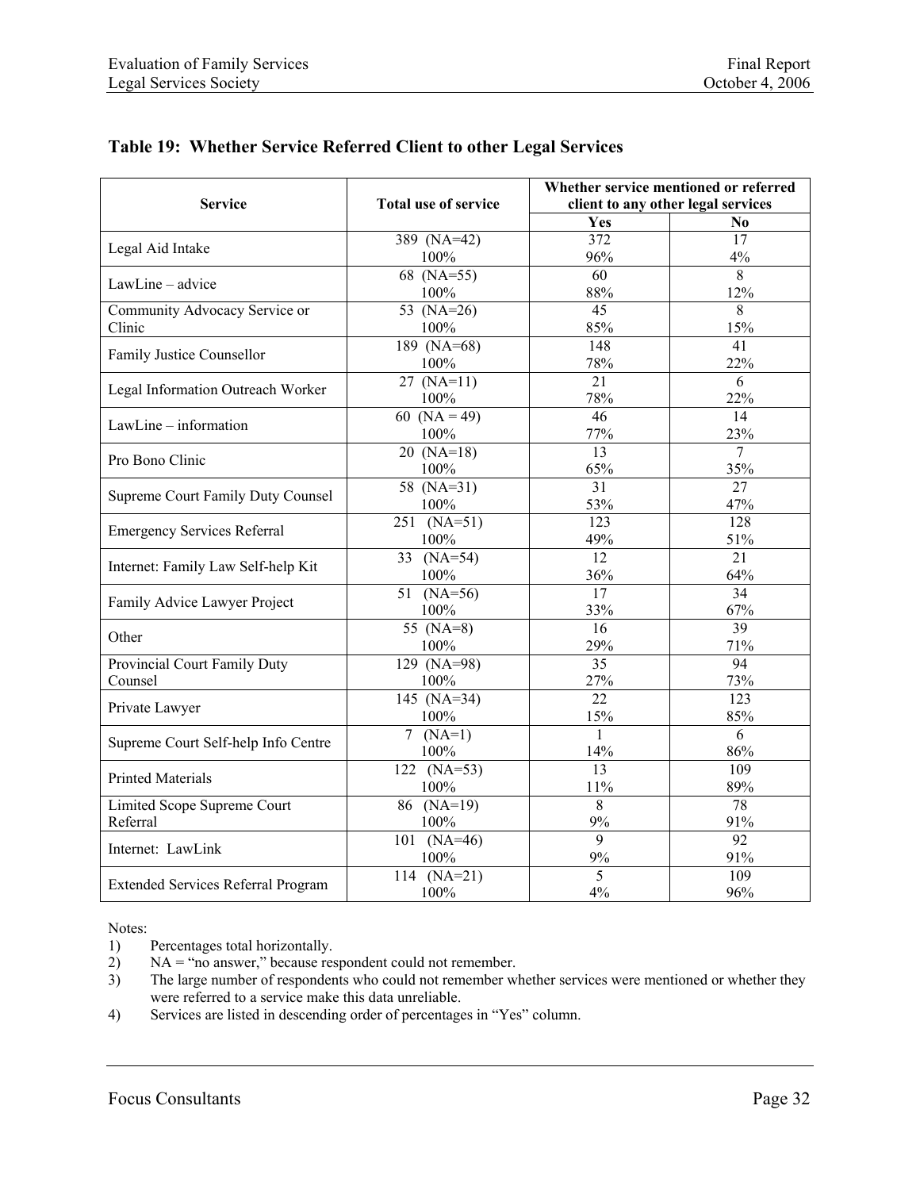## Table 19: Whether Service Referred Client to other Legal Services

| Service | Total use of service | Whether service mentioned or referred client to any other legal services | |
|---|---|---|---|
| | | Yes | No |
| Legal Aid Intake | 389 (NA=42)<br>100% | 372<br>96% | 17<br>4% |
| LawLine – advice | 68 (NA=55)<br>100% | 60<br>88% | 8<br>12% |
| Community Advocacy Service or Clinic | 53 (NA=26)<br>100% | 45<br>85% | 8<br>15% |
| Family Justice Counsellor | 189 (NA=68)<br>100% | 148<br>78% | 41<br>22% |
| Legal Information Outreach Worker | 27 (NA=11)<br>100% | 21<br>78% | 6<br>22% |
| LawLine – information | 60 (NA = 49)<br>100% | 46<br>77% | 14<br>23% |
| Pro Bono Clinic | 20 (NA=18)<br>100% | 13<br>65% | 7<br>35% |
| Supreme Court Family Duty Counsel | 58 (NA=31)<br>100% | 31<br>53% | 27<br>47% |
| Emergency Services Referral | 251 (NA=51)<br>100% | 123<br>49% | 128<br>51% |
| Internet: Family Law Self-help Kit | 33 (NA=54)<br>100% | 12<br>36% | 21<br>64% |
| Family Advice Lawyer Project | 51 (NA=56)<br>100% | 17<br>33% | 34<br>67% |
| Other | 55 (NA=8)<br>100% | 16<br>29% | 39<br>71% |
| Provincial Court Family Duty Counsel | 129 (NA=98)<br>100% | 35<br>27% | 94<br>73% |
| Private Lawyer | 145 (NA=34)<br>100% | 22<br>15% | 123<br>85% |
| Supreme Court Self-help Info Centre | 7 (NA=1)<br>100% | 1<br>14% | 6<br>86% |
| Printed Materials | 122 (NA=53)<br>100% | 13<br>11% | 109<br>89% |
| Limited Scope Supreme Court Referral | 86 (NA=19)<br>100% | 8<br>9% | 78<br>91% |
| Internet: LawLink | 101 (NA=46)<br>100% | 9<br>9% | 92<br>91% |
| Extended Services Referral Program | 114 (NA=21)<br>100% | 5<br>4% | 109<br>96% |

Notes:

1) Percentages total horizontally.
2) NA = "no answer," because respondent could not remember.
3) The large number of respondents who could not remember whether services were mentioned or whether they were referred to a service make this data unreliable.
4) Services are listed in descending order of percentages in "Yes" column.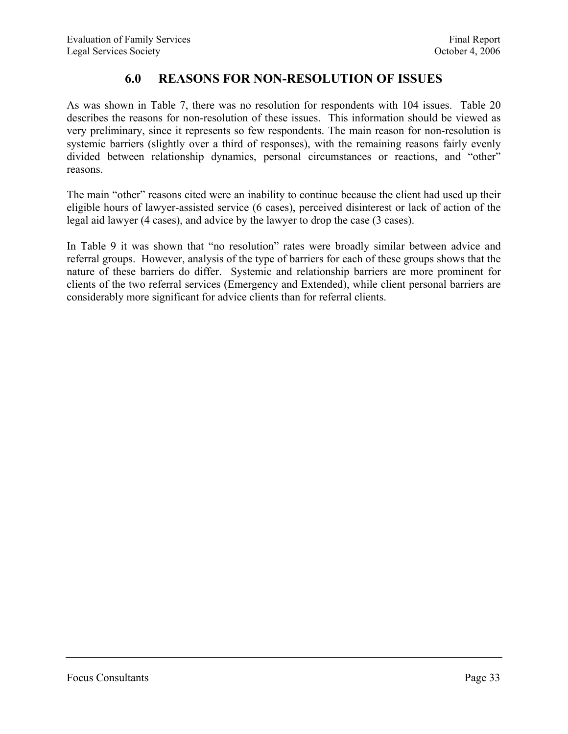# 6.0 REASONS FOR NON-RESOLUTION OF ISSUES

As was shown in Table 7, there was no resolution for respondents with 104 issues. Table 20 describes the reasons for non-resolution of these issues. This information should be viewed as very preliminary, since it represents so few respondents. The main reason for non-resolution is systemic barriers (slightly over a third of responses), with the remaining reasons fairly evenly divided between relationship dynamics, personal circumstances or reactions, and "other" reasons.

The main "other" reasons cited were an inability to continue because the client had used up their eligible hours of lawyer-assisted service (6 cases), perceived disinterest or lack of action of the legal aid lawyer (4 cases), and advice by the lawyer to drop the case (3 cases).

In Table 9 it was shown that "no resolution" rates were broadly similar between advice and referral groups. However, analysis of the type of barriers for each of these groups shows that the nature of these barriers do differ. Systemic and relationship barriers are more prominent for clients of the two referral services (Emergency and Extended), while client personal barriers are considerably more significant for advice clients than for referral clients.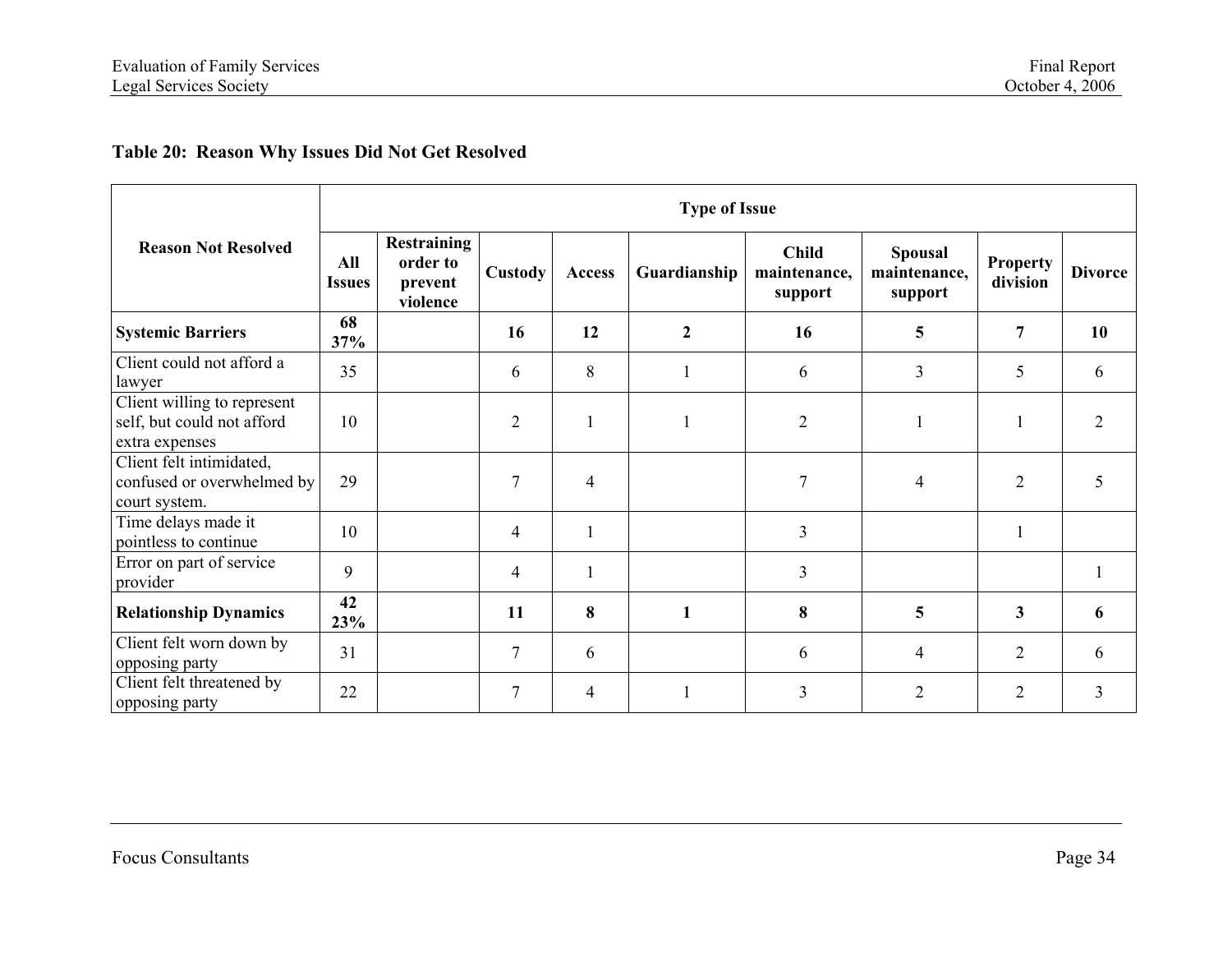**Table 20: Reason Why Issues Did Not Get Resolved**

| Reason Not Resolved | Type of Issue | | | | | | | | |
|---|---|---|---|---|---|---|---|---|---|
| | All Issues | Restraining order to prevent violence | Custody | Access | Guardianship | Child maintenance, support | Spousal maintenance, support | Property division | Divorce |
| **Systemic Barriers** | **68 37%** | | **16** | **12** | **2** | **16** | **5** | **7** | **10** |
| Client could not afford a lawyer | 35 | | 6 | 8 | 1 | 6 | 3 | 5 | 6 |
| Client willing to represent self, but could not afford extra expenses | 10 | | 2 | 1 | 1 | 2 | 1 | 1 | 2 |
| Client felt intimidated, confused or overwhelmed by court system. | 29 | | 7 | 4 | | 7 | 4 | 2 | 5 |
| Time delays made it pointless to continue | 10 | | 4 | 1 | | 3 | | 1 | |
| Error on part of service provider | 9 | | 4 | 1 | | 3 | | | 1 |
| **Relationship Dynamics** | **42 23%** | | **11** | **8** | **1** | **8** | **5** | **3** | **6** |
| Client felt worn down by opposing party | 31 | | 7 | 6 | | 6 | 4 | 2 | 6 |
| Client felt threatened by opposing party | 22 | | 7 | 4 | 1 | 3 | 2 | 2 | 3 |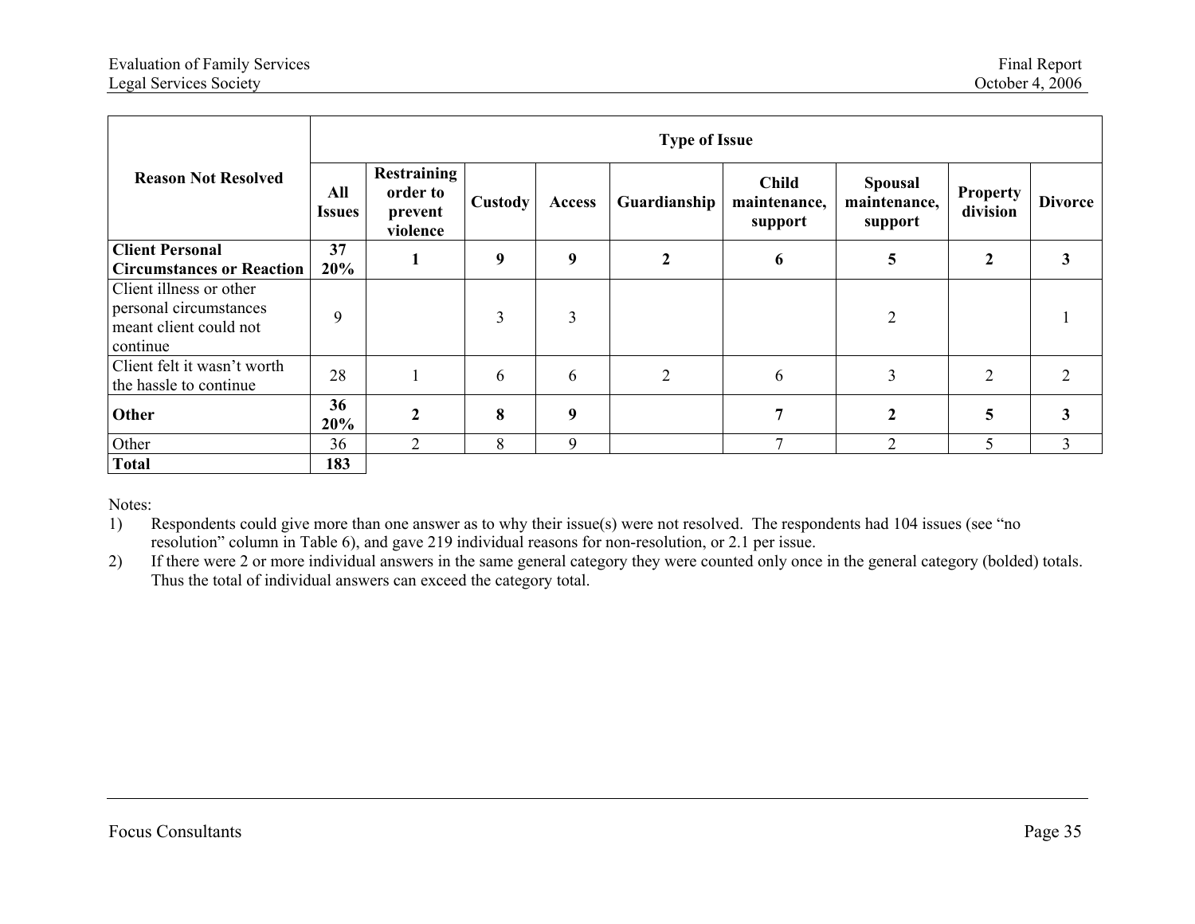| Reason Not Resolved | Type of Issue | | | | | | | | |
|---|---|---|---|---|---|---|---|---|---|
| | All Issues | Restraining order to prevent violence | Custody | Access | Guardianship | Child maintenance, support | Spousal maintenance, support | Property division | Divorce |
| **Client Personal Circumstances or Reaction** | **37 20%** | **1** | **9** | **9** | **2** | **6** | **5** | **2** | **3** |
| Client illness or other personal circumstances meant client could not continue | 9 | | 3 | 3 | | | 2 | | 1 |
| Client felt it wasn't worth the hassle to continue | 28 | 1 | 6 | 6 | 2 | 6 | 3 | 2 | 2 |
| **Other** | **36 20%** | **2** | **8** | **9** | | **7** | **2** | **5** | **3** |
| Other | 36 | 2 | 8 | 9 | | 7 | 2 | 5 | 3 |
| **Total** | **183** | | | | | | | | |

Notes:

1) Respondents could give more than one answer as to why their issue(s) were not resolved. The respondents had 104 issues (see "no resolution" column in Table 6), and gave 219 individual reasons for non-resolution, or 2.1 per issue.
2) If there were 2 or more individual answers in the same general category they were counted only once in the general category (bolded) totals. Thus the total of individual answers can exceed the category total.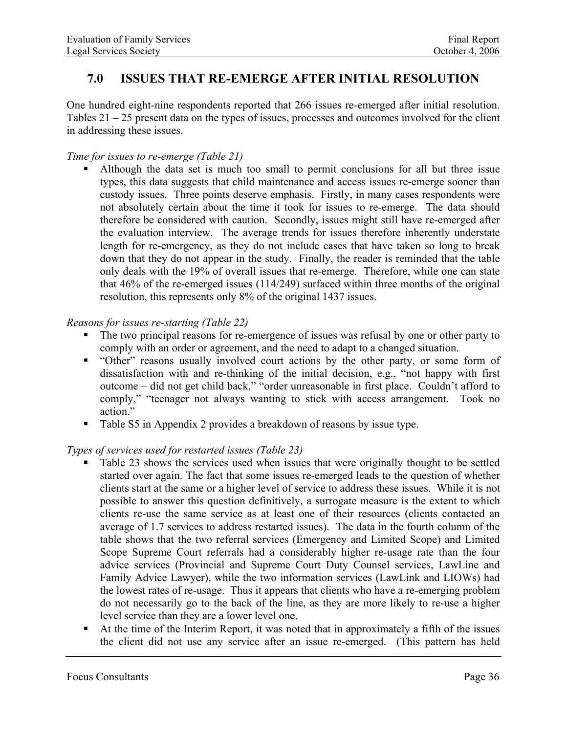## 7.0 ISSUES THAT RE-EMERGE AFTER INITIAL RESOLUTION

One hundred eight-nine respondents reported that 266 issues re-emerged after initial resolution. Tables 21 – 25 present data on the types of issues, processes and outcomes involved for the client in addressing these issues.

*Time for issues to re-emerge (Table 21)*

- Although the data set is much too small to permit conclusions for all but three issue types, this data suggests that child maintenance and access issues re-emerge sooner than custody issues. Three points deserve emphasis. Firstly, in many cases respondents were not absolutely certain about the time it took for issues to re-emerge. The data should therefore be considered with caution. Secondly, issues might still have re-emerged after the evaluation interview. The average trends for issues therefore inherently understate length for re-emergency, as they do not include cases that have taken so long to break down that they do not appear in the study. Finally, the reader is reminded that the table only deals with the 19% of overall issues that re-emerge. Therefore, while one can state that 46% of the re-emerged issues (114/249) surfaced within three months of the original resolution, this represents only 8% of the original 1437 issues.

*Reasons for issues re-starting (Table 22)*

- The two principal reasons for re-emergence of issues was refusal by one or other party to comply with an order or agreement, and the need to adapt to a changed situation.
- "Other" reasons usually involved court actions by the other party, or some form of dissatisfaction with and re-thinking of the initial decision, e.g., "not happy with first outcome – did not get child back," "order unreasonable in first place. Couldn't afford to comply," "teenager not always wanting to stick with access arrangement. Took no action."
- Table S5 in Appendix 2 provides a breakdown of reasons by issue type.

*Types of services used for restarted issues (Table 23)*

- Table 23 shows the services used when issues that were originally thought to be settled started over again. The fact that some issues re-emerged leads to the question of whether clients start at the same or a higher level of service to address these issues. While it is not possible to answer this question definitively, a surrogate measure is the extent to which clients re-use the same service as at least one of their resources (clients contacted an average of 1.7 services to address restarted issues). The data in the fourth column of the table shows that the two referral services (Emergency and Limited Scope) and Limited Scope Supreme Court referrals had a considerably higher re-usage rate than the four advice services (Provincial and Supreme Court Duty Counsel services, LawLine and Family Advice Lawyer), while the two information services (LawLink and LIOWs) had the lowest rates of re-usage. Thus it appears that clients who have a re-emerging problem do not necessarily go to the back of the line, as they are more likely to re-use a higher level service than they are a lower level one.
- At the time of the Interim Report, it was noted that in approximately a fifth of the issues the client did not use any service after an issue re-emerged. (This pattern has held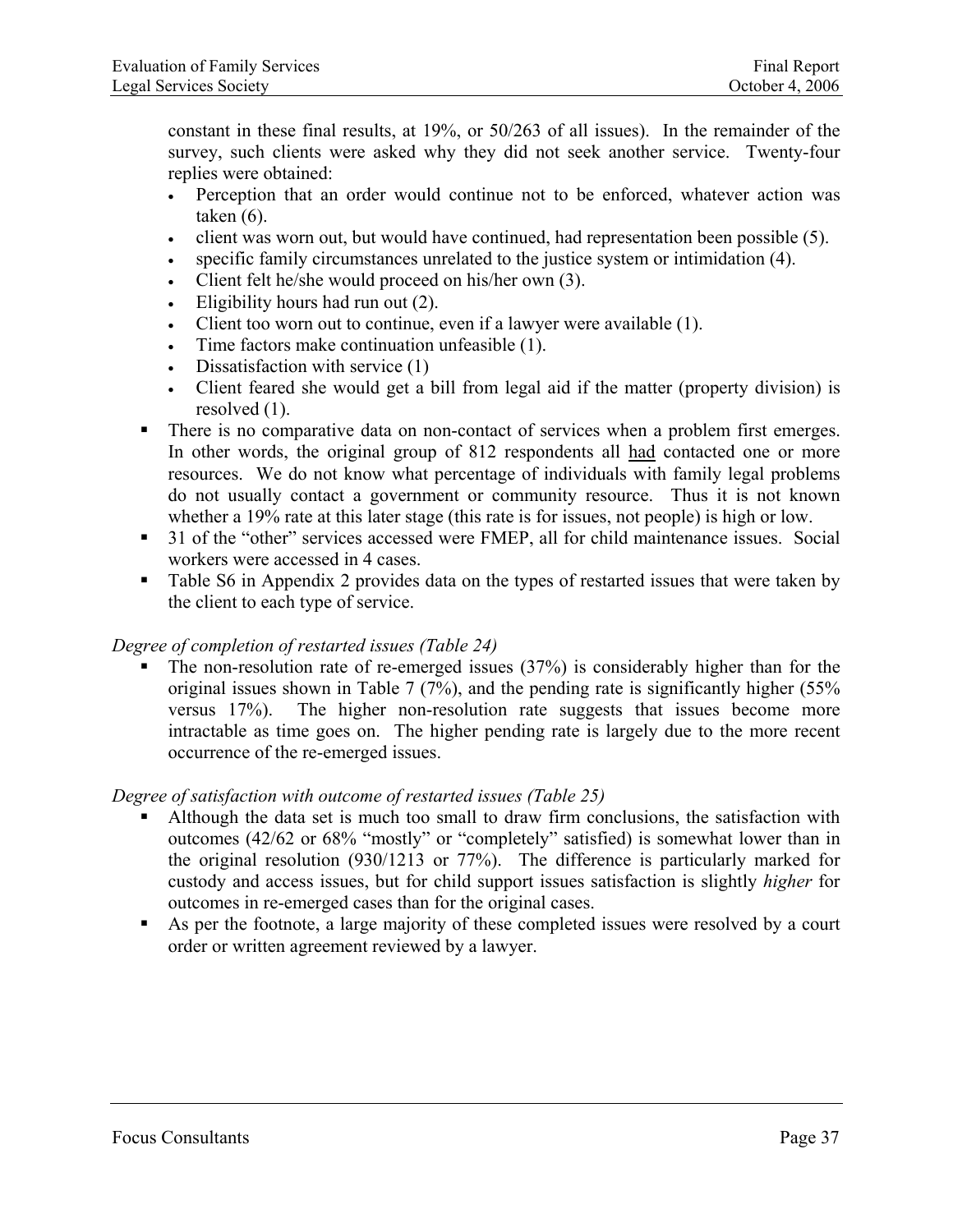constant in these final results, at 19%, or 50/263 of all issues). In the remainder of the survey, such clients were asked why they did not seek another service. Twenty-four replies were obtained:

- Perception that an order would continue not to be enforced, whatever action was taken (6).
- client was worn out, but would have continued, had representation been possible (5).
- specific family circumstances unrelated to the justice system or intimidation (4).
- Client felt he/she would proceed on his/her own (3).
- Eligibility hours had run out (2).
- Client too worn out to continue, even if a lawyer were available (1).
- Time factors make continuation unfeasible (1).
- Dissatisfaction with service (1)
- Client feared she would get a bill from legal aid if the matter (property division) is resolved (1).

- There is no comparative data on non-contact of services when a problem first emerges. In other words, the original group of 812 respondents all <u>had</u> contacted one or more resources. We do not know what percentage of individuals with family legal problems do not usually contact a government or community resource. Thus it is not known whether a 19% rate at this later stage (this rate is for issues, not people) is high or low.
- 31 of the "other" services accessed were FMEP, all for child maintenance issues. Social workers were accessed in 4 cases.
- Table S6 in Appendix 2 provides data on the types of restarted issues that were taken by the client to each type of service.

*Degree of completion of restarted issues (Table 24)*

- The non-resolution rate of re-emerged issues (37%) is considerably higher than for the original issues shown in Table 7 (7%), and the pending rate is significantly higher (55% versus 17%). The higher non-resolution rate suggests that issues become more intractable as time goes on. The higher pending rate is largely due to the more recent occurrence of the re-emerged issues.

*Degree of satisfaction with outcome of restarted issues (Table 25)*

- Although the data set is much too small to draw firm conclusions, the satisfaction with outcomes (42/62 or 68% "mostly" or "completely" satisfied) is somewhat lower than in the original resolution (930/1213 or 77%). The difference is particularly marked for custody and access issues, but for child support issues satisfaction is slightly *higher* for outcomes in re-emerged cases than for the original cases.
- As per the footnote, a large majority of these completed issues were resolved by a court order or written agreement reviewed by a lawyer.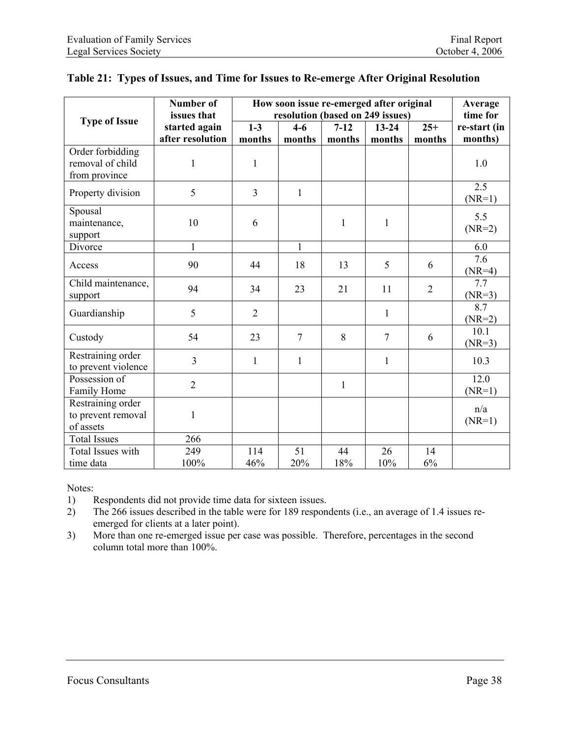**Table 21: Types of Issues, and Time for Issues to Re-emerge After Original Resolution**

| Type of Issue | Number of issues that started again after resolution | How soon issue re-emerged after original resolution (based on 249 issues) | | | | | Average time for re-start (in months) |
|---|---|---|---|---|---|---|---|
| | | 1-3 months | 4-6 months | 7-12 months | 13-24 months | 25+ months | |
| Order forbidding removal of child from province | 1 | 1 | | | | | 1.0 |
| Property division | 5 | 3 | 1 | | | | 2.5 (NR=1) |
| Spousal maintenance, support | 10 | 6 | | 1 | 1 | | 5.5 (NR=2) |
| Divorce | 1 | | 1 | | | | 6.0 |
| Access | 90 | 44 | 18 | 13 | 5 | 6 | 7.6 (NR=4) |
| Child maintenance, support | 94 | 34 | 23 | 21 | 11 | 2 | 7.7 (NR=3) |
| Guardianship | 5 | 2 | | | 1 | | 8.7 (NR=2) |
| Custody | 54 | 23 | 7 | 8 | 7 | 6 | 10.1 (NR=3) |
| Restraining order to prevent violence | 3 | 1 | 1 | | 1 | | 10.3 |
| Possession of Family Home | 2 | | | 1 | | | 12.0 (NR=1) |
| Restraining order to prevent removal of assets | 1 | | | | | | n/a (NR=1) |
| Total Issues | 266 | | | | | | |
| Total Issues with time data | 249 100% | 114 46% | 51 20% | 44 18% | 26 10% | 14 6% | |

Notes:

1) Respondents did not provide time data for sixteen issues.
2) The 266 issues described in the table were for 189 respondents (i.e., an average of 1.4 issues re-emerged for clients at a later point).
3) More than one re-emerged issue per case was possible. Therefore, percentages in the second column total more than 100%.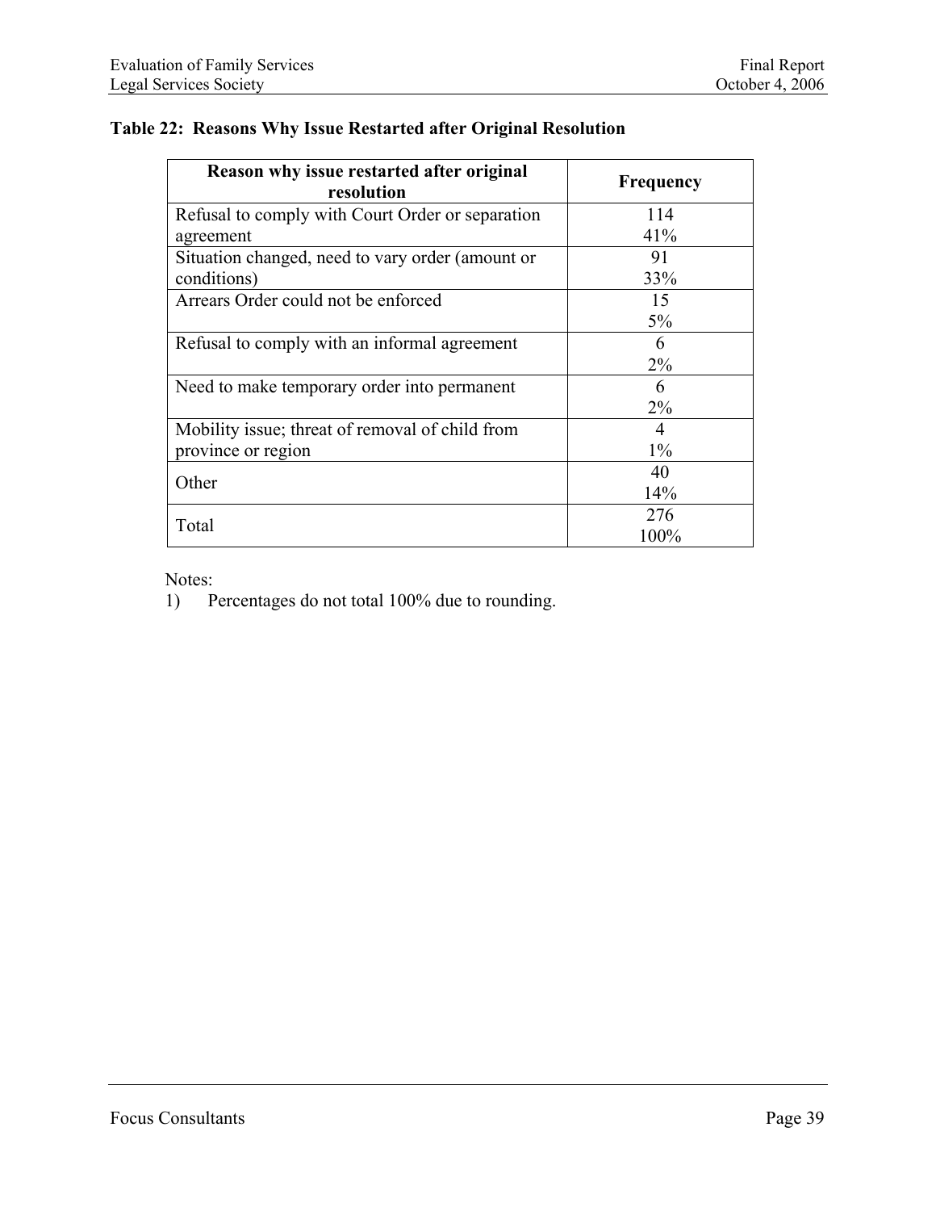**Table 22: Reasons Why Issue Restarted after Original Resolution**

| Reason why issue restarted after original resolution | Frequency |
|---|---|
| Refusal to comply with Court Order or separation agreement | 114<br>41% |
| Situation changed, need to vary order (amount or conditions) | 91<br>33% |
| Arrears Order could not be enforced | 15<br>5% |
| Refusal to comply with an informal agreement | 6<br>2% |
| Need to make temporary order into permanent | 6<br>2% |
| Mobility issue; threat of removal of child from province or region | 4<br>1% |
| Other | 40<br>14% |
| Total | 276<br>100% |

Notes:

1) Percentages do not total 100% due to rounding.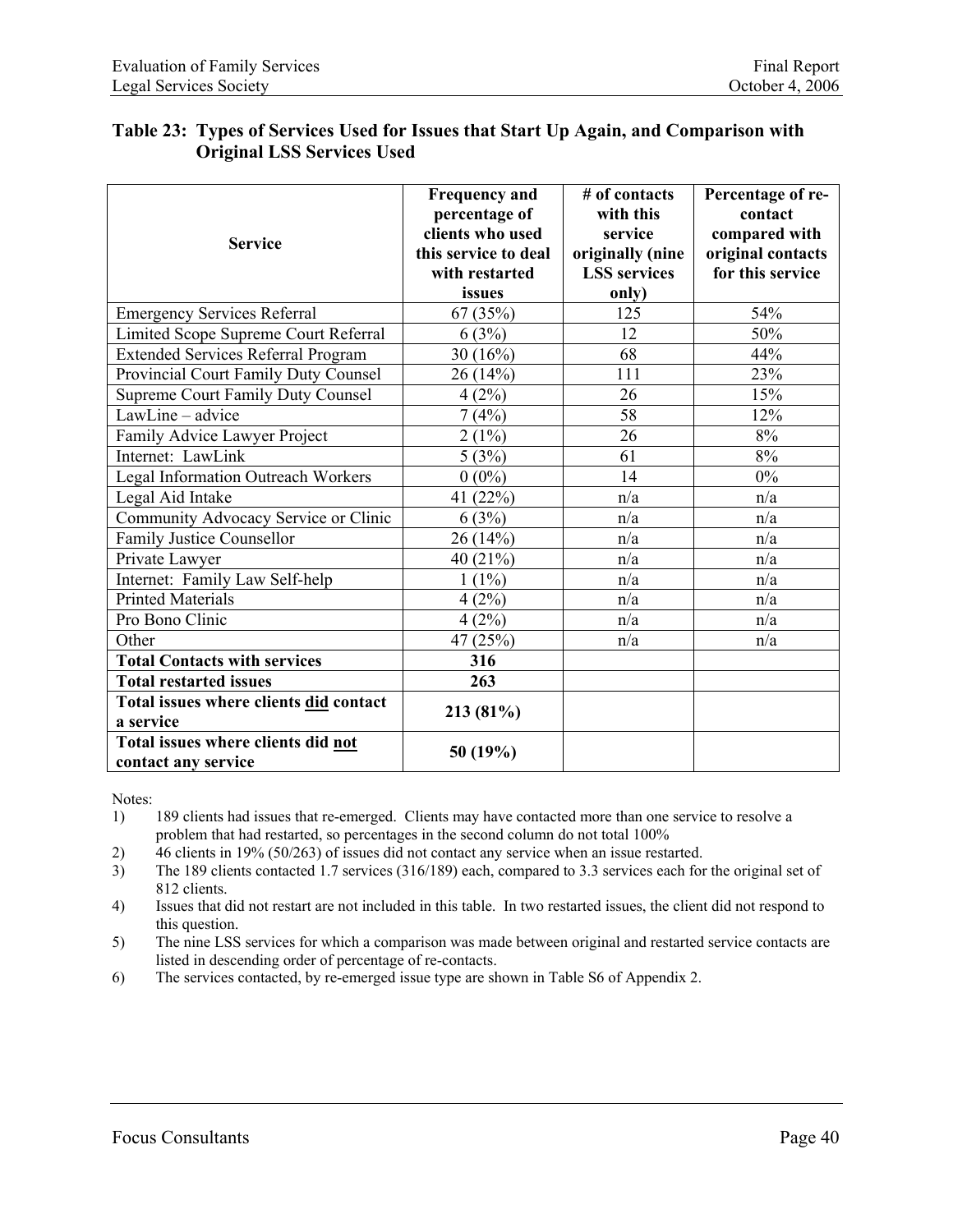**Table 23: Types of Services Used for Issues that Start Up Again, and Comparison with Original LSS Services Used**

| Service | Frequency and percentage of clients who used this service to deal with restarted issues | # of contacts with this service originally (nine LSS services only) | Percentage of re-contact compared with original contacts for this service |
|---|---|---|---|
| Emergency Services Referral | 67 (35%) | 125 | 54% |
| Limited Scope Supreme Court Referral | 6 (3%) | 12 | 50% |
| Extended Services Referral Program | 30 (16%) | 68 | 44% |
| Provincial Court Family Duty Counsel | 26 (14%) | 111 | 23% |
| Supreme Court Family Duty Counsel | 4 (2%) | 26 | 15% |
| LawLine – advice | 7 (4%) | 58 | 12% |
| Family Advice Lawyer Project | 2 (1%) | 26 | 8% |
| Internet: LawLink | 5 (3%) | 61 | 8% |
| Legal Information Outreach Workers | 0 (0%) | 14 | 0% |
| Legal Aid Intake | 41 (22%) | n/a | n/a |
| Community Advocacy Service or Clinic | 6 (3%) | n/a | n/a |
| Family Justice Counsellor | 26 (14%) | n/a | n/a |
| Private Lawyer | 40 (21%) | n/a | n/a |
| Internet: Family Law Self-help | 1 (1%) | n/a | n/a |
| Printed Materials | 4 (2%) | n/a | n/a |
| Pro Bono Clinic | 4 (2%) | n/a | n/a |
| Other | 47 (25%) | n/a | n/a |
| **Total Contacts with services** | **316** | | |
| **Total restarted issues** | **263** | | |
| **Total issues where clients did contact a service** | **213 (81%)** | | |
| **Total issues where clients did not contact any service** | **50 (19%)** | | |

Notes:

1) 189 clients had issues that re-emerged. Clients may have contacted more than one service to resolve a problem that had restarted, so percentages in the second column do not total 100%
2) 46 clients in 19% (50/263) of issues did not contact any service when an issue restarted.
3) The 189 clients contacted 1.7 services (316/189) each, compared to 3.3 services each for the original set of 812 clients.
4) Issues that did not restart are not included in this table. In two restarted issues, the client did not respond to this question.
5) The nine LSS services for which a comparison was made between original and restarted service contacts are listed in descending order of percentage of re-contacts.
6) The services contacted, by re-emerged issue type are shown in Table S6 of Appendix 2.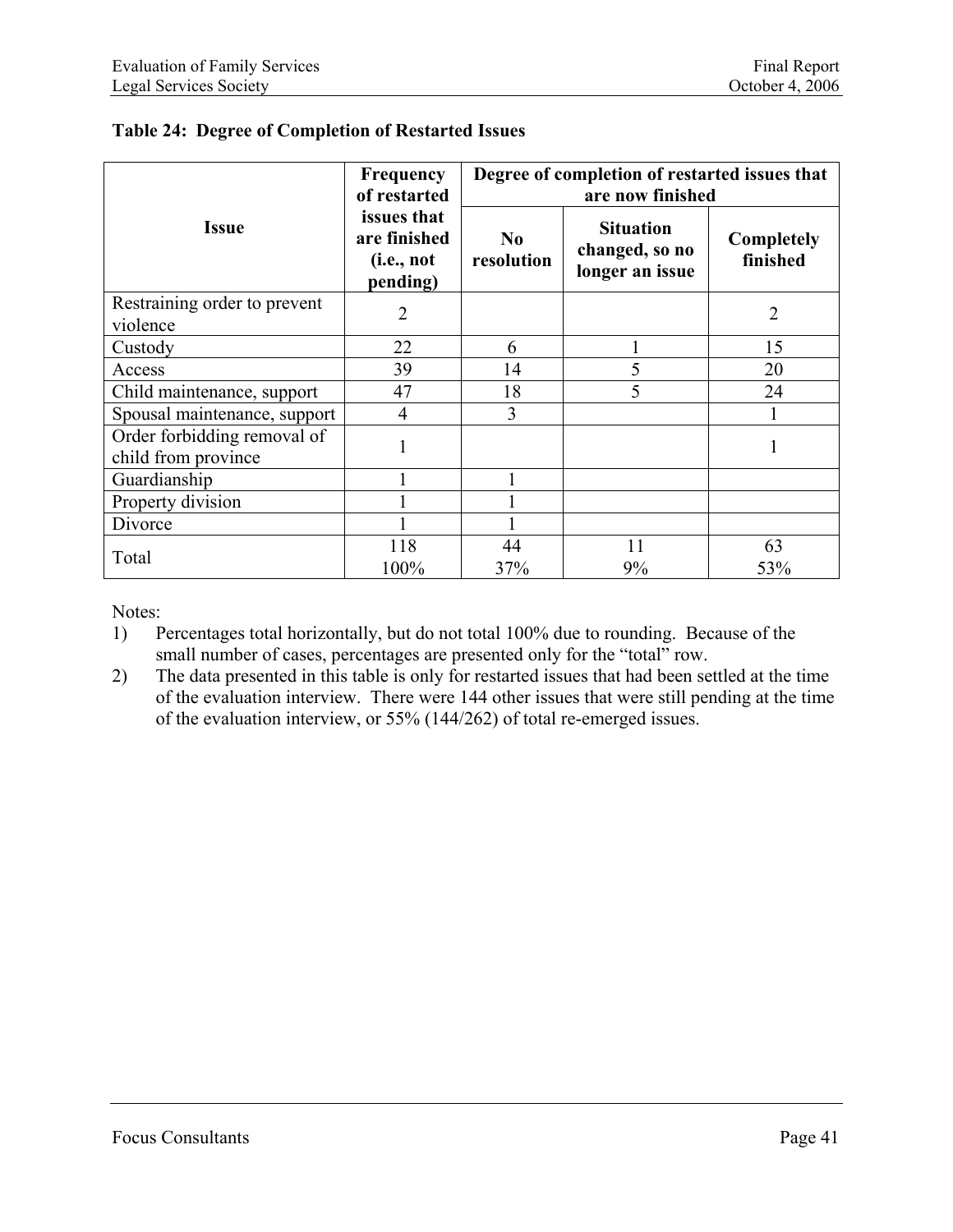**Table 24: Degree of Completion of Restarted Issues**

| Issue | Frequency of restarted issues that are finished (i.e., not pending) | Degree of completion of restarted issues that are now finished | | |
|---|---|---|---|---|
| | | No resolution | Situation changed, so no longer an issue | Completely finished |
| Restraining order to prevent violence | 2 | | | 2 |
| Custody | 22 | 6 | 1 | 15 |
| Access | 39 | 14 | 5 | 20 |
| Child maintenance, support | 47 | 18 | 5 | 24 |
| Spousal maintenance, support | 4 | 3 | | 1 |
| Order forbidding removal of child from province | 1 | | | 1 |
| Guardianship | 1 | 1 | | |
| Property division | 1 | 1 | | |
| Divorce | 1 | 1 | | |
| Total | 118<br>100% | 44<br>37% | 11<br>9% | 63<br>53% |

Notes:

1) Percentages total horizontally, but do not total 100% due to rounding. Because of the small number of cases, percentages are presented only for the "total" row.
2) The data presented in this table is only for restarted issues that had been settled at the time of the evaluation interview. There were 144 other issues that were still pending at the time of the evaluation interview, or 55% (144/262) of total re-emerged issues.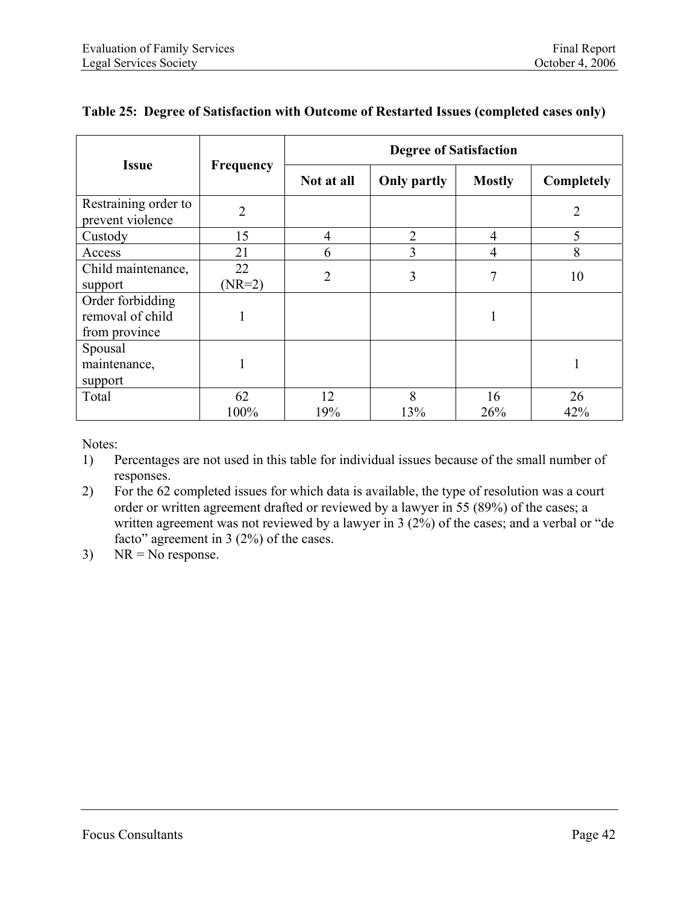**Table 25: Degree of Satisfaction with Outcome of Restarted Issues (completed cases only)**

| Issue | Frequency | Degree of Satisfaction | | | |
|---|---|---|---|---|---|
| | | Not at all | Only partly | Mostly | Completely |
| Restraining order to prevent violence | 2 | | | | 2 |
| Custody | 15 | 4 | 2 | 4 | 5 |
| Access | 21 | 6 | 3 | 4 | 8 |
| Child maintenance, support | 22 (NR=2) | 2 | 3 | 7 | 10 |
| Order forbidding removal of child from province | 1 | | | 1 | |
| Spousal maintenance, support | 1 | | | | 1 |
| Total | 62<br>100% | 12<br>19% | 8<br>13% | 16<br>26% | 26<br>42% |

Notes:

1) Percentages are not used in this table for individual issues because of the small number of responses.
2) For the 62 completed issues for which data is available, the type of resolution was a court order or written agreement drafted or reviewed by a lawyer in 55 (89%) of the cases; a written agreement was not reviewed by a lawyer in 3 (2%) of the cases; and a verbal or "de facto" agreement in 3 (2%) of the cases.
3) NR = No response.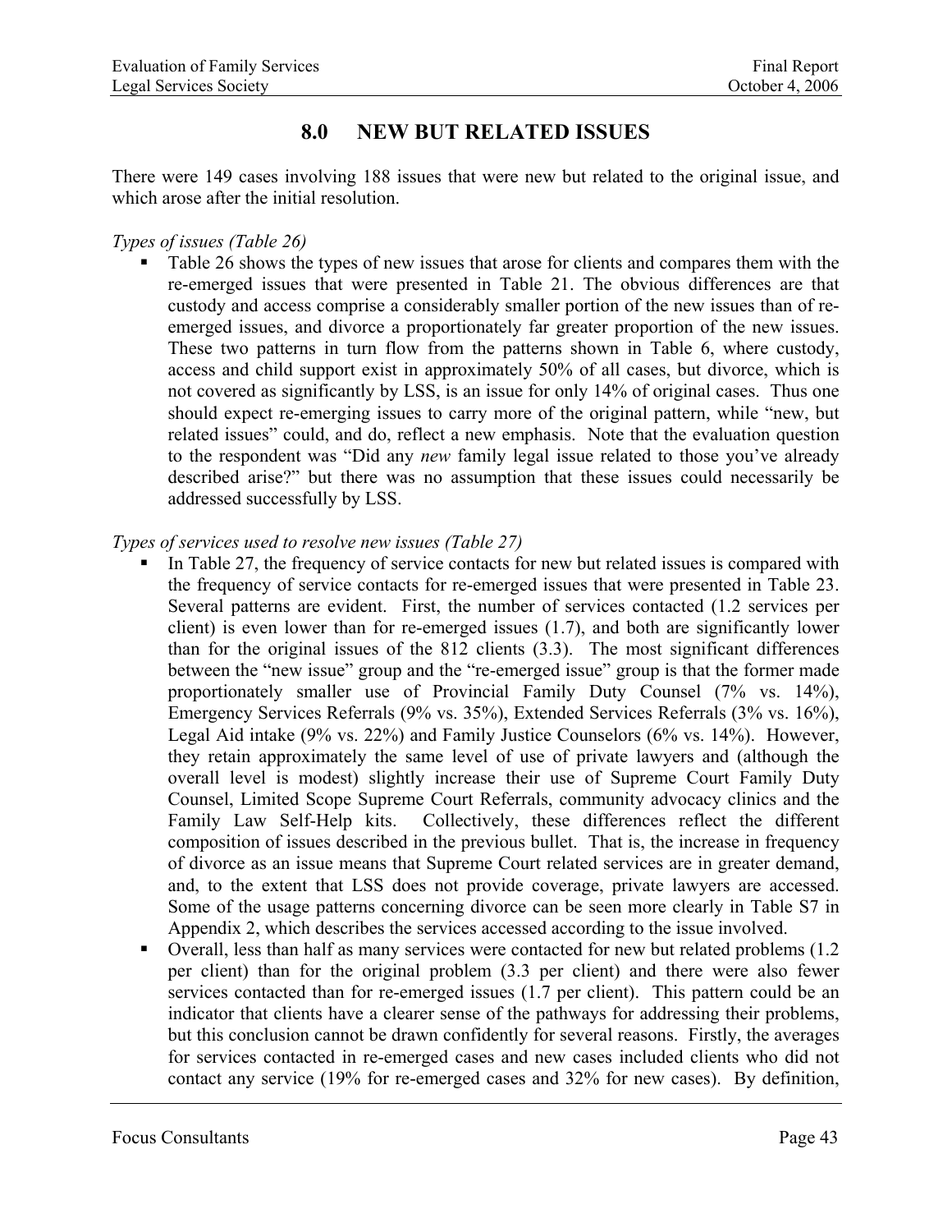# 8.0 NEW BUT RELATED ISSUES

There were 149 cases involving 188 issues that were new but related to the original issue, and which arose after the initial resolution.

*Types of issues (Table 26)*

- Table 26 shows the types of new issues that arose for clients and compares them with the re-emerged issues that were presented in Table 21. The obvious differences are that custody and access comprise a considerably smaller portion of the new issues than of re-emerged issues, and divorce a proportionately far greater proportion of the new issues. These two patterns in turn flow from the patterns shown in Table 6, where custody, access and child support exist in approximately 50% of all cases, but divorce, which is not covered as significantly by LSS, is an issue for only 14% of original cases. Thus one should expect re-emerging issues to carry more of the original pattern, while "new, but related issues" could, and do, reflect a new emphasis. Note that the evaluation question to the respondent was "Did any *new* family legal issue related to those you've already described arise?" but there was no assumption that these issues could necessarily be addressed successfully by LSS.

*Types of services used to resolve new issues (Table 27)*

- In Table 27, the frequency of service contacts for new but related issues is compared with the frequency of service contacts for re-emerged issues that were presented in Table 23. Several patterns are evident. First, the number of services contacted (1.2 services per client) is even lower than for re-emerged issues (1.7), and both are significantly lower than for the original issues of the 812 clients (3.3). The most significant differences between the "new issue" group and the "re-emerged issue" group is that the former made proportionately smaller use of Provincial Family Duty Counsel (7% vs. 14%), Emergency Services Referrals (9% vs. 35%), Extended Services Referrals (3% vs. 16%), Legal Aid intake (9% vs. 22%) and Family Justice Counselors (6% vs. 14%). However, they retain approximately the same level of use of private lawyers and (although the overall level is modest) slightly increase their use of Supreme Court Family Duty Counsel, Limited Scope Supreme Court Referrals, community advocacy clinics and the Family Law Self-Help kits. Collectively, these differences reflect the different composition of issues described in the previous bullet. That is, the increase in frequency of divorce as an issue means that Supreme Court related services are in greater demand, and, to the extent that LSS does not provide coverage, private lawyers are accessed. Some of the usage patterns concerning divorce can be seen more clearly in Table S7 in Appendix 2, which describes the services accessed according to the issue involved.
- Overall, less than half as many services were contacted for new but related problems (1.2 per client) than for the original problem (3.3 per client) and there were also fewer services contacted than for re-emerged issues (1.7 per client). This pattern could be an indicator that clients have a clearer sense of the pathways for addressing their problems, but this conclusion cannot be drawn confidently for several reasons. Firstly, the averages for services contacted in re-emerged cases and new cases included clients who did not contact any service (19% for re-emerged cases and 32% for new cases). By definition,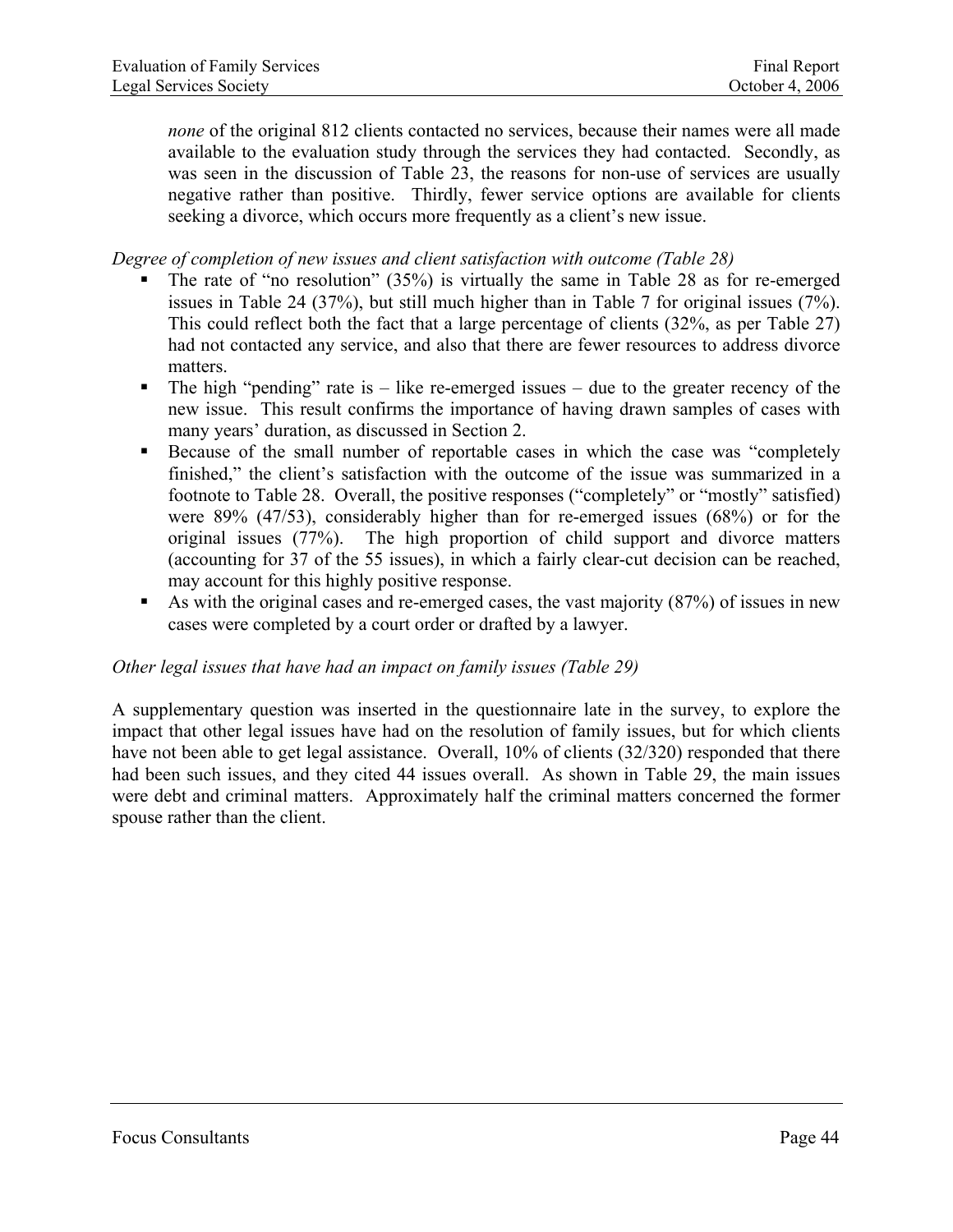*none* of the original 812 clients contacted no services, because their names were all made available to the evaluation study through the services they had contacted. Secondly, as was seen in the discussion of Table 23, the reasons for non-use of services are usually negative rather than positive. Thirdly, fewer service options are available for clients seeking a divorce, which occurs more frequently as a client's new issue.

*Degree of completion of new issues and client satisfaction with outcome (Table 28)*

- The rate of "no resolution" (35%) is virtually the same in Table 28 as for re-emerged issues in Table 24 (37%), but still much higher than in Table 7 for original issues (7%). This could reflect both the fact that a large percentage of clients (32%, as per Table 27) had not contacted any service, and also that there are fewer resources to address divorce matters.
- The high "pending" rate is – like re-emerged issues – due to the greater recency of the new issue. This result confirms the importance of having drawn samples of cases with many years' duration, as discussed in Section 2.
- Because of the small number of reportable cases in which the case was "completely finished," the client's satisfaction with the outcome of the issue was summarized in a footnote to Table 28. Overall, the positive responses ("completely" or "mostly" satisfied) were 89% (47/53), considerably higher than for re-emerged issues (68%) or for the original issues (77%). The high proportion of child support and divorce matters (accounting for 37 of the 55 issues), in which a fairly clear-cut decision can be reached, may account for this highly positive response.
- As with the original cases and re-emerged cases, the vast majority (87%) of issues in new cases were completed by a court order or drafted by a lawyer.

*Other legal issues that have had an impact on family issues (Table 29)*

A supplementary question was inserted in the questionnaire late in the survey, to explore the impact that other legal issues have had on the resolution of family issues, but for which clients have not been able to get legal assistance. Overall, 10% of clients (32/320) responded that there had been such issues, and they cited 44 issues overall. As shown in Table 29, the main issues were debt and criminal matters. Approximately half the criminal matters concerned the former spouse rather than the client.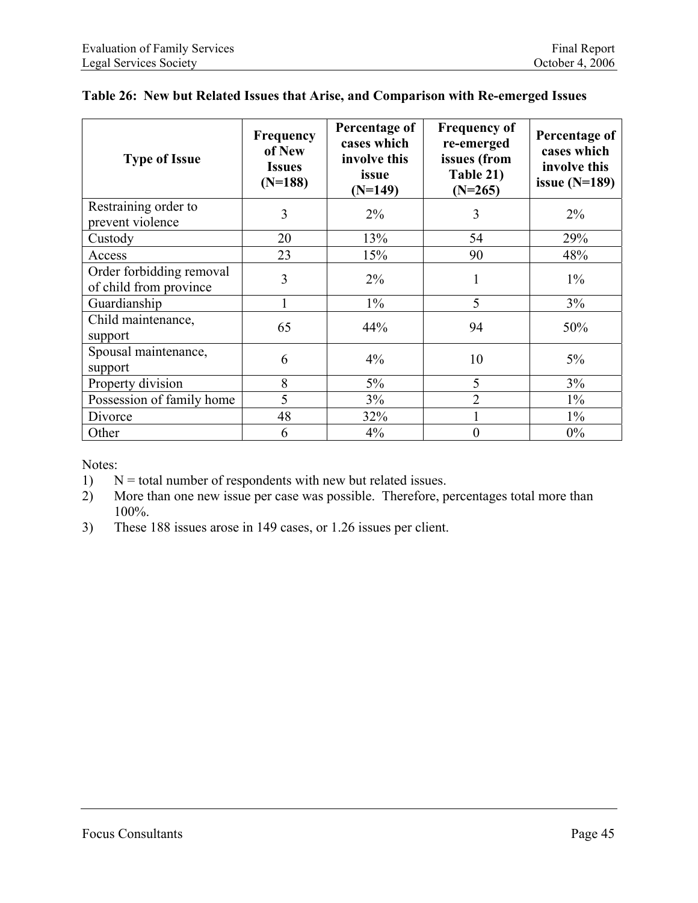**Table 26: New but Related Issues that Arise, and Comparison with Re-emerged Issues**

| Type of Issue | Frequency of New Issues (N=188) | Percentage of cases which involve this issue (N=149) | Frequency of re-emerged issues (from Table 21) (N=265) | Percentage of cases which involve this issue (N=189) |
|---|---|---|---|---|
| Restraining order to prevent violence | 3 | 2% | 3 | 2% |
| Custody | 20 | 13% | 54 | 29% |
| Access | 23 | 15% | 90 | 48% |
| Order forbidding removal of child from province | 3 | 2% | 1 | 1% |
| Guardianship | 1 | 1% | 5 | 3% |
| Child maintenance, support | 65 | 44% | 94 | 50% |
| Spousal maintenance, support | 6 | 4% | 10 | 5% |
| Property division | 8 | 5% | 5 | 3% |
| Possession of family home | 5 | 3% | 2 | 1% |
| Divorce | 48 | 32% | 1 | 1% |
| Other | 6 | 4% | 0 | 0% |

Notes:

1) N = total number of respondents with new but related issues.
2) More than one new issue per case was possible. Therefore, percentages total more than 100%.
3) These 188 issues arose in 149 cases, or 1.26 issues per client.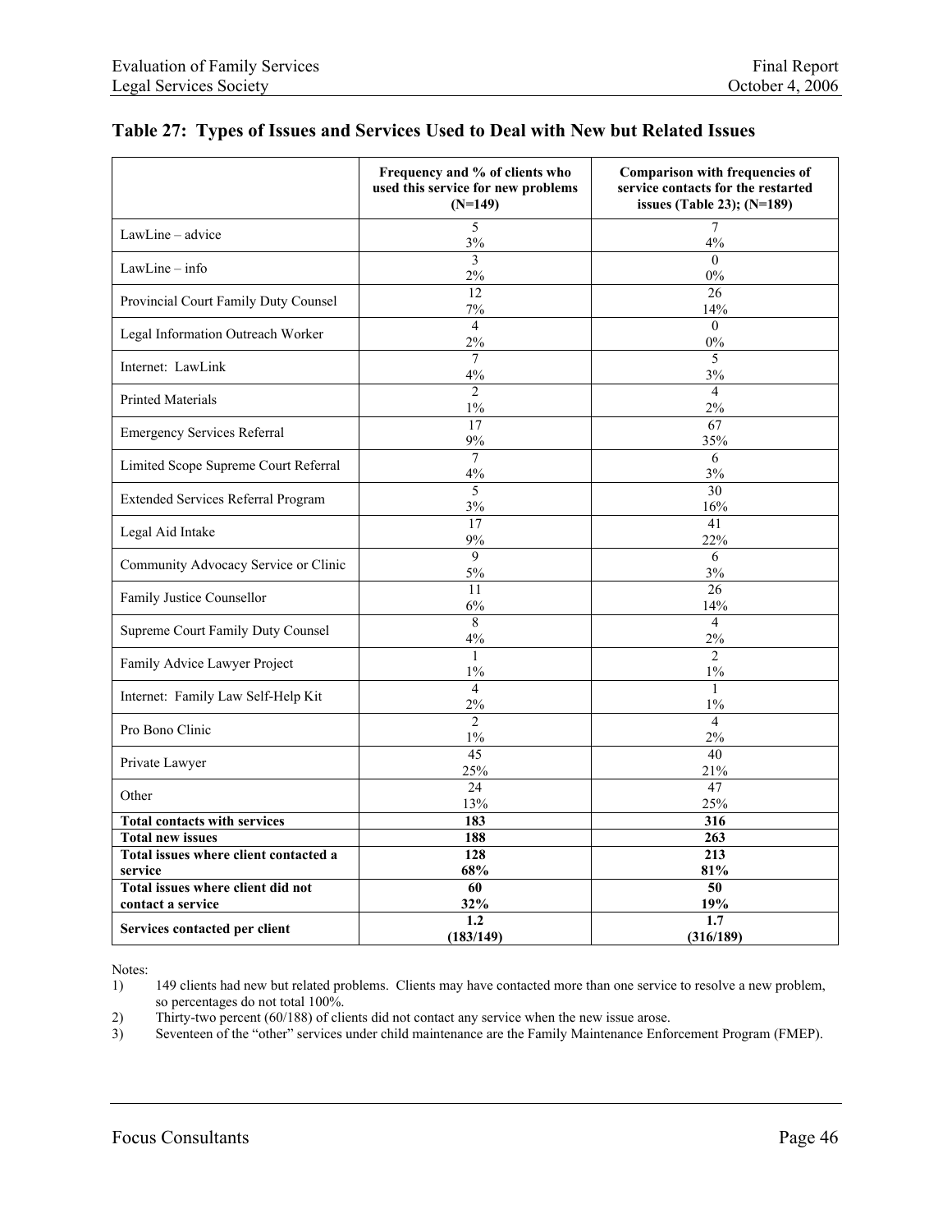## Table 27: Types of Issues and Services Used to Deal with New but Related Issues

| | Frequency and % of clients who used this service for new problems (N=149) | Comparison with frequencies of service contacts for the restarted issues (Table 23); (N=189) |
|---|---|---|
| LawLine – advice | 5<br>3% | 7<br>4% |
| LawLine – info | 3<br>2% | 0<br>0% |
| Provincial Court Family Duty Counsel | 12<br>7% | 26<br>14% |
| Legal Information Outreach Worker | 4<br>2% | 0<br>0% |
| Internet: LawLink | 7<br>4% | 5<br>3% |
| Printed Materials | 2<br>1% | 4<br>2% |
| Emergency Services Referral | 17<br>9% | 67<br>35% |
| Limited Scope Supreme Court Referral | 7<br>4% | 6<br>3% |
| Extended Services Referral Program | 5<br>3% | 30<br>16% |
| Legal Aid Intake | 17<br>9% | 41<br>22% |
| Community Advocacy Service or Clinic | 9<br>5% | 6<br>3% |
| Family Justice Counsellor | 11<br>6% | 26<br>14% |
| Supreme Court Family Duty Counsel | 8<br>4% | 4<br>2% |
| Family Advice Lawyer Project | 1<br>1% | 2<br>1% |
| Internet: Family Law Self-Help Kit | 4<br>2% | 1<br>1% |
| Pro Bono Clinic | 2<br>1% | 4<br>2% |
| Private Lawyer | 45<br>25% | 40<br>21% |
| Other | 24<br>13% | 47<br>25% |
| **Total contacts with services** | **183** | **316** |
| **Total new issues** | **188** | **263** |
| **Total issues where client contacted a service** | **128<br>68%** | **213<br>81%** |
| **Total issues where client did not contact a service** | **60<br>32%** | **50<br>19%** |
| **Services contacted per client** | **1.2<br>(183/149)** | **1.7<br>(316/189)** |

Notes:

1) 149 clients had new but related problems. Clients may have contacted more than one service to resolve a new problem, so percentages do not total 100%.
2) Thirty-two percent (60/188) of clients did not contact any service when the new issue arose.
3) Seventeen of the "other" services under child maintenance are the Family Maintenance Enforcement Program (FMEP).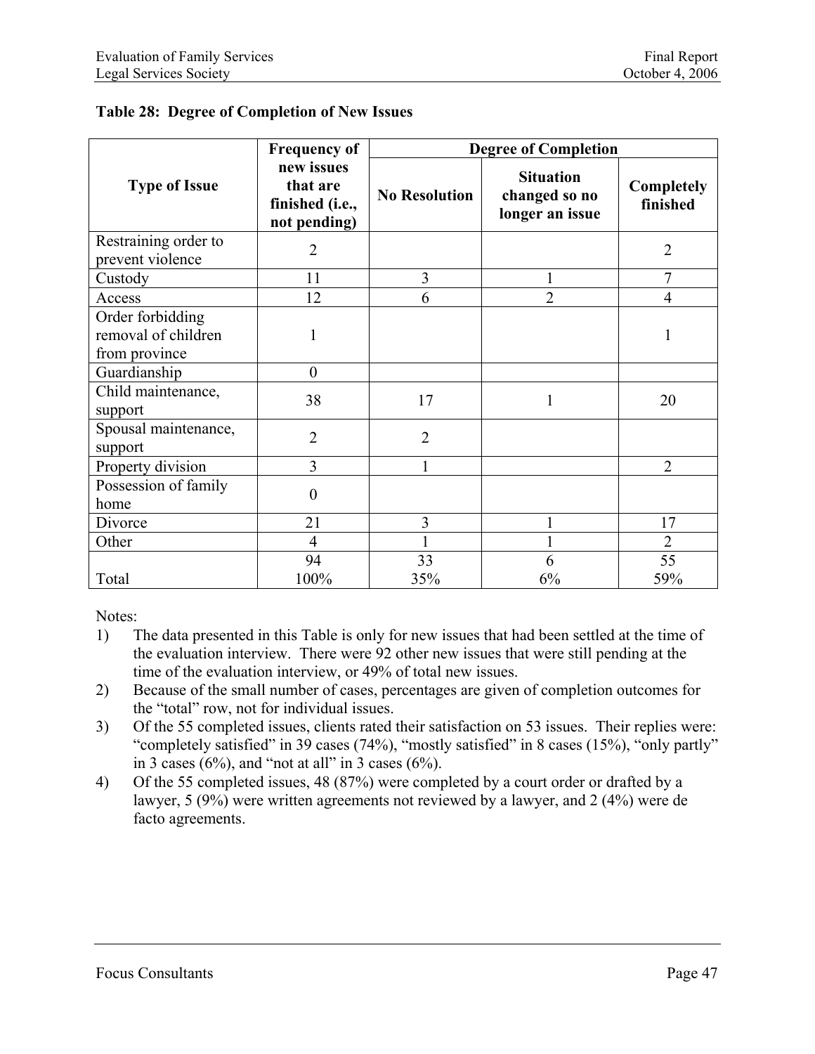**Table 28: Degree of Completion of New Issues**

| Type of Issue | Frequency of new issues that are finished (i.e., not pending) | Degree of Completion | | |
|---|---|---|---|---|
| | | No Resolution | Situation changed so no longer an issue | Completely finished |
| Restraining order to prevent violence | 2 | | | 2 |
| Custody | 11 | 3 | 1 | 7 |
| Access | 12 | 6 | 2 | 4 |
| Order forbidding removal of children from province | 1 | | | 1 |
| Guardianship | 0 | | | |
| Child maintenance, support | 38 | 17 | 1 | 20 |
| Spousal maintenance, support | 2 | 2 | | |
| Property division | 3 | 1 | | 2 |
| Possession of family home | 0 | | | |
| Divorce | 21 | 3 | 1 | 17 |
| Other | 4 | 1 | 1 | 2 |
| Total | 94<br>100% | 33<br>35% | 6<br>6% | 55<br>59% |

Notes:

1) The data presented in this Table is only for new issues that had been settled at the time of the evaluation interview. There were 92 other new issues that were still pending at the time of the evaluation interview, or 49% of total new issues.
2) Because of the small number of cases, percentages are given of completion outcomes for the "total" row, not for individual issues.
3) Of the 55 completed issues, clients rated their satisfaction on 53 issues. Their replies were: "completely satisfied" in 39 cases (74%), "mostly satisfied" in 8 cases (15%), "only partly" in 3 cases (6%), and "not at all" in 3 cases (6%).
4) Of the 55 completed issues, 48 (87%) were completed by a court order or drafted by a lawyer, 5 (9%) were written agreements not reviewed by a lawyer, and 2 (4%) were de facto agreements.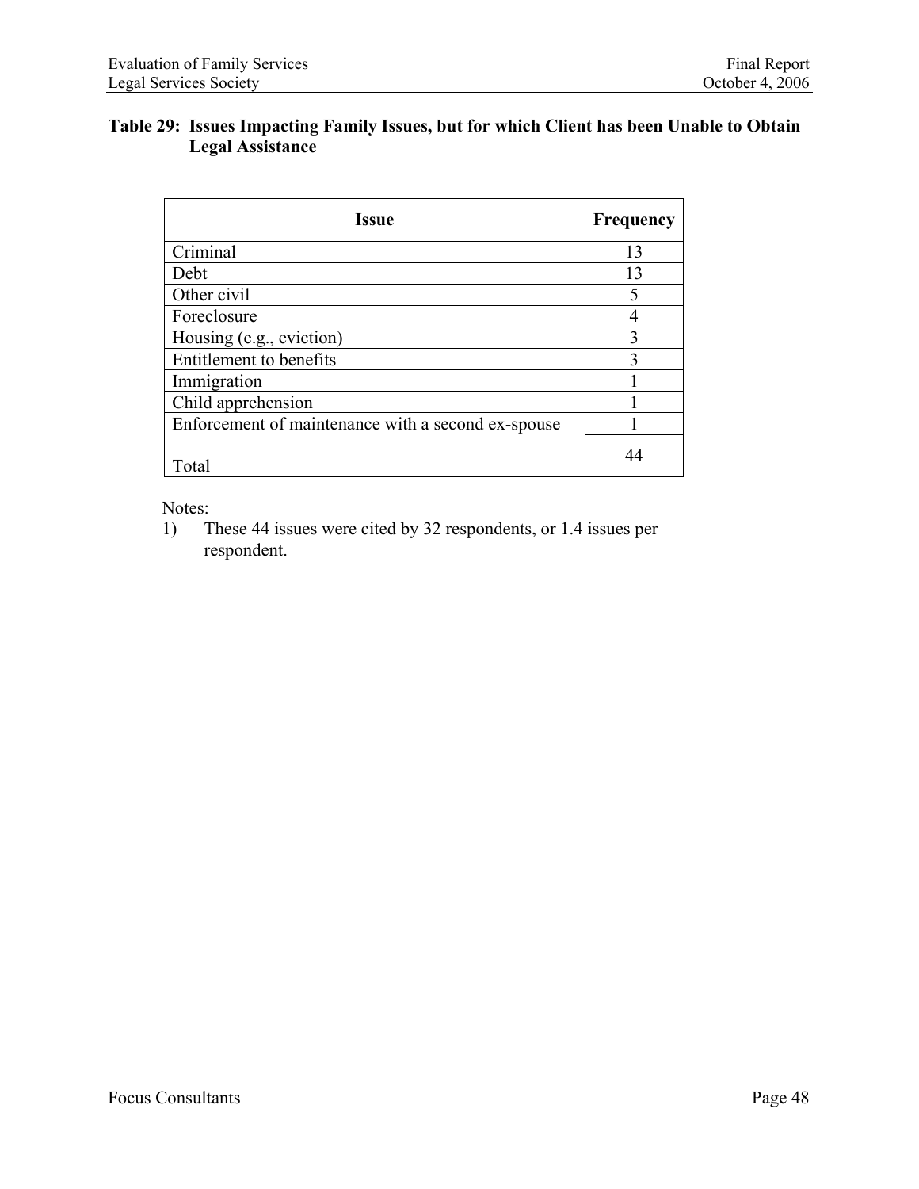**Table 29: Issues Impacting Family Issues, but for which Client has been Unable to Obtain Legal Assistance**

| Issue | Frequency |
|---|---|
| Criminal | 13 |
| Debt | 13 |
| Other civil | 5 |
| Foreclosure | 4 |
| Housing (e.g., eviction) | 3 |
| Entitlement to benefits | 3 |
| Immigration | 1 |
| Child apprehension | 1 |
| Enforcement of maintenance with a second ex-spouse | 1 |
| Total | 44 |

Notes:

1) These 44 issues were cited by 32 respondents, or 1.4 issues per respondent.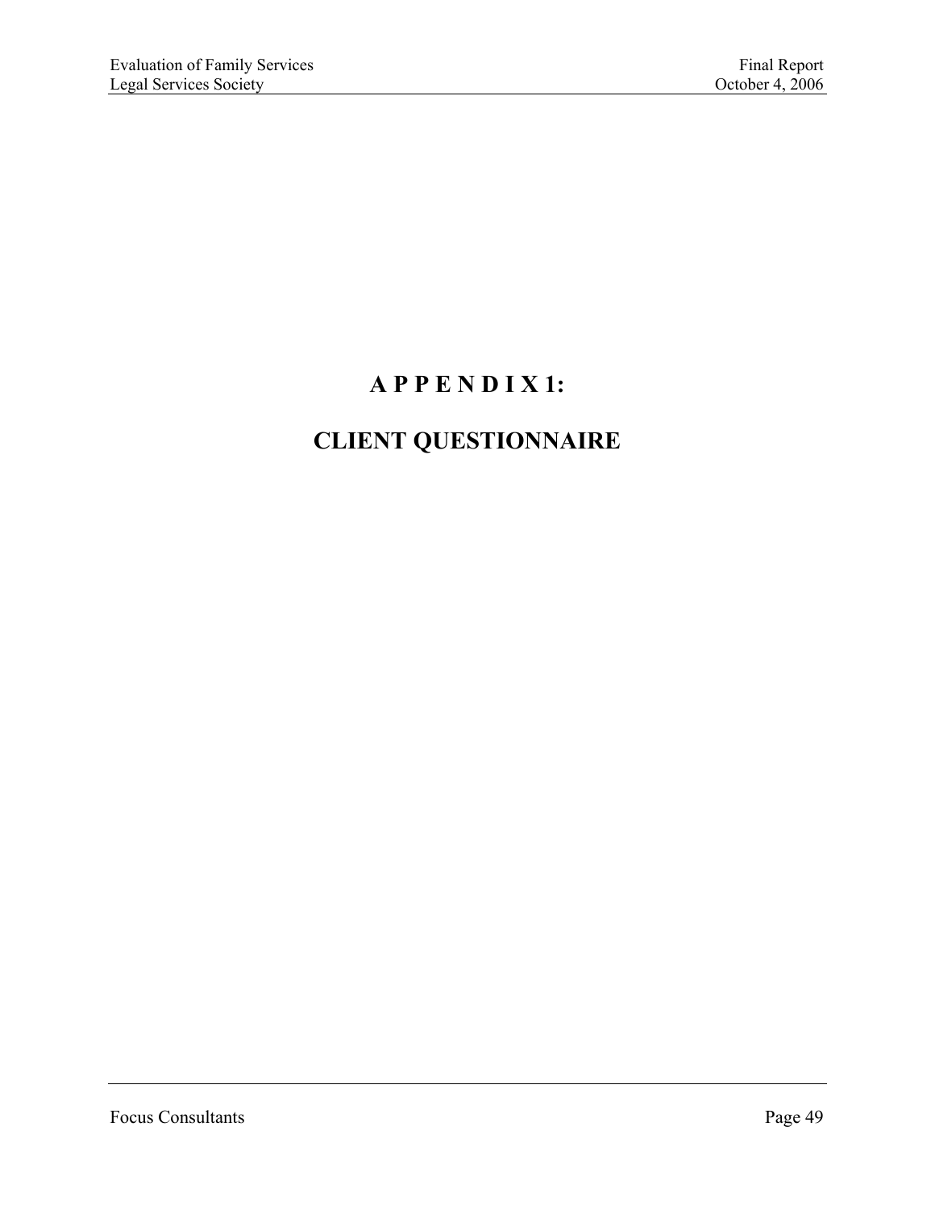# APPENDIX 1:

# CLIENT QUESTIONNAIRE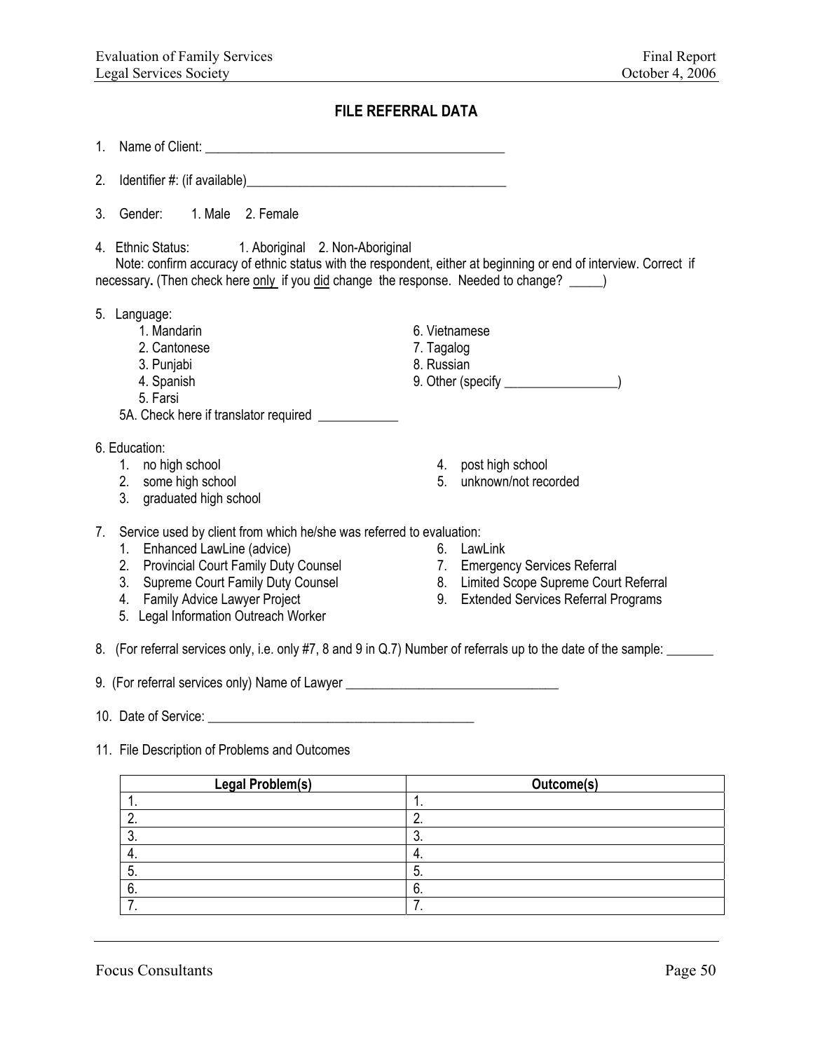## FILE REFERRAL DATA

1. Name of Client: _______________________________________________

2. Identifier #: (if available)_________________________________________

3. Gender: 1. Male 2. Female

4. Ethnic Status: 1. Aboriginal 2. Non-Aboriginal
   Note: confirm accuracy of ethnic status with the respondent, either at beginning or end of interview. Correct if necessary**.** (Then check here only if you did change the response. Needed to change? _____)

5. Language:
   1. Mandarin
   2. Cantonese
   3. Punjabi
   4. Spanish
   5. Farsi
   6. Vietnamese
   7. Tagalog
   8. Russian
   9. Other (specify _________________)

   5A. Check here if translator required ____________

6. Education:
   1. no high school
   2. some high school
   3. graduated high school
   4. post high school
   5. unknown/not recorded

7. Service used by client from which he/she was referred to evaluation:
   1. Enhanced LawLine (advice)
   2. Provincial Court Family Duty Counsel
   3. Supreme Court Family Duty Counsel
   4. Family Advice Lawyer Project
   5. Legal Information Outreach Worker
   6. LawLink
   7. Emergency Services Referral
   8. Limited Scope Supreme Court Referral
   9. Extended Services Referral Programs

8. (For referral services only, i.e. only #7, 8 and 9 in Q.7) Number of referrals up to the date of the sample: _______

9. (For referral services only) Name of Lawyer _________________________________

10. Date of Service: _________________________________________

11. File Description of Problems and Outcomes

| Legal Problem(s) | Outcome(s) |
|---|---|
| 1. | 1. |
| 2. | 2. |
| 3. | 3. |
| 4. | 4. |
| 5. | 5. |
| 6. | 6. |
| 7. | 7. |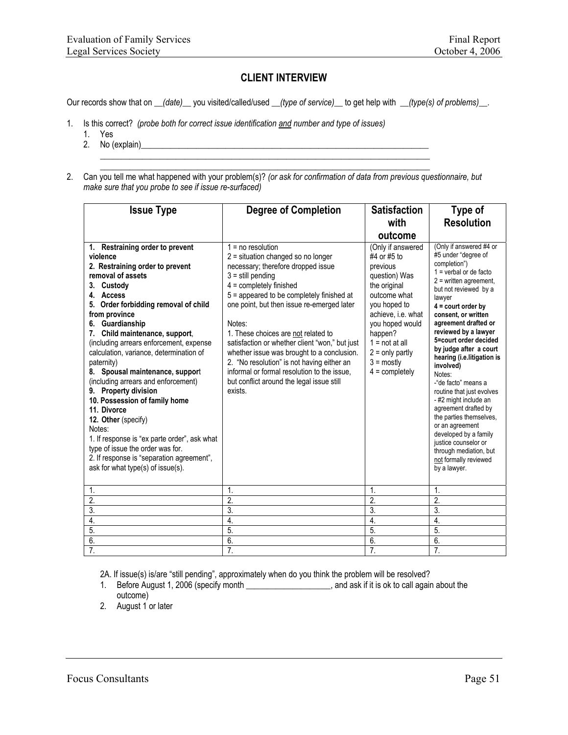## CLIENT INTERVIEW

Our records show that on __*(date)*__ you visited/called/used __*(type of service)*__ to get help with __*(type(s) of problems)*__.

1. Is this correct? *(probe both for correct issue identification and number and type of issues)*
   1. Yes
   2. No (explain)______________________________________________________________________
      ______________________________________________________________________________
      ______________________________________________________________________________

2. Can you tell me what happened with your problem(s)? *(or ask for confirmation of data from previous questionnaire, but make sure that you probe to see if issue re-surfaced)*

| Issue Type | Degree of Completion | Satisfaction with outcome | Type of Resolution |
|---|---|---|---|
| **1. Restraining order to prevent violence**<br>**2. Restraining order to prevent removal of assets**<br>**3. Custody**<br>**4. Access**<br>**5. Order forbidding removal of child from province**<br>**6. Guardianship**<br>**7. Child maintenance, support**, (including arrears enforcement, expense calculation, variance, determination of paternity)<br>**8. Spousal maintenance, support** (including arrears and enforcement)<br>**9. Property division**<br>**10. Possession of family home**<br>**11. Divorce**<br>**12. Other** (specify)<br>Notes:<br>1. If response is "ex parte order", ask what type of issue the order was for.<br>2. If response is "separation agreement", ask for what type(s) of issue(s). | 1 = no resolution<br>2 = situation changed so no longer necessary; therefore dropped issue<br>3 = still pending<br>4 = completely finished<br>5 = appeared to be completely finished at one point, but then issue re-emerged later<br><br>Notes:<br>1. These choices are not related to satisfaction or whether client "won," but just whether issue was brought to a conclusion.<br>2. "No resolution" is not having either an informal or formal resolution to the issue, but conflict around the legal issue still exists. | (Only if answered #4 or #5 to previous question) Was the original outcome what you hoped to achieve, i.e. what you hoped would happen?<br>1 = not at all<br>2 = only partly<br>3 = mostly<br>4 = completely | (Only if answered #4 or #5 under "degree of completion")<br>1 = verbal or de facto<br>2 = written agreement, but not reviewed by a lawyer<br>**4 = court order by consent, or written agreement drafted or reviewed by a lawyer**<br>**5=court order decided by judge after a court hearing (i.e.litigation is involved)**<br>Notes:<br>-"de facto" means a routine that just evolves<br>- #2 might include an agreement drafted by the parties themselves, or an agreement developed by a family justice counselor or through mediation, but not formally reviewed by a lawyer. |
| 1. | 1. | 1. | 1. |
| 2. | 2. | 2. | 2. |
| 3. | 3. | 3. | 3. |
| 4. | 4. | 4. | 4. |
| 5. | 5. | 5. | 5. |
| 6. | 6. | 6. | 6. |
| 7. | 7. | 7. | 7. |

2A. If issue(s) is/are "still pending", approximately when do you think the problem will be resolved?

1. Before August 1, 2006 (specify month ____________________, and ask if it is ok to call again about the outcome)
2. August 1 or later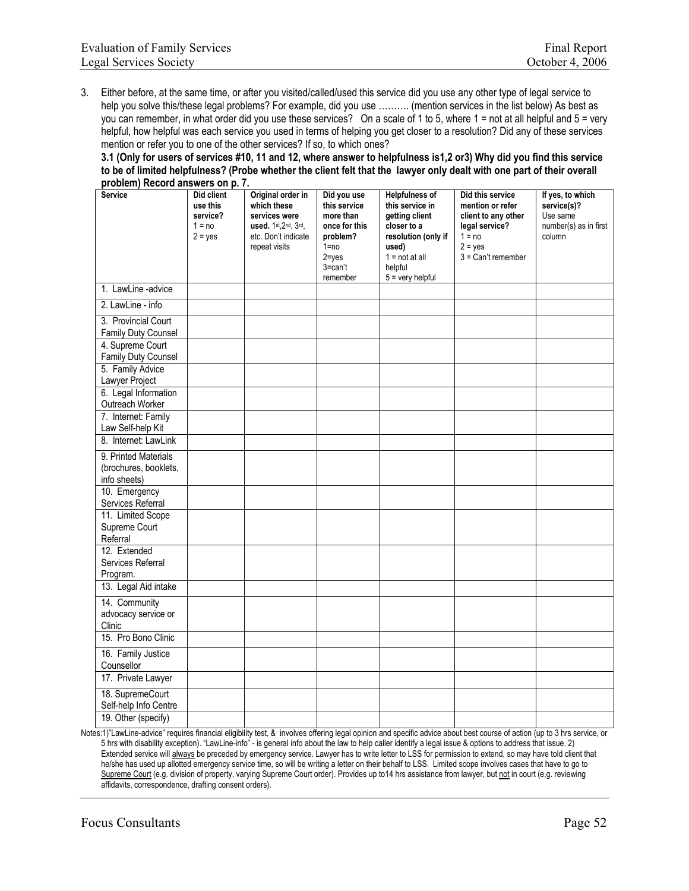3. Either before, at the same time, or after you visited/called/used this service did you use any other type of legal service to help you solve this/these legal problems? For example, did you use ………. (mention services in the list below) As best as you can remember, in what order did you use these services? On a scale of 1 to 5, where 1 = not at all helpful and 5 = very helpful, how helpful was each service you used in terms of helping you get closer to a resolution? Did any of these services mention or refer you to one of the other services? If so, to which ones?

**3.1 (Only for users of services #10, 11 and 12, where answer to helpfulness is1,2 or3) Why did you find this service to be of limited helpfulness? (Probe whether the client felt that the lawyer only dealt with one part of their overall problem) Record answers on p. 7.**

| **Service** | **Did client use this service?** 1 = no 2 = yes | **Original order in which these services were used.** 1st,2nd, 3rd, etc. Don't indicate repeat visits | **Did you use this service more than once for this problem?** 1=no 2=yes 3=can't remember | **Helpfulness of this service in getting client closer to a resolution (only if used)** 1 = not at all helpful 5 = very helpful | **Did this service mention or refer client to any other legal service?** 1 = no 2 = yes 3 = Can't remember | **If yes, to which service(s)?** Use same number(s) as in first column |
|---|---|---|---|---|---|---|
| 1. LawLine -advice | | | | | | |
| 2. LawLine - info | | | | | | |
| 3. Provincial Court Family Duty Counsel | | | | | | |
| 4. Supreme Court Family Duty Counsel | | | | | | |
| 5. Family Advice Lawyer Project | | | | | | |
| 6. Legal Information Outreach Worker | | | | | | |
| 7. Internet: Family Law Self-help Kit | | | | | | |
| 8. Internet: LawLink | | | | | | |
| 9. Printed Materials (brochures, booklets, info sheets) | | | | | | |
| 10. Emergency Services Referral | | | | | | |
| 11. Limited Scope Supreme Court Referral | | | | | | |
| 12. Extended Services Referral Program. | | | | | | |
| 13. Legal Aid intake | | | | | | |
| 14. Community advocacy service or Clinic | | | | | | |
| 15. Pro Bono Clinic | | | | | | |
| 16. Family Justice Counsellor | | | | | | |
| 17. Private Lawyer | | | | | | |
| 18. SupremeCourt Self-help Info Centre | | | | | | |
| 19. Other (specify) | | | | | | |

Notes:1)"LawLine-advice" requires financial eligibility test, & involves offering legal opinion and specific advice about best course of action (up to 3 hrs service, or 5 hrs with disability exception). "LawLine-info" - is general info about the law to help caller identify a legal issue & options to address that issue. 2) Extended service will always be preceded by emergency service. Lawyer has to write letter to LSS for permission to extend, so may have told client that he/she has used up allotted emergency service time, so will be writing a letter on their behalf to LSS. Limited scope involves cases that have to go to Supreme Court (e.g. division of property, varying Supreme Court order). Provides up to14 hrs assistance from lawyer, but not in court (e.g. reviewing affidavits, correspondence, drafting consent orders).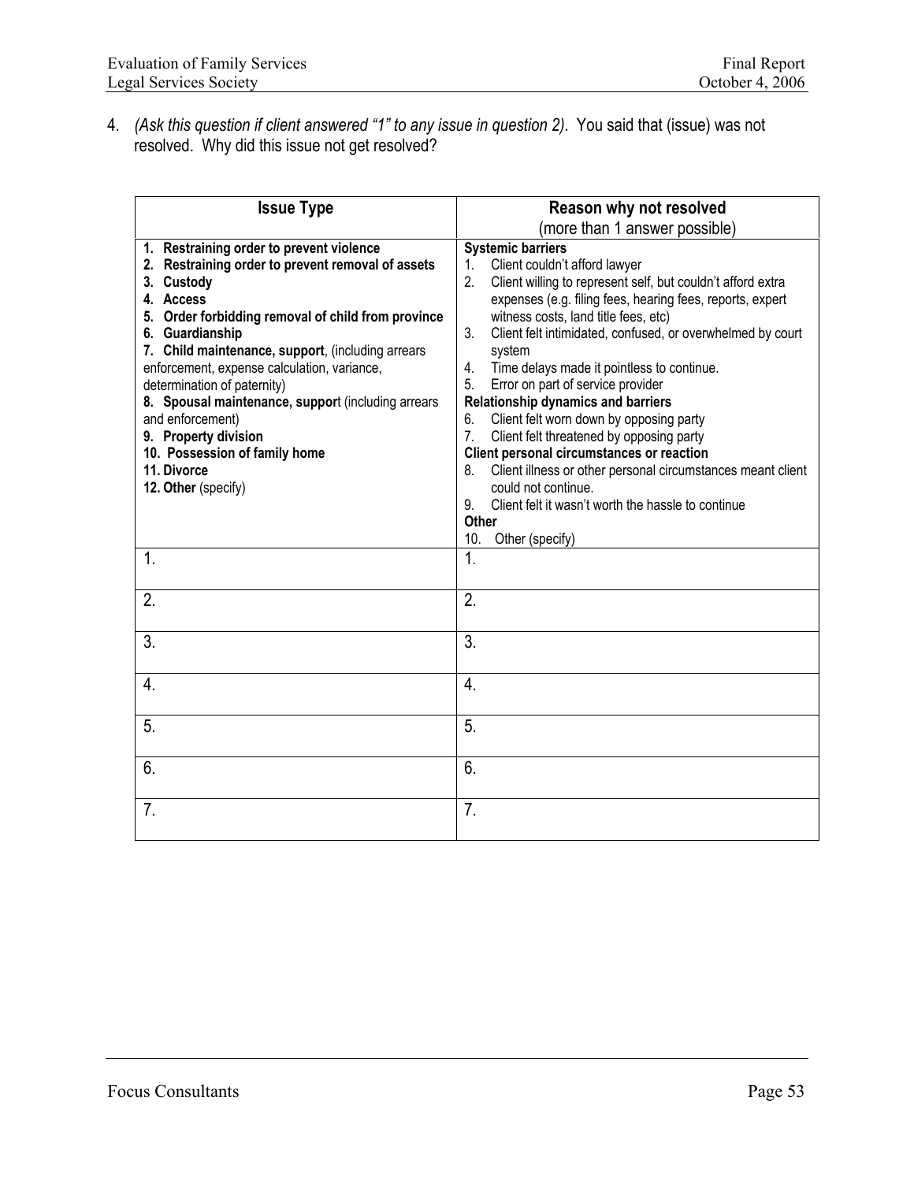4. *(Ask this question if client answered "1" to any issue in question 2).* You said that (issue) was not resolved. Why did this issue not get resolved?

| **Issue Type** | **Reason why not resolved** (more than 1 answer possible) |
|---|---|
| **1. Restraining order to prevent violence**<br>**2. Restraining order to prevent removal of assets**<br>**3. Custody**<br>**4. Access**<br>**5. Order forbidding removal of child from province**<br>**6. Guardianship**<br>**7. Child maintenance, support**, (including arrears enforcement, expense calculation, variance, determination of paternity)<br>**8. Spousal maintenance, support** (including arrears and enforcement)<br>**9. Property division**<br>**10. Possession of family home**<br>**11. Divorce**<br>**12. Other** (specify) | **Systemic barriers**<br>1. Client couldn't afford lawyer<br>2. Client willing to represent self, but couldn't afford extra expenses (e.g. filing fees, hearing fees, reports, expert witness costs, land title fees, etc)<br>3. Client felt intimidated, confused, or overwhelmed by court system<br>4. Time delays made it pointless to continue.<br>5. Error on part of service provider<br>**Relationship dynamics and barriers**<br>6. Client felt worn down by opposing party<br>7. Client felt threatened by opposing party<br>**Client personal circumstances or reaction**<br>8. Client illness or other personal circumstances meant client could not continue.<br>9. Client felt it wasn't worth the hassle to continue<br>**Other**<br>10. Other (specify) |
| 1. | 1. |
| 2. | 2. |
| 3. | 3. |
| 4. | 4. |
| 5. | 5. |
| 6. | 6. |
| 7. | 7. |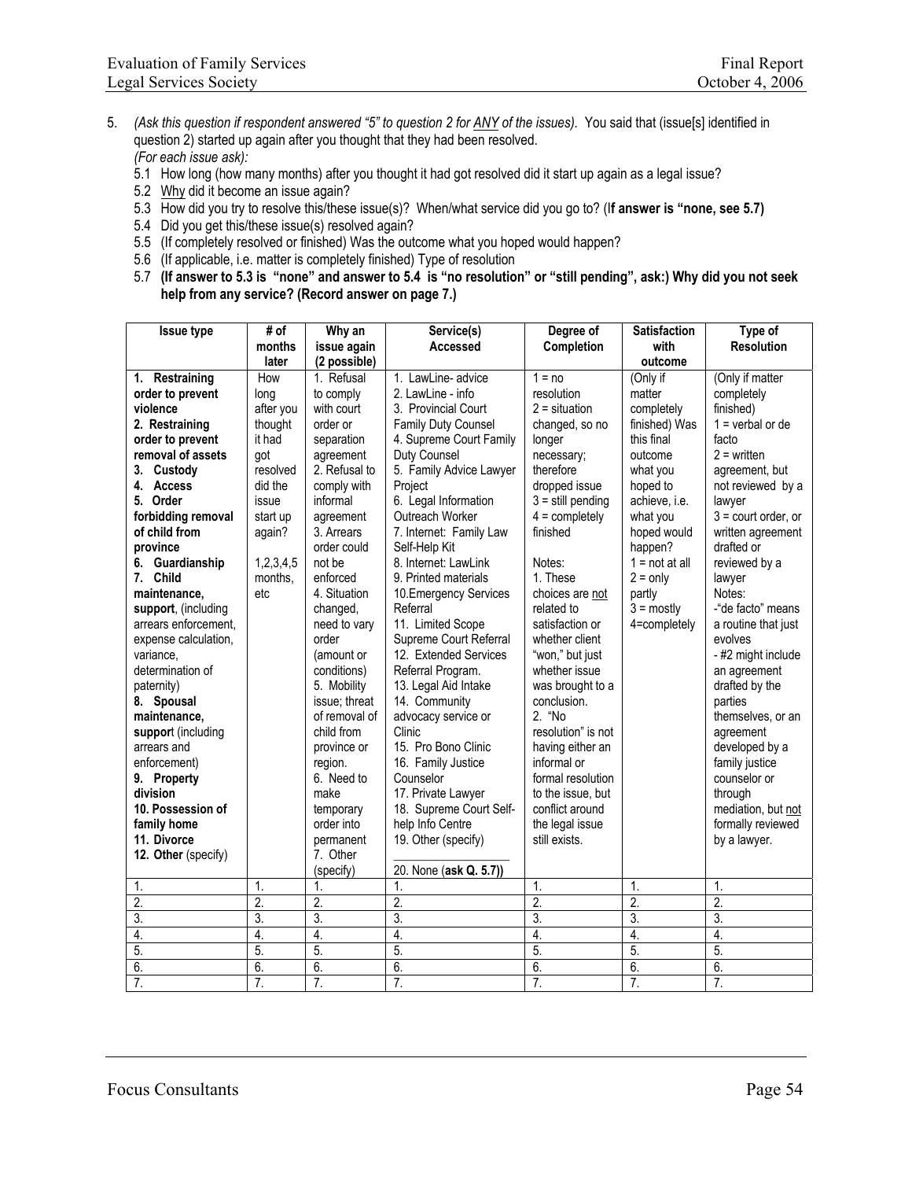5. *(Ask this question if respondent answered "5" to question 2 for ANY of the issues).* You said that (issue[s] identified in question 2) started up again after you thought that they had been resolved.
*(For each issue ask):*
   5.1 How long (how many months) after you thought it had got resolved did it start up again as a legal issue?
   5.2 Why did it become an issue again?
   5.3 How did you try to resolve this/these issue(s)? When/what service did you go to? (**If answer is "none, see 5.7)**
   5.4 Did you get this/these issue(s) resolved again?
   5.5 (If completely resolved or finished) Was the outcome what you hoped would happen?
   5.6 (If applicable, i.e. matter is completely finished) Type of resolution
   5.7 **(If answer to 5.3 is "none" and answer to 5.4 is "no resolution" or "still pending", ask:) Why did you not seek help from any service? (Record answer on page 7.)**

| Issue type | # of months later | Why an issue again (2 possible) | Service(s) Accessed | Degree of Completion | Satisfaction with outcome | Type of Resolution |
|---|---|---|---|---|---|---|
| **1. Restraining order to prevent violence**<br>**2. Restraining order to prevent removal of assets**<br>**3. Custody**<br>**4. Access**<br>**5. Order forbidding removal of child from province**<br>**6. Guardianship**<br>**7. Child maintenance, support**, (including arrears enforcement, expense calculation, variance, determination of paternity)<br>**8. Spousal maintenance, support** (including arrears and enforcement)<br>**9. Property division**<br>**10. Possession of family home**<br>**11. Divorce**<br>**12. Other** (specify) | How long after you thought it had got resolved did the issue start up again?<br><br>1,2,3,4,5 months, etc | 1. Refusal to comply with court order or separation agreement<br>2. Refusal to comply with informal agreement<br>3. Arrears order could not be enforced<br>4. Situation changed, need to vary order (amount or conditions)<br>5. Mobility issue; threat of removal of child from province or region.<br>6. Need to make temporary order into permanent<br>7. Other (specify) | 1. LawLine- advice<br>2. LawLine - info<br>3. Provincial Court Family Duty Counsel<br>4. Supreme Court Family Duty Counsel<br>5. Family Advice Lawyer Project<br>6. Legal Information Outreach Worker<br>7. Internet: Family Law Self-Help Kit<br>8. Internet: LawLink<br>9. Printed materials<br>10.Emergency Services Referral<br>11. Limited Scope Supreme Court Referral<br>12. Extended Services Referral Program.<br>13. Legal Aid Intake<br>14. Community advocacy service or Clinic<br>15. Pro Bono Clinic<br>16. Family Justice Counselor<br>17. Private Lawyer<br>18. Supreme Court Self-help Info Centre<br>19. Other (specify) ____________<br>20. None (**ask Q. 5.7)**) | 1 = no resolution<br>2 = situation changed, so no longer necessary; therefore dropped issue<br>3 = still pending<br>4 = completely finished<br><br>Notes:<br>1. These choices are not related to satisfaction or whether client "won," but just whether issue was brought to a conclusion.<br>2. "No resolution" is not having either an informal or formal resolution to the issue, but conflict around the legal issue still exists. | (Only if matter completely finished) Was this final outcome what you hoped to achieve, i.e. what you hoped would happen?<br>1 = not at all<br>2 = only partly<br>3 = mostly<br>4=completely | (Only if matter completely finished)<br>1 = verbal or de facto<br>2 = written agreement, but not reviewed by a lawyer<br>3 = court order, or written agreement drafted or reviewed by a lawyer<br>Notes:<br>-"de facto" means a routine that just evolves<br>- #2 might include an agreement drafted by the parties themselves, or an agreement developed by a family justice counselor or through mediation, but not formally reviewed by a lawyer. |
| 1. | 1. | 1. | 1. | 1. | 1. | 1. |
| 2. | 2. | 2. | 2. | 2. | 2. | 2. |
| 3. | 3. | 3. | 3. | 3. | 3. | 3. |
| 4. | 4. | 4. | 4. | 4. | 4. | 4. |
| 5. | 5. | 5. | 5. | 5. | 5. | 5. |
| 6. | 6. | 6. | 6. | 6. | 6. | 6. |
| 7. | 7. | 7. | 7. | 7. | 7. | 7. |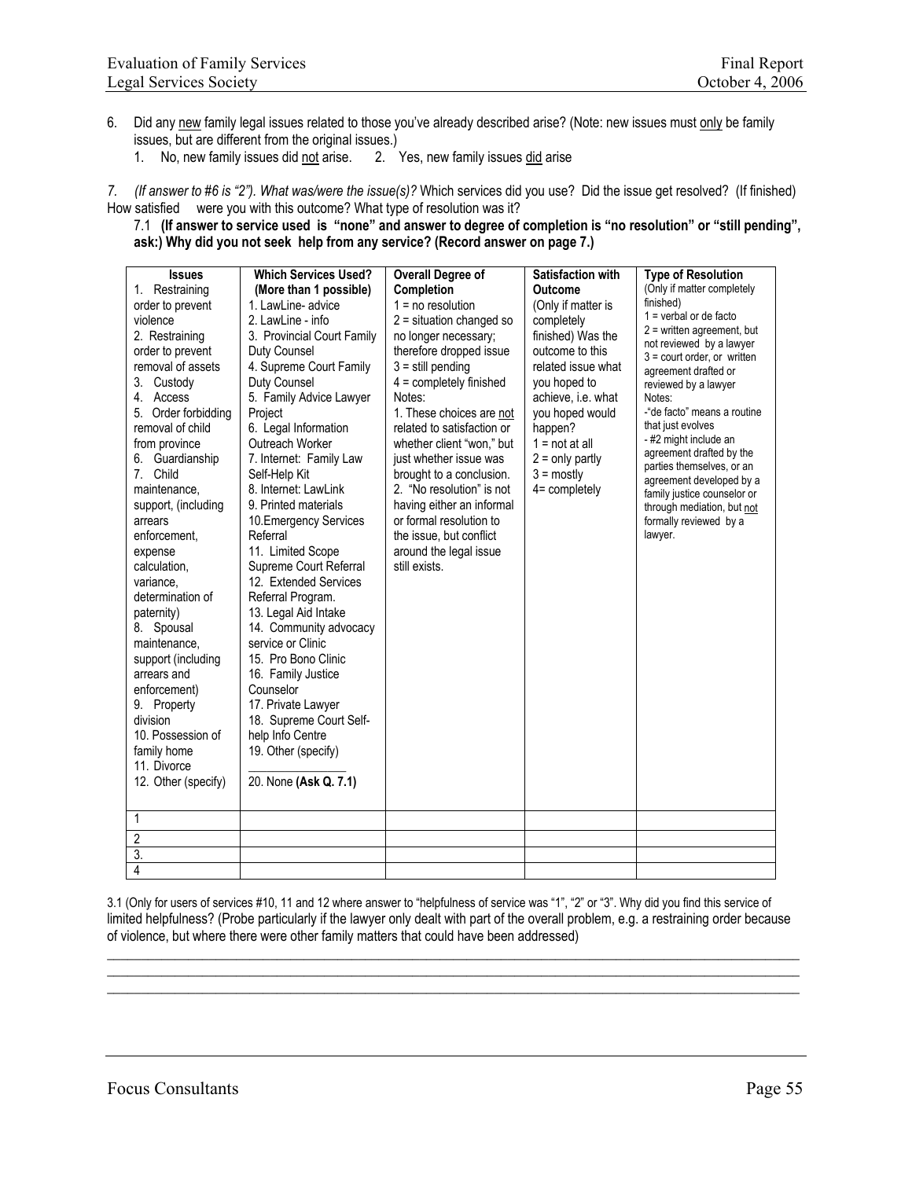6. Did any new family legal issues related to those you've already described arise? (Note: new issues must only be family issues, but are different from the original issues.)
   1. No, new family issues did not arise. 2. Yes, new family issues did arise

7. *(If answer to #6 is "2"). What was/were the issue(s)?* Which services did you use? Did the issue get resolved? (If finished) How satisfied were you with this outcome? What type of resolution was it?

   7.1 **(If answer to service used is "none" and answer to degree of completion is "no resolution" or "still pending", ask:) Why did you not seek help from any service? (Record answer on page 7.)**

| **Issues**<br>1. Restraining order to prevent violence<br>2. Restraining order to prevent removal of assets<br>3. Custody<br>4. Access<br>5. Order forbidding removal of child from province<br>6. Guardianship<br>7. Child maintenance, support, (including arrears enforcement, expense calculation, variance, determination of paternity)<br>8. Spousal maintenance, support (including arrears and enforcement)<br>9. Property division<br>10. Possession of family home<br>11. Divorce<br>12. Other (specify) | **Which Services Used? (More than 1 possible)**<br>1. LawLine- advice<br>2. LawLine - info<br>3. Provincial Court Family Duty Counsel<br>4. Supreme Court Family Duty Counsel<br>5. Family Advice Lawyer Project<br>6. Legal Information Outreach Worker<br>7. Internet: Family Law Self-Help Kit<br>8. Internet: LawLink<br>9. Printed materials<br>10.Emergency Services Referral<br>11. Limited Scope Supreme Court Referral<br>12. Extended Services Referral Program.<br>13. Legal Aid Intake<br>14. Community advocacy service or Clinic<br>15. Pro Bono Clinic<br>16. Family Justice Counselor<br>17. Private Lawyer<br>18. Supreme Court Self-help Info Centre<br>19. Other (specify) ________________<br>20. None **(Ask Q. 7.1)** | **Overall Degree of Completion**<br>1 = no resolution<br>2 = situation changed so no longer necessary; therefore dropped issue<br>3 = still pending<br>4 = completely finished<br>Notes:<br>1. These choices are not related to satisfaction or whether client "won," but just whether issue was brought to a conclusion.<br>2. "No resolution" is not having either an informal or formal resolution to the issue, but conflict around the legal issue still exists. | **Satisfaction with Outcome**<br>(Only if matter is completely finished) Was the outcome to this related issue what you hoped to achieve, i.e. what you hoped would happen?<br>1 = not at all<br>2 = only partly<br>3 = mostly<br>4= completely | **Type of Resolution**<br>(Only if matter completely finished)<br>1 = verbal or de facto<br>2 = written agreement, but not reviewed by a lawyer<br>3 = court order, or written agreement drafted or reviewed by a lawyer<br>Notes:<br>-"de facto" means a routine that just evolves<br>- #2 might include an agreement drafted by the parties themselves, or an agreement developed by a family justice counselor or through mediation, but not formally reviewed by a lawyer. |
|---|---|---|---|---|
| 1 | | | | |
| 2 | | | | |
| 3. | | | | |
| 4 | | | | |

3.1 (Only for users of services #10, 11 and 12 where answer to "helpfulness of service was "1", "2" or "3". Why did you find this service of limited helpfulness? (Probe particularly if the lawyer only dealt with part of the overall problem, e.g. a restraining order because of violence, but where there were other family matters that could have been addressed)

______________________________________________________________________________________________
______________________________________________________________________________________________
______________________________________________________________________________________________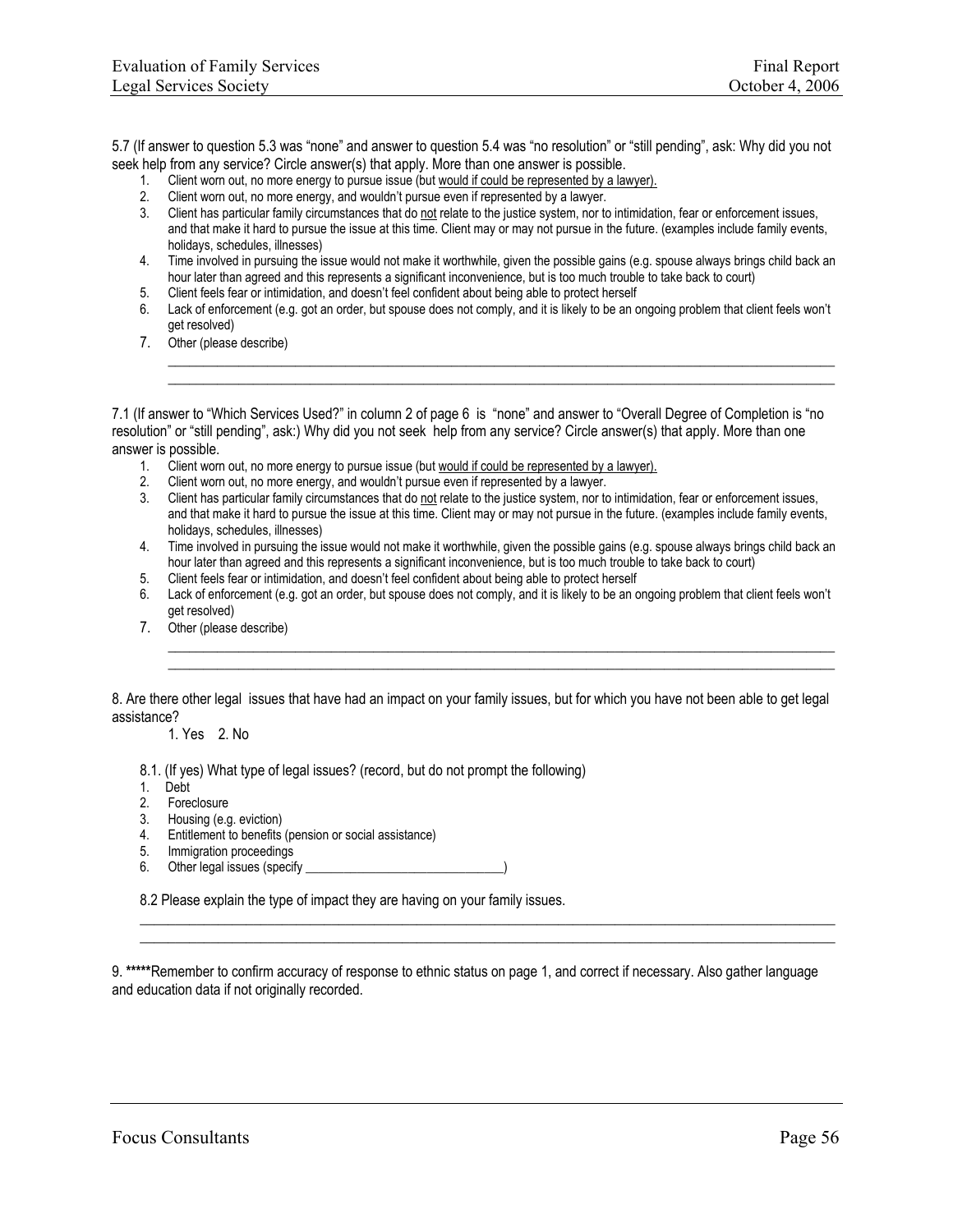5.7 (If answer to question 5.3 was "none" and answer to question 5.4 was "no resolution" or "still pending", ask: Why did you not seek help from any service? Circle answer(s) that apply. More than one answer is possible.

1. Client worn out, no more energy to pursue issue (but <u>would if could be represented by a lawyer).</u>
2. Client worn out, no more energy, and wouldn't pursue even if represented by a lawyer.
3. Client has particular family circumstances that do <u>not</u> relate to the justice system, nor to intimidation, fear or enforcement issues, and that make it hard to pursue the issue at this time. Client may or may not pursue in the future. (examples include family events, holidays, schedules, illnesses)
4. Time involved in pursuing the issue would not make it worthwhile, given the possible gains (e.g. spouse always brings child back an hour later than agreed and this represents a significant inconvenience, but is too much trouble to take back to court)
5. Client feels fear or intimidation, and doesn't feel confident about being able to protect herself
6. Lack of enforcement (e.g. got an order, but spouse does not comply, and it is likely to be an ongoing problem that client feels won't get resolved)
7. Other (please describe)

____________________________________________________________________________________________
____________________________________________________________________________________________

7.1 (If answer to "Which Services Used?" in column 2 of page 6 is "none" and answer to "Overall Degree of Completion is "no resolution" or "still pending", ask:) Why did you not seek help from any service? Circle answer(s) that apply. More than one answer is possible.

1. Client worn out, no more energy to pursue issue (but <u>would if could be represented by a lawyer).</u>
2. Client worn out, no more energy, and wouldn't pursue even if represented by a lawyer.
3. Client has particular family circumstances that do <u>not</u> relate to the justice system, nor to intimidation, fear or enforcement issues, and that make it hard to pursue the issue at this time. Client may or may not pursue in the future. (examples include family events, holidays, schedules, illnesses)
4. Time involved in pursuing the issue would not make it worthwhile, given the possible gains (e.g. spouse always brings child back an hour later than agreed and this represents a significant inconvenience, but is too much trouble to take back to court)
5. Client feels fear or intimidation, and doesn't feel confident about being able to protect herself
6. Lack of enforcement (e.g. got an order, but spouse does not comply, and it is likely to be an ongoing problem that client feels won't get resolved)
7. Other (please describe)

____________________________________________________________________________________________
____________________________________________________________________________________________

8. Are there other legal issues that have had an impact on your family issues, but for which you have not been able to get legal assistance?

1. Yes 2. No

8.1. (If yes) What type of legal issues? (record, but do not prompt the following)

1. Debt
2. Foreclosure
3. Housing (e.g. eviction)
4. Entitlement to benefits (pension or social assistance)
5. Immigration proceedings
6. Other legal issues (specify ______________________________)

8.2 Please explain the type of impact they are having on your family issues.

____________________________________________________________________________________________
____________________________________________________________________________________________

9. *****Remember to confirm accuracy of response to ethnic status on page 1, and correct if necessary. Also gather language and education data if not originally recorded.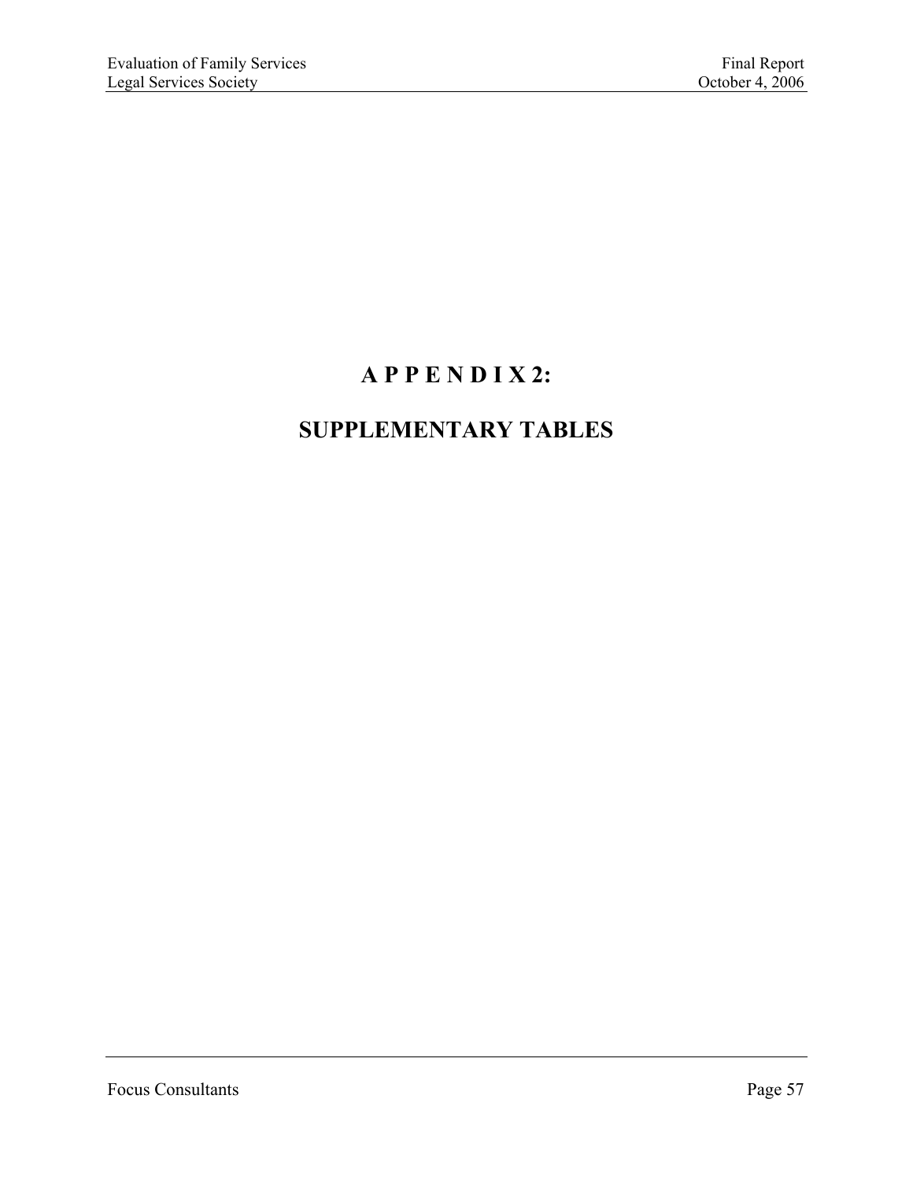# A P P E N D I X 2:

# SUPPLEMENTARY TABLES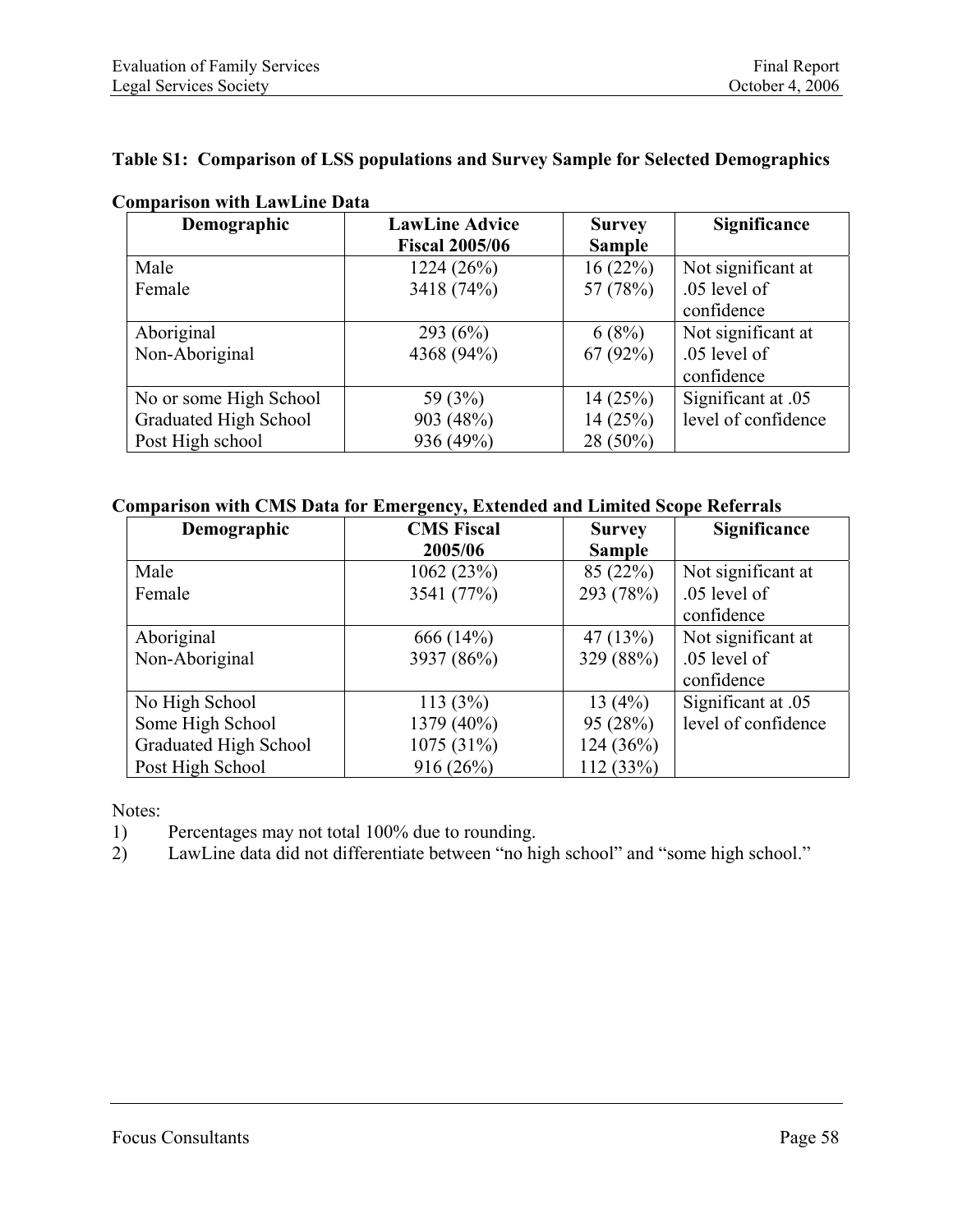**Table S1: Comparison of LSS populations and Survey Sample for Selected Demographics**

**Comparison with LawLine Data**

| Demographic | LawLine Advice Fiscal 2005/06 | Survey Sample | Significance |
|---|---|---|---|
| Male<br>Female | 1224 (26%)<br>3418 (74%) | 16 (22%)<br>57 (78%) | Not significant at .05 level of confidence |
| Aboriginal<br>Non-Aboriginal | 293 (6%)<br>4368 (94%) | 6 (8%)<br>67 (92%) | Not significant at .05 level of confidence |
| No or some High School<br>Graduated High School<br>Post High school | 59 (3%)<br>903 (48%)<br>936 (49%) | 14 (25%)<br>14 (25%)<br>28 (50%) | Significant at .05 level of confidence |

**Comparison with CMS Data for Emergency, Extended and Limited Scope Referrals**

| Demographic | CMS Fiscal 2005/06 | Survey Sample | Significance |
|---|---|---|---|
| Male<br>Female | 1062 (23%)<br>3541 (77%) | 85 (22%)<br>293 (78%) | Not significant at .05 level of confidence |
| Aboriginal<br>Non-Aboriginal | 666 (14%)<br>3937 (86%) | 47 (13%)<br>329 (88%) | Not significant at .05 level of confidence |
| No High School<br>Some High School<br>Graduated High School<br>Post High School | 113 (3%)<br>1379 (40%)<br>1075 (31%)<br>916 (26%) | 13 (4%)<br>95 (28%)<br>124 (36%)<br>112 (33%) | Significant at .05 level of confidence |

Notes:

1) Percentages may not total 100% due to rounding.
2) LawLine data did not differentiate between "no high school" and "some high school."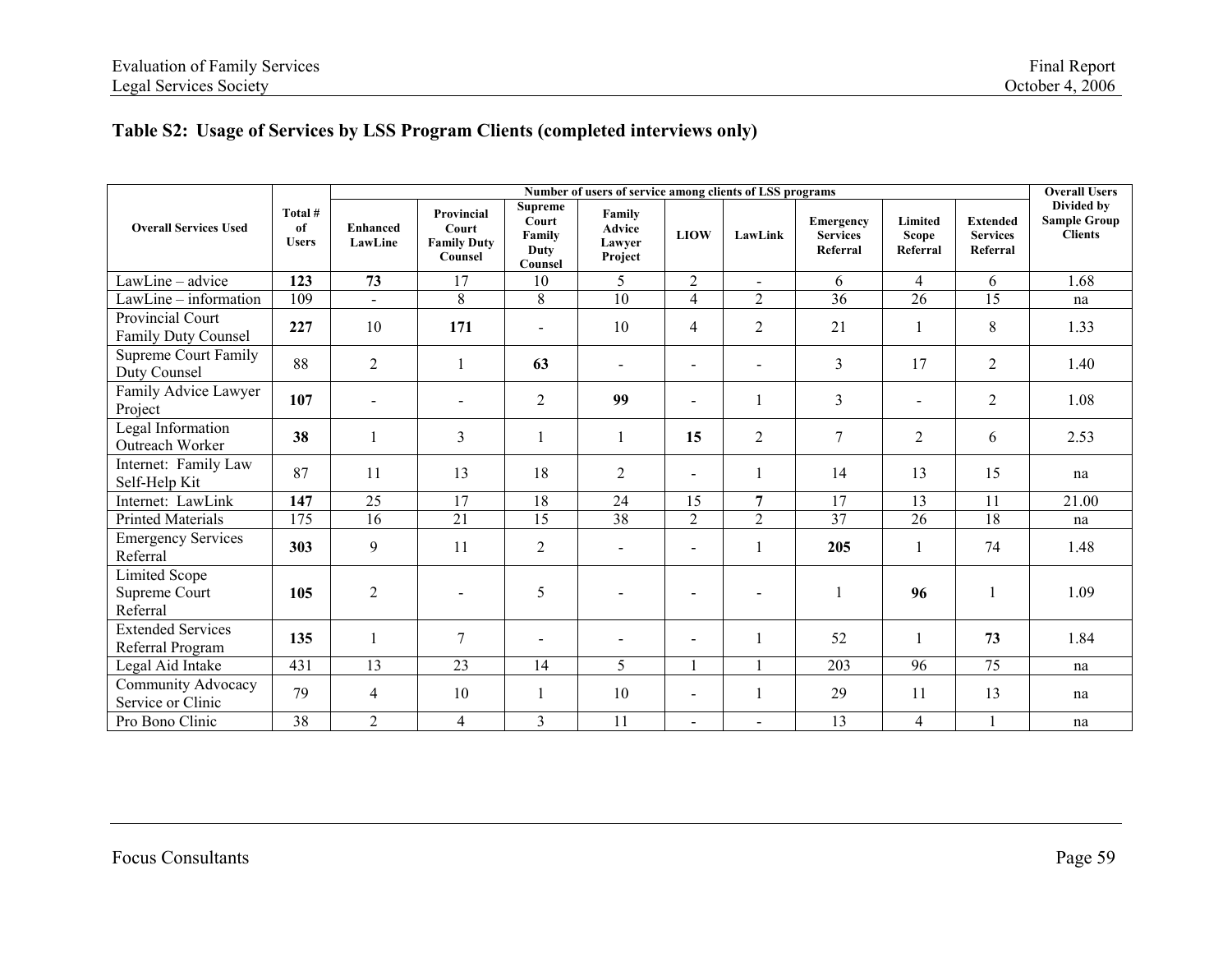## Table S2: Usage of Services by LSS Program Clients (completed interviews only)

| Overall Services Used | Total # of Users | Number of users of service among clients of LSS programs | | | | | | | | | Overall Users Divided by Sample Group Clients |
|---|---|---|---|---|---|---|---|---|---|---|---|
| | | Enhanced LawLine | Provincial Court Family Duty Counsel | Supreme Court Family Duty Counsel | Family Advice Lawyer Project | LIOW | LawLink | Emergency Services Referral | Limited Scope Referral | Extended Services Referral | |
| LawLine – advice | **123** | **73** | 17 | 10 | 5 | 2 | - | 6 | 4 | 6 | 1.68 |
| LawLine – information | 109 | - | 8 | 8 | 10 | 4 | 2 | 36 | 26 | 15 | na |
| Provincial Court Family Duty Counsel | **227** | 10 | **171** | - | 10 | 4 | 2 | 21 | 1 | 8 | 1.33 |
| Supreme Court Family Duty Counsel | 88 | 2 | 1 | **63** | - | - | - | 3 | 17 | 2 | 1.40 |
| Family Advice Lawyer Project | **107** | - | - | 2 | **99** | - | 1 | 3 | - | 2 | 1.08 |
| Legal Information Outreach Worker | **38** | 1 | 3 | 1 | 1 | **15** | 2 | 7 | 2 | 6 | 2.53 |
| Internet: Family Law Self-Help Kit | 87 | 11 | 13 | 18 | 2 | - | 1 | 14 | 13 | 15 | na |
| Internet: LawLink | **147** | 25 | 17 | 18 | 24 | 15 | **7** | 17 | 13 | 11 | 21.00 |
| Printed Materials | 175 | 16 | 21 | 15 | 38 | 2 | 2 | 37 | 26 | 18 | na |
| Emergency Services Referral | **303** | 9 | 11 | 2 | - | - | 1 | **205** | 1 | 74 | 1.48 |
| Limited Scope Supreme Court Referral | **105** | 2 | - | 5 | - | - | - | 1 | **96** | 1 | 1.09 |
| Extended Services Referral Program | **135** | 1 | 7 | - | - | - | 1 | 52 | 1 | **73** | 1.84 |
| Legal Aid Intake | 431 | 13 | 23 | 14 | 5 | 1 | 1 | 203 | 96 | 75 | na |
| Community Advocacy Service or Clinic | 79 | 4 | 10 | 1 | 10 | - | 1 | 29 | 11 | 13 | na |
| Pro Bono Clinic | 38 | 2 | 4 | 3 | 11 | - | - | 13 | 4 | 1 | na |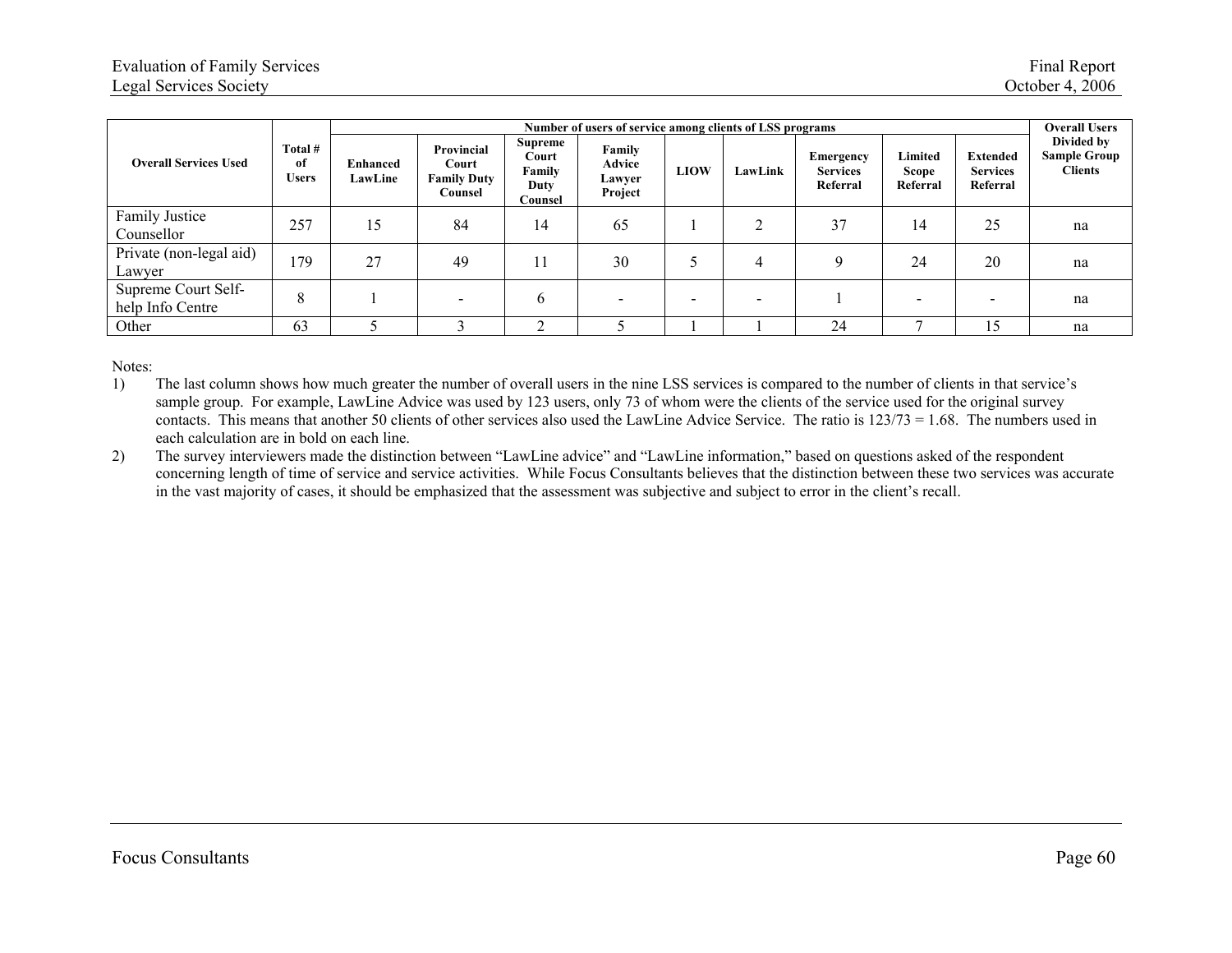| Overall Services Used | Total # of Users | Number of users of service among clients of LSS programs | | | | | | | | | Overall Users Divided by Sample Group Clients |
|---|---|---|---|---|---|---|---|---|---|---|---|
| | | Enhanced LawLine | Provincial Court Family Duty Counsel | Supreme Court Family Duty Counsel | Family Advice Lawyer Project | LIOW | LawLink | Emergency Services Referral | Limited Scope Referral | Extended Services Referral | |
| Family Justice Counsellor | 257 | 15 | 84 | 14 | 65 | 1 | 2 | 37 | 14 | 25 | na |
| Private (non-legal aid) Lawyer | 179 | 27 | 49 | 11 | 30 | 5 | 4 | 9 | 24 | 20 | na |
| Supreme Court Self-help Info Centre | 8 | 1 | - | 6 | - | - | - | 1 | - | - | na |
| Other | 63 | 5 | 3 | 2 | 5 | 1 | 1 | 24 | 7 | 15 | na |

Notes:

1) The last column shows how much greater the number of overall users in the nine LSS services is compared to the number of clients in that service's sample group. For example, LawLine Advice was used by 123 users, only 73 of whom were the clients of the service used for the original survey contacts. This means that another 50 clients of other services also used the LawLine Advice Service. The ratio is 123/73 = 1.68. The numbers used in each calculation are in bold on each line.
2) The survey interviewers made the distinction between "LawLine advice" and "LawLine information," based on questions asked of the respondent concerning length of time of service and service activities. While Focus Consultants believes that the distinction between these two services was accurate in the vast majority of cases, it should be emphasized that the assessment was subjective and subject to error in the client's recall.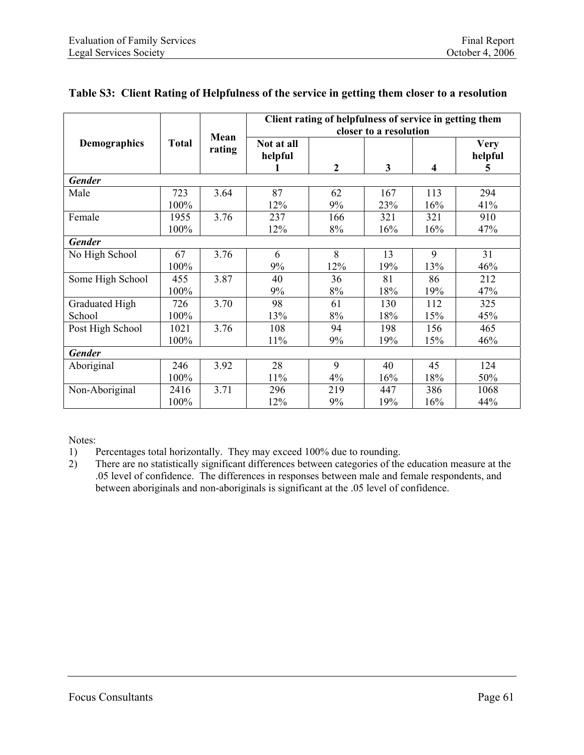### Table S3: Client Rating of Helpfulness of the service in getting them closer to a resolution

| Demographics | Total | Mean rating | Client rating of helpfulness of service in getting them closer to a resolution | | | | |
|---|---|---|---|---|---|---|---|
| | | | Not at all helpful 1 | 2 | 3 | 4 | Very helpful 5 |
| ***Gender*** | | | | | | | |
| Male | 723<br>100% | 3.64 | 87<br>12% | 62<br>9% | 167<br>23% | 113<br>16% | 294<br>41% |
| Female | 1955<br>100% | 3.76 | 237<br>12% | 166<br>8% | 321<br>16% | 321<br>16% | 910<br>47% |
| ***Gender*** | | | | | | | |
| No High School | 67<br>100% | 3.76 | 6<br>9% | 8<br>12% | 13<br>19% | 9<br>13% | 31<br>46% |
| Some High School | 455<br>100% | 3.87 | 40<br>9% | 36<br>8% | 81<br>18% | 86<br>19% | 212<br>47% |
| Graduated High School | 726<br>100% | 3.70 | 98<br>13% | 61<br>8% | 130<br>18% | 112<br>15% | 325<br>45% |
| Post High School | 1021<br>100% | 3.76 | 108<br>11% | 94<br>9% | 198<br>19% | 156<br>15% | 465<br>46% |
| ***Gender*** | | | | | | | |
| Aboriginal | 246<br>100% | 3.92 | 28<br>11% | 9<br>4% | 40<br>16% | 45<br>18% | 124<br>50% |
| Non-Aboriginal | 2416<br>100% | 3.71 | 296<br>12% | 219<br>9% | 447<br>19% | 386<br>16% | 1068<br>44% |

Notes:

1) Percentages total horizontally. They may exceed 100% due to rounding.
2) There are no statistically significant differences between categories of the education measure at the .05 level of confidence. The differences in responses between male and female respondents, and between aboriginals and non-aboriginals is significant at the .05 level of confidence.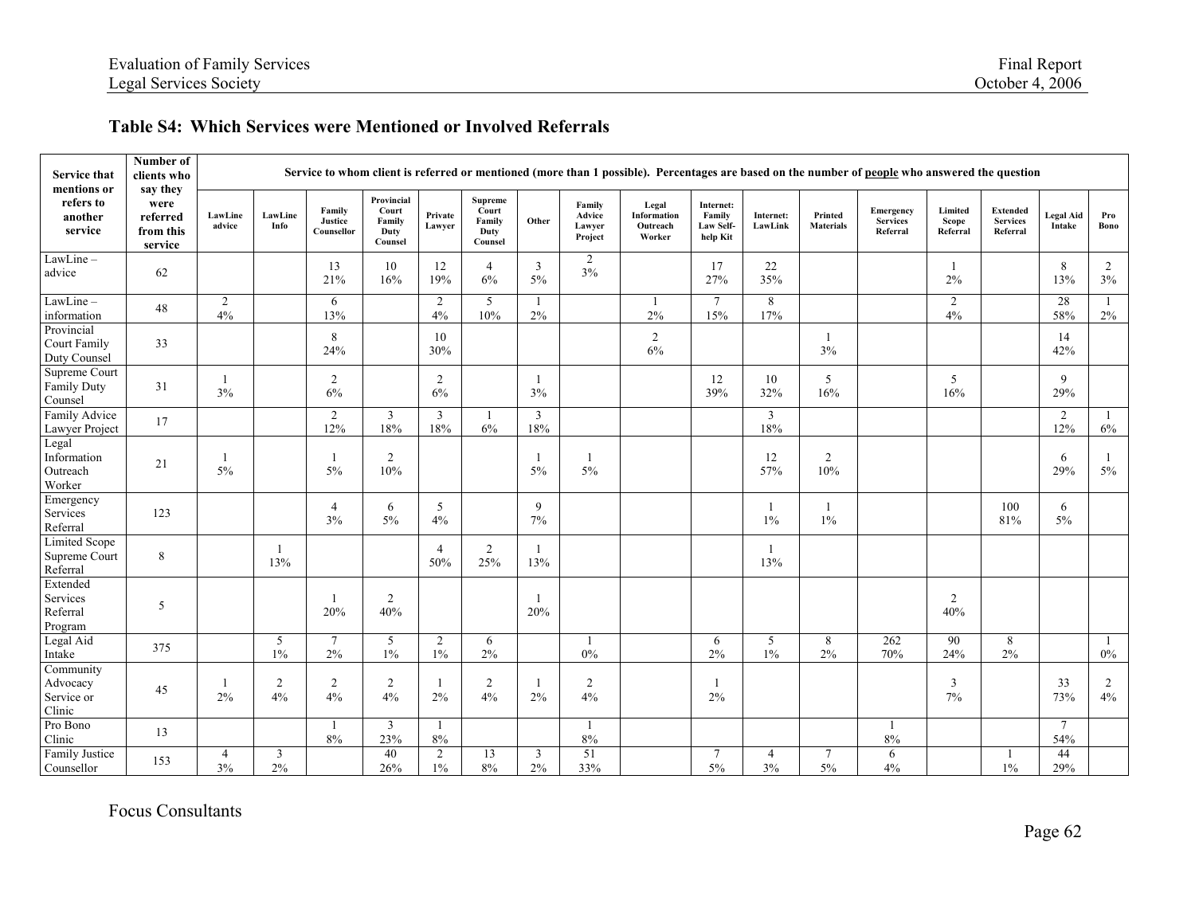## Table S4: Which Services were Mentioned or Involved Referrals

| Service that mentions or refers to another service | Number of clients who say they were referred from this service | Service to whom client is referred or mentioned (more than 1 possible). Percentages are based on the number of people who answered the question | | | | | | | | | | | | | | | | |
|---|---|---|---|---|---|---|---|---|---|---|---|---|---|---|---|---|---|---|
| | | **LawLine advice** | **LawLine Info** | **Family Justice Counsellor** | **Provincial Court Family Duty Counsel** | **Private Lawyer** | **Supreme Court Family Duty Counsel** | **Other** | **Family Advice Lawyer Project** | **Legal Information Outreach Worker** | **Internet: Family Law Self-help Kit** | **Internet: LawLink** | **Printed Materials** | **Emergency Services Referral** | **Limited Scope Referral** | **Extended Services Referral** | **Legal Aid Intake** | **Pro Bono** |
| LawLine – advice | 62 | | | 13 21% | 10 16% | 12 19% | 4 6% | 3 5% | 2 3% | | 17 27% | 22 35% | | | 1 2% | | 8 13% | 2 3% |
| LawLine – information | 48 | 2 4% | | 6 13% | | 2 4% | 5 10% | 1 2% | | 1 2% | 7 15% | 8 17% | | | 2 4% | | 28 58% | 1 2% |
| Provincial Court Family Duty Counsel | 33 | | | 8 24% | | 10 30% | | | | 2 6% | | | 1 3% | | | | 14 42% | |
| Supreme Court Family Duty Counsel | 31 | 1 3% | | 2 6% | | 2 6% | | 1 3% | | | 12 39% | 10 32% | 5 16% | | 5 16% | | 9 29% | |
| Family Advice Lawyer Project | 17 | | | 2 12% | 3 18% | 3 18% | 1 6% | 3 18% | | | | 3 18% | | | | | 2 12% | 1 6% |
| Legal Information Outreach Worker | 21 | 1 5% | | 1 5% | 2 10% | | | 1 5% | 1 5% | | | 12 57% | 2 10% | | | | 6 29% | 1 5% |
| Emergency Services Referral | 123 | | | 4 3% | 6 5% | 5 4% | | 9 7% | | | | 1 1% | 1 1% | | | 100 81% | 6 5% | |
| Limited Scope Supreme Court Referral | 8 | | 1 13% | | | 4 50% | 2 25% | 1 13% | | | | 1 13% | | | | | | |
| Extended Services Referral Program | 5 | | | 1 20% | 2 40% | | | 1 20% | | | | | | | 2 40% | | | |
| Legal Aid Intake | 375 | | 5 1% | 7 2% | 5 1% | 2 1% | 6 2% | | 1 0% | | 6 2% | 5 1% | 8 2% | 262 70% | 90 24% | 8 2% | | 1 0% |
| Community Advocacy Service or Clinic | 45 | 1 2% | 2 4% | 2 4% | 2 4% | 1 2% | 2 4% | 1 2% | 2 4% | | 1 2% | | | | 3 7% | | 33 73% | 2 4% |
| Pro Bono Clinic | 13 | | | 1 8% | 3 23% | 1 8% | | | 1 8% | | | | | 1 8% | | | 7 54% | |
| Family Justice Counsellor | 153 | 4 3% | 3 2% | | 40 26% | 2 1% | 13 8% | 3 2% | 51 33% | | 7 5% | 4 3% | 7 5% | 6 4% | | 1 1% | 44 29% | |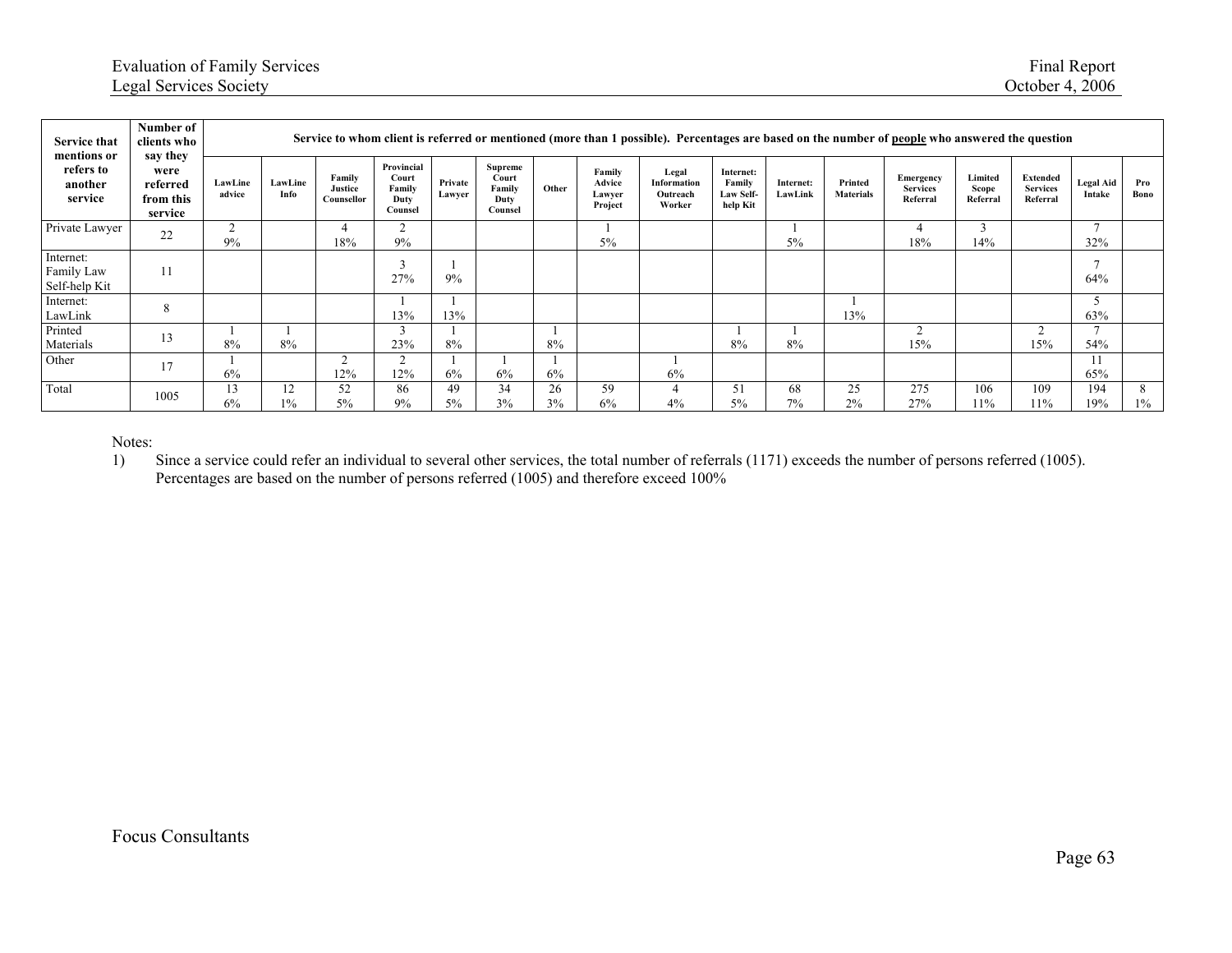| Service that mentions or refers to another service | Number of clients who say they were referred from this service | Service to whom client is referred or mentioned (more than 1 possible). Percentages are based on the number of people who answered the question | | | | | | | | | | | | | | | | | |
|---|---|---|---|---|---|---|---|---|---|---|---|---|---|---|---|---|---|---|---|
| | | LawLine advice | LawLine Info | Family Justice Counsellor | Provincial Court Family Duty Counsel | Private Lawyer | Supreme Court Family Duty Counsel | Other | Family Advice Lawyer Project | Legal Information Outreach Worker | Internet: Family Law Self-help Kit | Internet: LawLink | Printed Materials | Emergency Services Referral | Limited Scope Referral | Extended Services Referral | Legal Aid Intake | Pro Bono |
| Private Lawyer | 22 | 2<br>9% | | 4<br>18% | 2<br>9% | | | | 1<br>5% | | | 1<br>5% | | 4<br>18% | 3<br>14% | | 7<br>32% | |
| Internet: Family Law Self-help Kit | 11 | | | | 3<br>27% | 1<br>9% | | | | | | | | | | | 7<br>64% | |
| Internet: LawLink | 8 | | | | 1<br>13% | 1<br>13% | | | | | | | 1<br>13% | | | | 5<br>63% | |
| Printed Materials | 13 | 1<br>8% | 1<br>8% | | 3<br>23% | 1<br>8% | | 1<br>8% | | | 1<br>8% | 1<br>8% | | 2<br>15% | | 2<br>15% | 7<br>54% | |
| Other | 17 | 1<br>6% | | 2<br>12% | 2<br>12% | 1<br>6% | 1<br>6% | 1<br>6% | | 1<br>6% | | | | | | | 11<br>65% | |
| Total | 1005 | 13<br>6% | 12<br>1% | 52<br>5% | 86<br>9% | 49<br>5% | 34<br>3% | 26<br>3% | 59<br>6% | 4<br>4% | 51<br>5% | 68<br>7% | 25<br>2% | 275<br>27% | 106<br>11% | 109<br>11% | 194<br>19% | 8<br>1% |

Notes:

1) Since a service could refer an individual to several other services, the total number of referrals (1171) exceeds the number of persons referred (1005). Percentages are based on the number of persons referred (1005) and therefore exceed 100%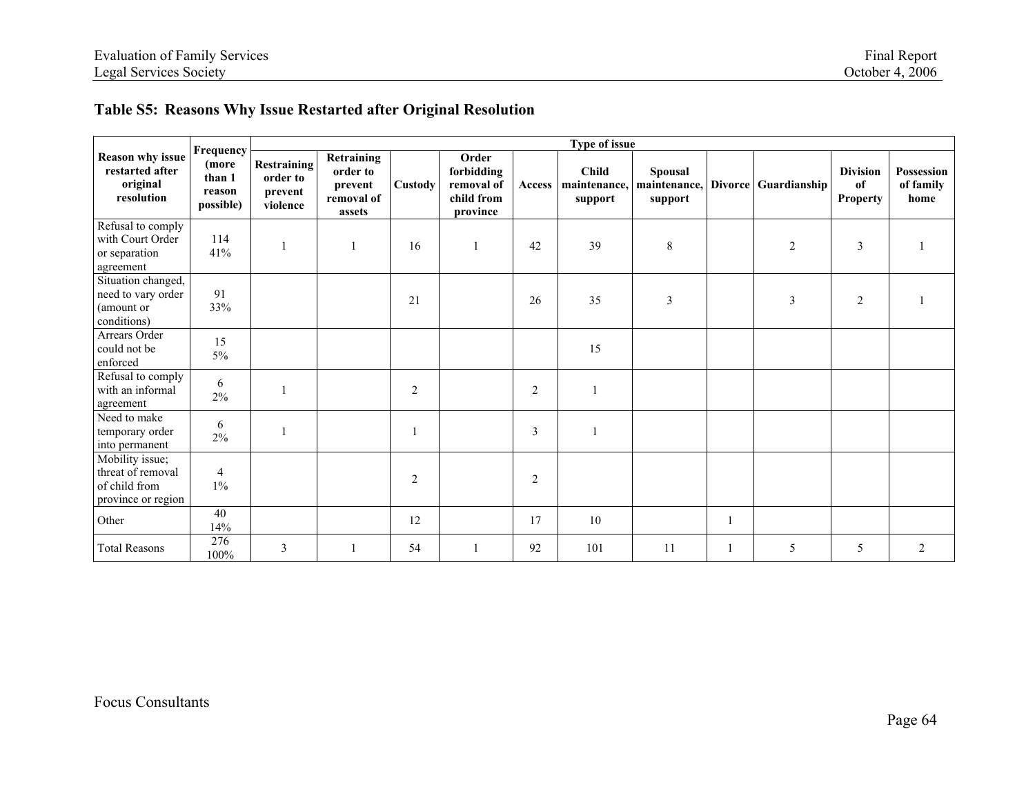### Table S5: Reasons Why Issue Restarted after Original Resolution

| Reason why issue restarted after original resolution | Frequency (more than 1 reason possible) | Type of issue | | | | | | | | | | |
|---|---|---|---|---|---|---|---|---|---|---|---|---|
| | | Restraining order to prevent violence | Retraining order to prevent removal of assets | Custody | Order forbidding removal of child from province | Access | Child maintenance, support | Spousal maintenance, support | Divorce | Guardianship | Division of Property | Possession of family home |
| Refusal to comply with Court Order or separation agreement | 114 41% | 1 | 1 | 16 | 1 | 42 | 39 | 8 | | 2 | 3 | 1 |
| Situation changed, need to vary order (amount or conditions) | 91 33% | | | 21 | | 26 | 35 | 3 | | 3 | 2 | 1 |
| Arrears Order could not be enforced | 15 5% | | | | | | 15 | | | | | |
| Refusal to comply with an informal agreement | 6 2% | 1 | | 2 | | 2 | 1 | | | | | |
| Need to make temporary order into permanent | 6 2% | 1 | | 1 | | 3 | 1 | | | | | |
| Mobility issue; threat of removal of child from province or region | 4 1% | | | 2 | | 2 | | | | | | |
| Other | 40 14% | | | 12 | | 17 | 10 | | 1 | | | |
| Total Reasons | 276 100% | 3 | 1 | 54 | 1 | 92 | 101 | 11 | 1 | 5 | 5 | 2 |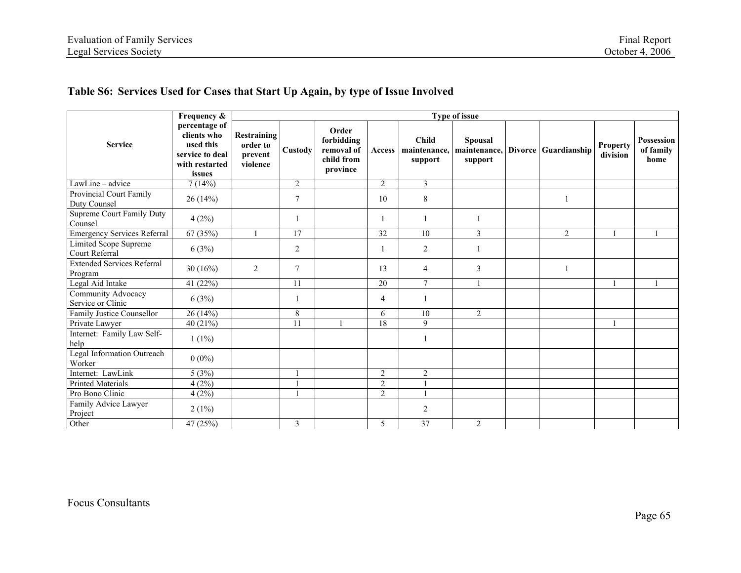## Table S6: Services Used for Cases that Start Up Again, by type of Issue Involved

| Service | Frequency & percentage of clients who used this service to deal with restarted issues | Type of issue | | | | | | | | | |
|---|---|---|---|---|---|---|---|---|---|---|---|
| | | Restraining order to prevent violence | Custody | Order forbidding removal of child from province | Access | Child maintenance, support | Spousal maintenance, support | Divorce | Guardianship | Property division | Possession of family home |
| LawLine – advice | 7 (14%) | | 2 | | 2 | 3 | | | | | |
| Provincial Court Family Duty Counsel | 26 (14%) | | 7 | | 10 | 8 | | | 1 | | |
| Supreme Court Family Duty Counsel | 4 (2%) | | 1 | | 1 | 1 | 1 | | | | |
| Emergency Services Referral | 67 (35%) | 1 | 17 | | 32 | 10 | 3 | | 2 | 1 | 1 |
| Limited Scope Supreme Court Referral | 6 (3%) | | 2 | | 1 | 2 | 1 | | | | |
| Extended Services Referral Program | 30 (16%) | 2 | 7 | | 13 | 4 | 3 | | 1 | | |
| Legal Aid Intake | 41 (22%) | | 11 | | 20 | 7 | 1 | | | 1 | 1 |
| Community Advocacy Service or Clinic | 6 (3%) | | 1 | | 4 | 1 | | | | | |
| Family Justice Counsellor | 26 (14%) | | 8 | | 6 | 10 | 2 | | | | |
| Private Lawyer | 40 (21%) | | 11 | 1 | 18 | 9 | | | | 1 | |
| Internet: Family Law Self-help | 1 (1%) | | | | | 1 | | | | | |
| Legal Information Outreach Worker | 0 (0%) | | | | | | | | | | |
| Internet: LawLink | 5 (3%) | | 1 | | 2 | 2 | | | | | |
| Printed Materials | 4 (2%) | | 1 | | 2 | 1 | | | | | |
| Pro Bono Clinic | 4 (2%) | | 1 | | 2 | 1 | | | | | |
| Family Advice Lawyer Project | 2 (1%) | | | | | 2 | | | | | |
| Other | 47 (25%) | | 3 | | 5 | 37 | 2 | | | | |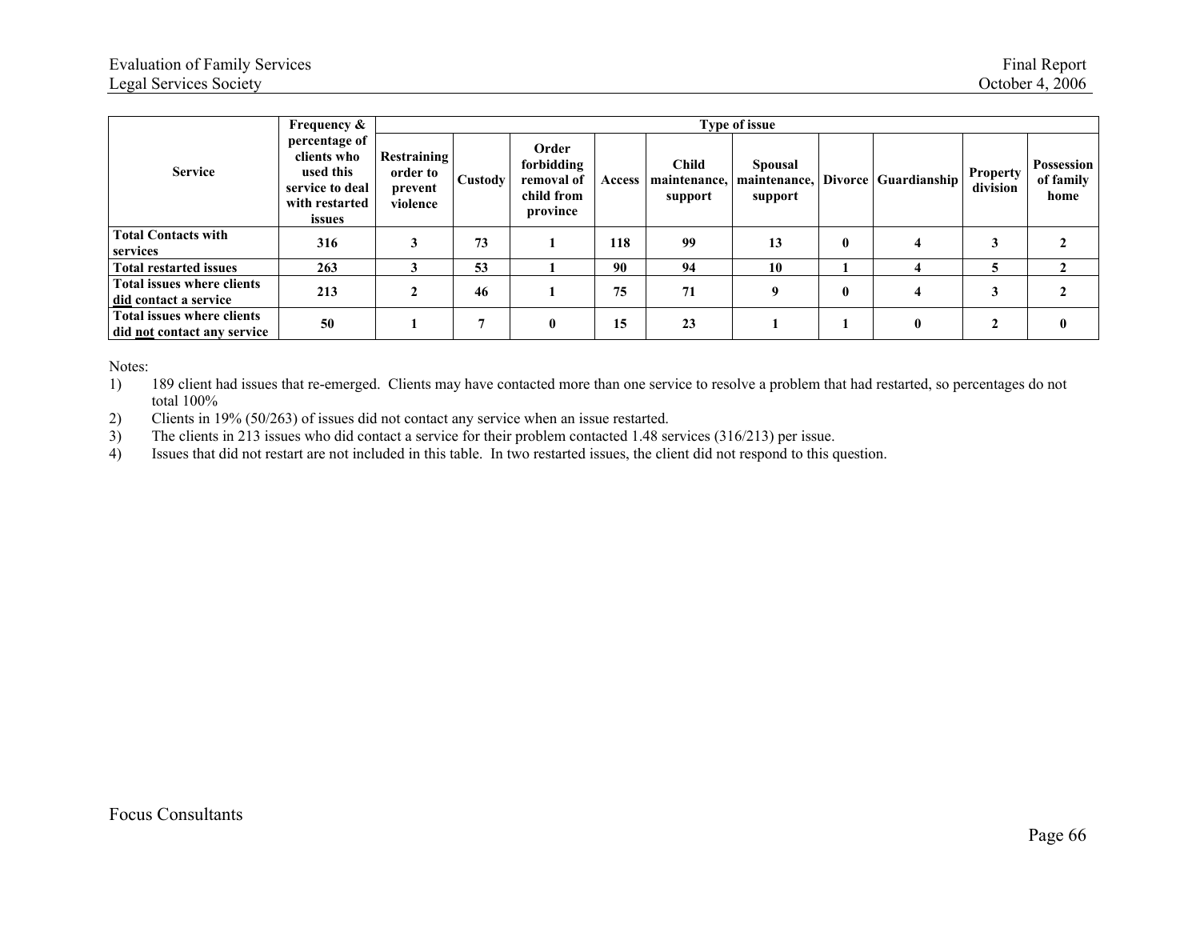| Service | Frequency & percentage of clients who used this service to deal with restarted issues | Type of issue | | | | | | | | | |
|---|---|---|---|---|---|---|---|---|---|---|---|
| | | Restraining order to prevent violence | Custody | Order forbidding removal of child from province | Access | Child maintenance, support | Spousal maintenance, support | Divorce | Guardianship | Property division | Possession of family home |
| **Total Contacts with services** | **316** | **3** | **73** | **1** | **118** | **99** | **13** | **0** | **4** | **3** | **2** |
| **Total restarted issues** | **263** | **3** | **53** | **1** | **90** | **94** | **10** | **1** | **4** | **5** | **2** |
| **Total issues where clients did contact a service** | **213** | **2** | **46** | **1** | **75** | **71** | **9** | **0** | **4** | **3** | **2** |
| **Total issues where clients did not contact any service** | **50** | **1** | **7** | **0** | **15** | **23** | **1** | **1** | **0** | **2** | **0** |

Notes:

1) 189 client had issues that re-emerged. Clients may have contacted more than one service to resolve a problem that had restarted, so percentages do not total 100%
2) Clients in 19% (50/263) of issues did not contact any service when an issue restarted.
3) The clients in 213 issues who did contact a service for their problem contacted 1.48 services (316/213) per issue.
4) Issues that did not restart are not included in this table. In two restarted issues, the client did not respond to this question.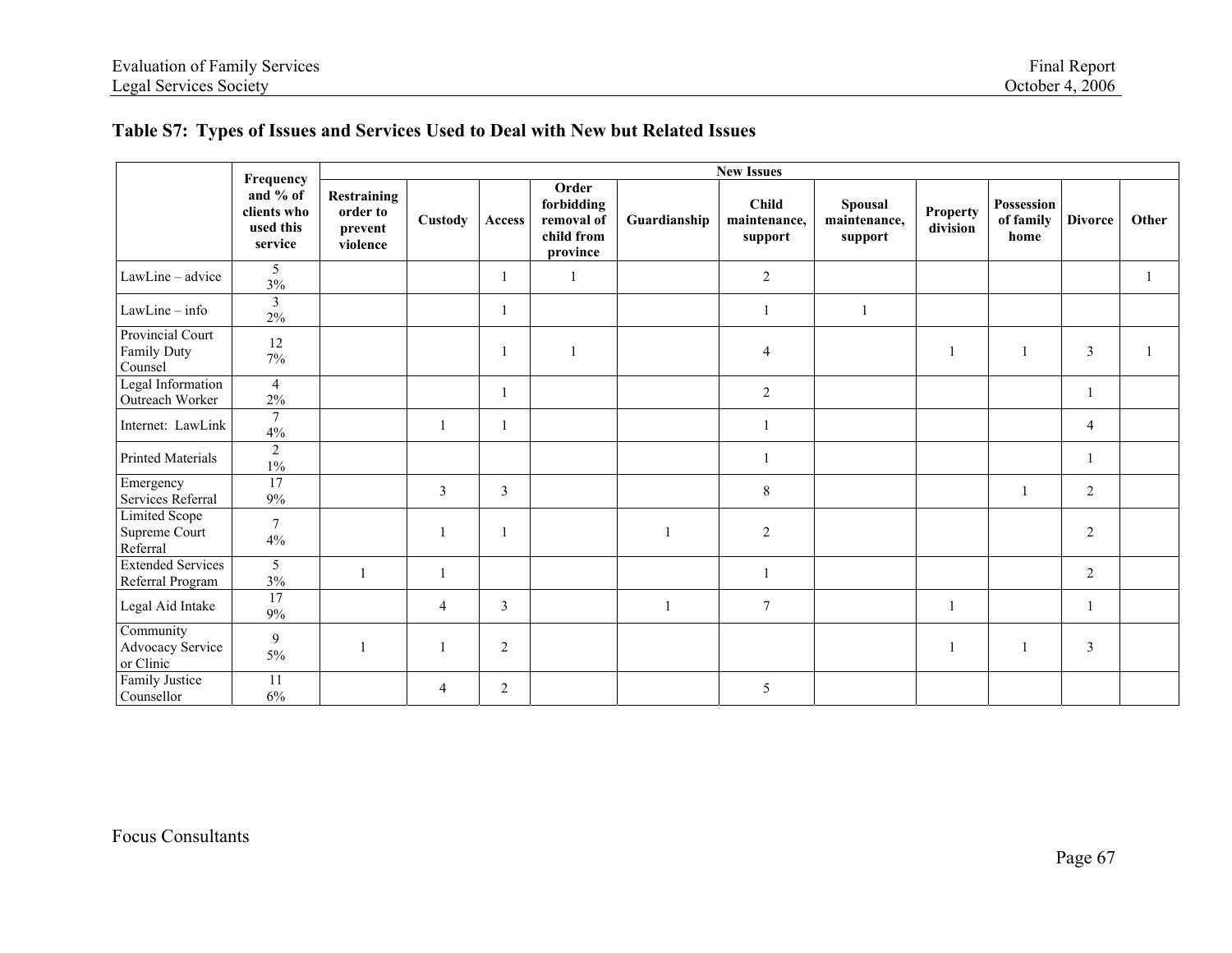## Table S7: Types of Issues and Services Used to Deal with New but Related Issues

| | Frequency and % of clients who used this service | New Issues | | | | | | | | | | |
|---|---|---|---|---|---|---|---|---|---|---|---|---|
| | | Restraining order to prevent violence | Custody | Access | Order forbidding removal of child from province | Guardianship | Child maintenance, support | Spousal maintenance, support | Property division | Possession of family home | Divorce | Other |
| LawLine – advice | 5<br>3% | | | 1 | 1 | | 2 | | | | | 1 |
| LawLine – info | 3<br>2% | | | 1 | | | 1 | 1 | | | | |
| Provincial Court Family Duty Counsel | 12<br>7% | | | 1 | 1 | | 4 | | 1 | 1 | 3 | 1 |
| Legal Information Outreach Worker | 4<br>2% | | | 1 | | | 2 | | | | 1 | |
| Internet: LawLink | 7<br>4% | | 1 | 1 | | | 1 | | | | 4 | |
| Printed Materials | 2<br>1% | | | | | | 1 | | | | 1 | |
| Emergency Services Referral | 17<br>9% | | 3 | 3 | | | 8 | | | 1 | 2 | |
| Limited Scope Supreme Court Referral | 7<br>4% | | 1 | 1 | | 1 | 2 | | | | 2 | |
| Extended Services Referral Program | 5<br>3% | 1 | 1 | | | | 1 | | | | 2 | |
| Legal Aid Intake | 17<br>9% | | 4 | 3 | | 1 | 7 | | 1 | | 1 | |
| Community Advocacy Service or Clinic | 9<br>5% | 1 | 1 | 2 | | | | | 1 | 1 | 3 | |
| Family Justice Counsellor | 11<br>6% | | 4 | 2 | | | 5 | | | | | |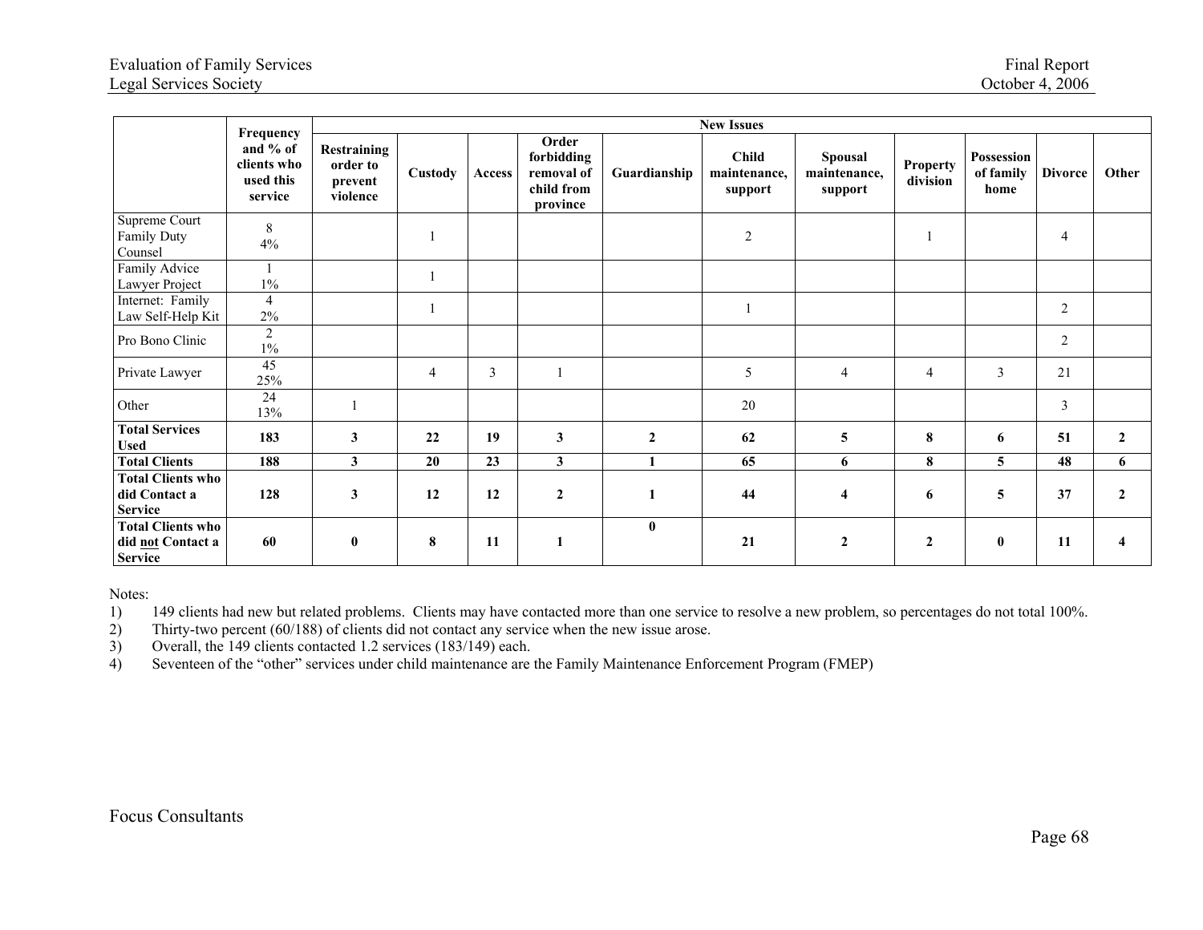| | Frequency and % of clients who used this service | New Issues | | | | | | | | | | |
|---|---|---|---|---|---|---|---|---|---|---|---|---|
| | | Restraining order to prevent violence | Custody | Access | Order forbidding removal of child from province | Guardianship | Child maintenance, support | Spousal maintenance, support | Property division | Possession of family home | Divorce | Other |
| Supreme Court Family Duty Counsel | 8<br>4% | | 1 | | | | 2 | | 1 | | 4 | |
| Family Advice Lawyer Project | 1<br>1% | | 1 | | | | | | | | | |
| Internet: Family Law Self-Help Kit | 4<br>2% | | 1 | | | | 1 | | | | 2 | |
| Pro Bono Clinic | 2<br>1% | | | | | | | | | | 2 | |
| Private Lawyer | 45<br>25% | | 4 | 3 | 1 | | 5 | 4 | 4 | 3 | 21 | |
| Other | 24<br>13% | 1 | | | | | 20 | | | | 3 | |
| **Total Services Used** | **183** | **3** | **22** | **19** | **3** | **2** | **62** | **5** | **8** | **6** | **51** | **2** |
| **Total Clients** | **188** | **3** | **20** | **23** | **3** | **1** | **65** | **6** | **8** | **5** | **48** | **6** |
| **Total Clients who did Contact a Service** | **128** | **3** | **12** | **12** | **2** | **1** | **44** | **4** | **6** | **5** | **37** | **2** |
| **Total Clients who did not Contact a Service** | **60** | **0** | **8** | **11** | **1** | **0** | **21** | **2** | **2** | **0** | **11** | **4** |

Notes:

1) 149 clients had new but related problems. Clients may have contacted more than one service to resolve a new problem, so percentages do not total 100%.
2) Thirty-two percent (60/188) of clients did not contact any service when the new issue arose.
3) Overall, the 149 clients contacted 1.2 services (183/149) each.
4) Seventeen of the "other" services under child maintenance are the Family Maintenance Enforcement Program (FMEP)